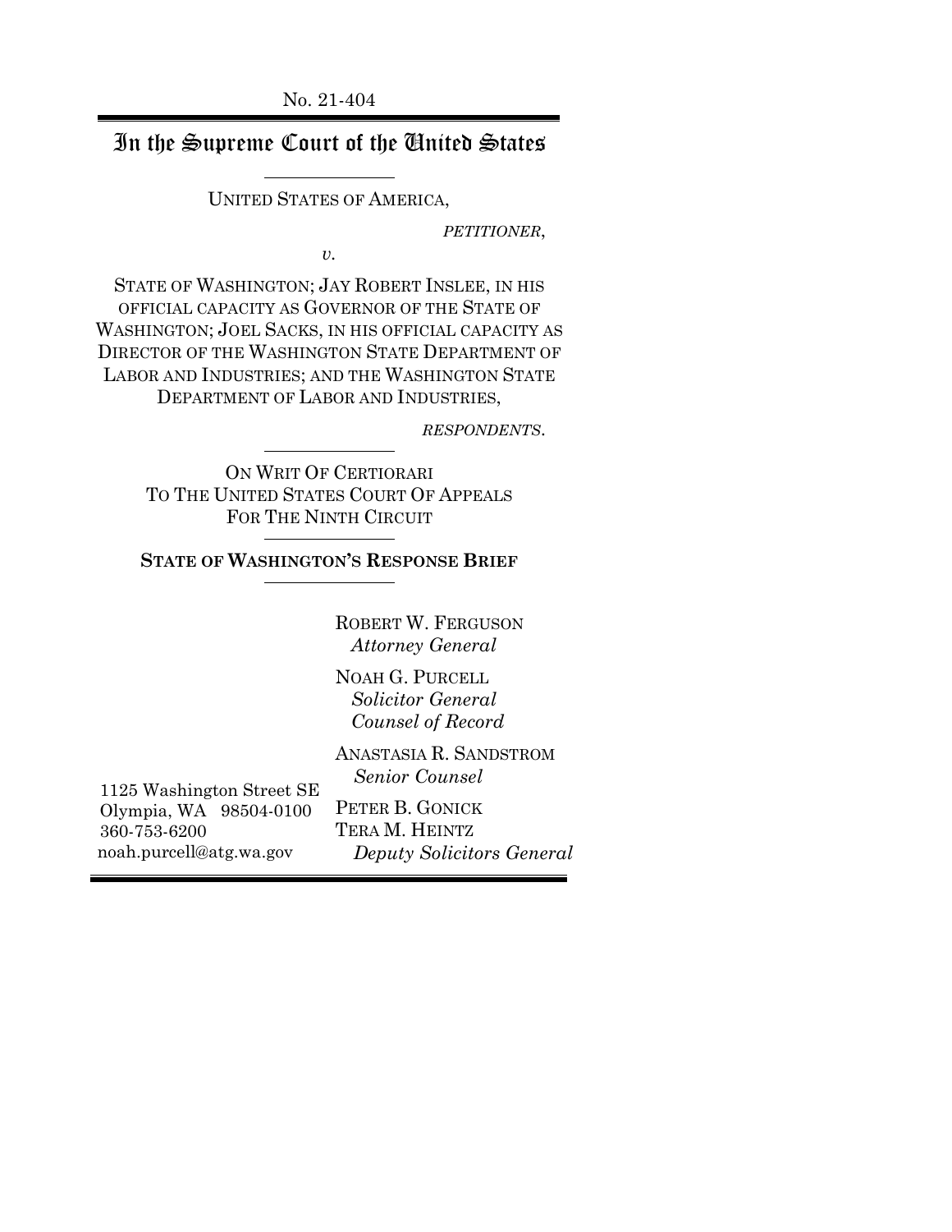No. 21-404

# In the Supreme Court of the United States

UNITED STATES OF AMERICA,

*PETITIONER*,

*v.*

STATE OF WASHINGTON; JAY ROBERT INSLEE, IN HIS OFFICIAL CAPACITY AS GOVERNOR OF THE STATE OF WASHINGTON; JOEL SACKS, IN HIS OFFICIAL CAPACITY AS DIRECTOR OF THE WASHINGTON STATE DEPARTMENT OF LABOR AND INDUSTRIES; AND THE WASHINGTON STATE DEPARTMENT OF LABOR AND INDUSTRIES,

*RESPONDENTS*.

ON WRIT OF CERTIORARI
TO THE UNITED STATES COURT OF APPEALS
FOR THE NINTH CIRCUIT

**STATE OF WASHINGTON'S RESPONSE BRIEF**

ROBERT W. FERGUSON
*Attorney General*

NOAH G. PURCELL
*Solicitor General*
*Counsel of Record*

ANASTASIA R. SANDSTROM
*Senior Counsel*

PETER B. GONICK
TERA M. HEINTZ
*Deputy Solicitors General*

1125 Washington Street SE
Olympia, WA 98504-0100
360-753-6200
noah.purcell@atg.wa.gov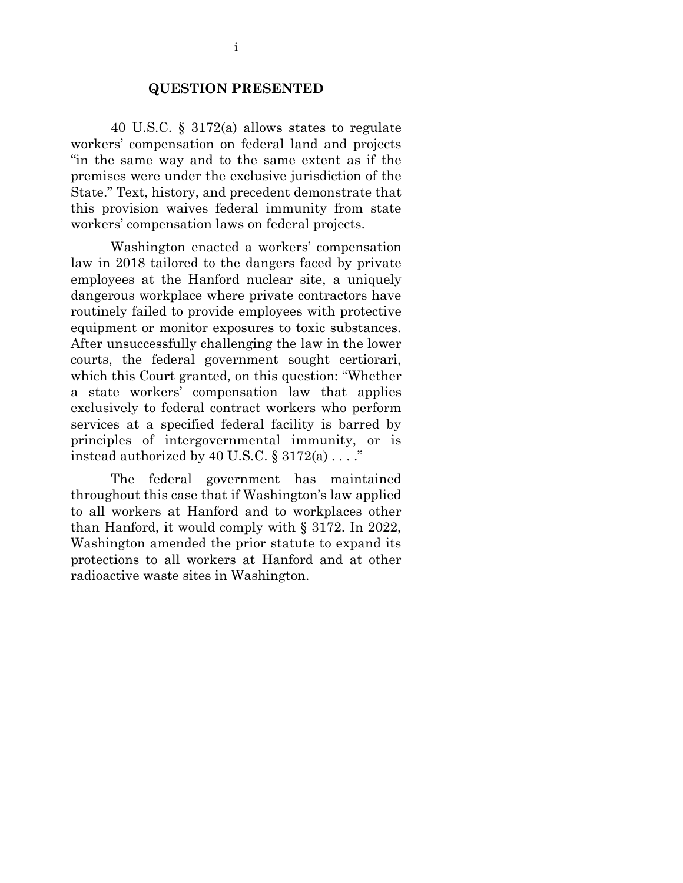## QUESTION PRESENTED

40 U.S.C. § 3172(a) allows states to regulate workers' compensation on federal land and projects "in the same way and to the same extent as if the premises were under the exclusive jurisdiction of the State." Text, history, and precedent demonstrate that this provision waives federal immunity from state workers' compensation laws on federal projects.

Washington enacted a workers' compensation law in 2018 tailored to the dangers faced by private employees at the Hanford nuclear site, a uniquely dangerous workplace where private contractors have routinely failed to provide employees with protective equipment or monitor exposures to toxic substances. After unsuccessfully challenging the law in the lower courts, the federal government sought certiorari, which this Court granted, on this question: "Whether a state workers' compensation law that applies exclusively to federal contract workers who perform services at a specified federal facility is barred by principles of intergovernmental immunity, or is instead authorized by 40 U.S.C. § 3172(a) . . . ."

The federal government has maintained throughout this case that if Washington's law applied to all workers at Hanford and to workplaces other than Hanford, it would comply with § 3172. In 2022, Washington amended the prior statute to expand its protections to all workers at Hanford and at other radioactive waste sites in Washington.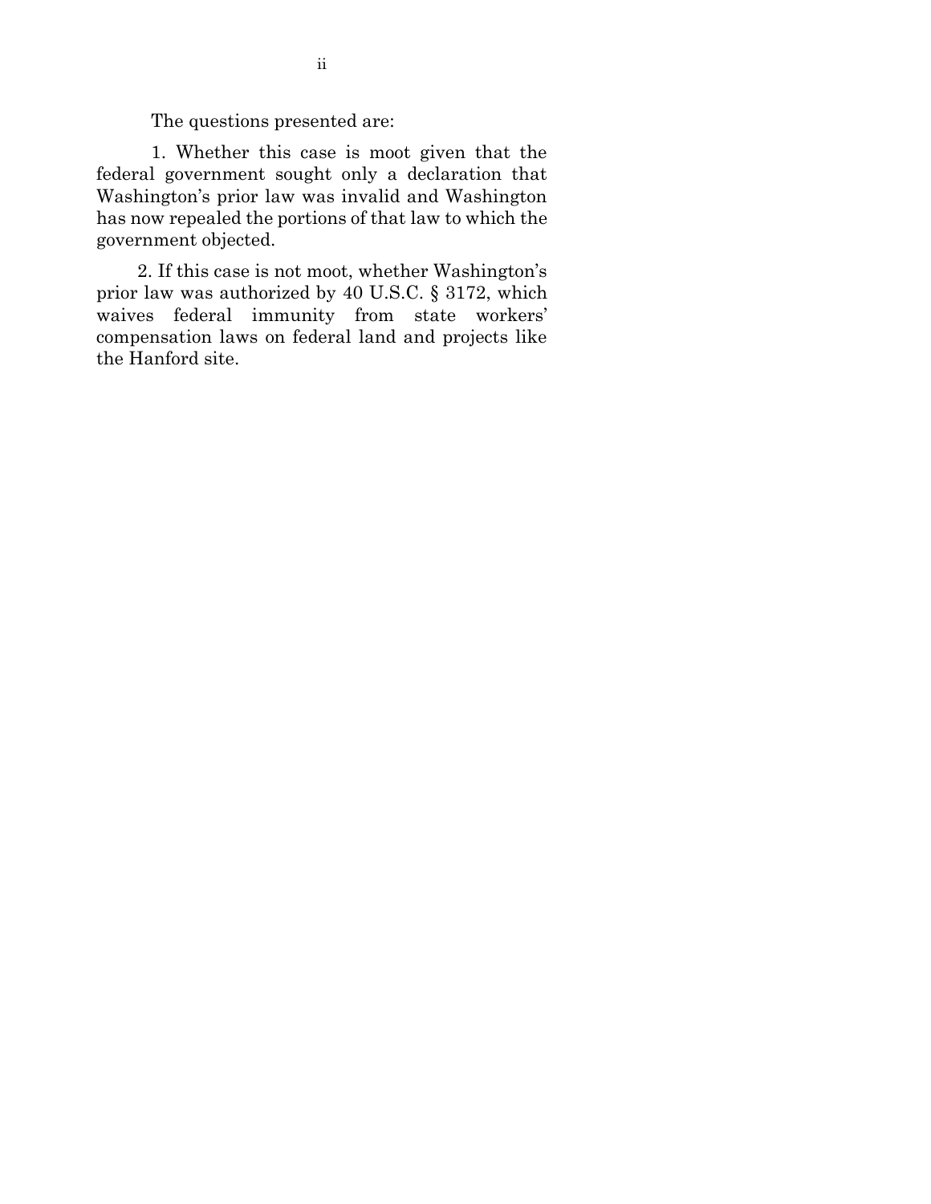The questions presented are:

1. Whether this case is moot given that the federal government sought only a declaration that Washington's prior law was invalid and Washington has now repealed the portions of that law to which the government objected.

2. If this case is not moot, whether Washington's prior law was authorized by 40 U.S.C. § 3172, which waives federal immunity from state workers' compensation laws on federal land and projects like the Hanford site.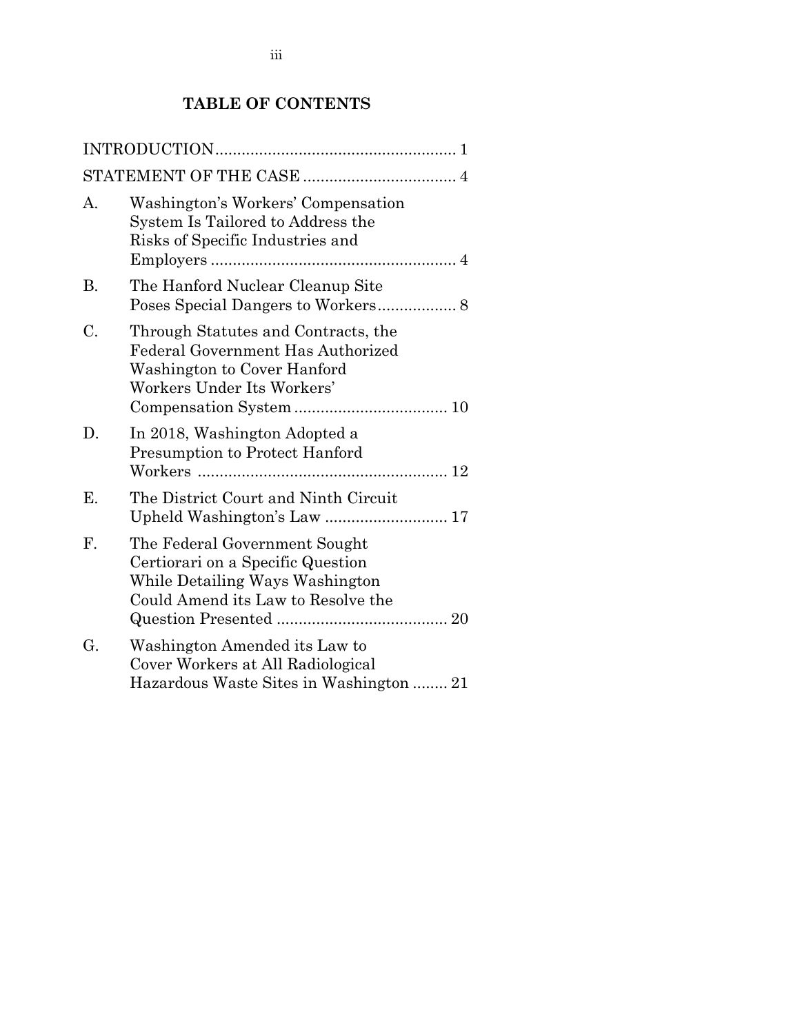## TABLE OF CONTENTS

| | | |
|---|---|---|
| INTRODUCTION | | 1 |
| STATEMENT OF THE CASE | | 4 |
| A. | Washington's Workers' Compensation System Is Tailored to Address the Risks of Specific Industries and Employers | 4 |
| B. | The Hanford Nuclear Cleanup Site Poses Special Dangers to Workers | 8 |
| C. | Through Statutes and Contracts, the Federal Government Has Authorized Washington to Cover Hanford Workers Under Its Workers' Compensation System | 10 |
| D. | In 2018, Washington Adopted a Presumption to Protect Hanford Workers | 12 |
| E. | The District Court and Ninth Circuit Upheld Washington's Law | 17 |
| F. | The Federal Government Sought Certiorari on a Specific Question While Detailing Ways Washington Could Amend its Law to Resolve the Question Presented | 20 |
| G. | Washington Amended its Law to Cover Workers at All Radiological Hazardous Waste Sites in Washington | 21 |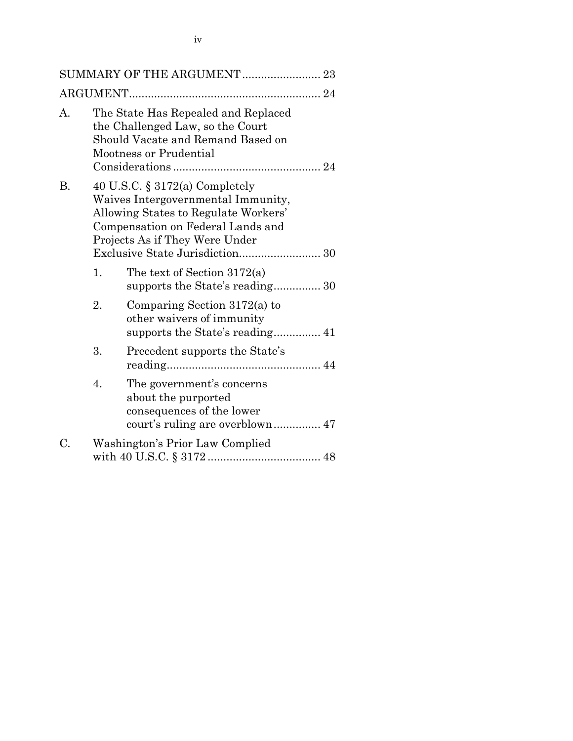SUMMARY OF THE ARGUMENT ......................... 23

ARGUMENT ............................................................ 24

A. The State Has Repealed and Replaced the Challenged Law, so the Court Should Vacate and Remand Based on Mootness or Prudential Considerations ............................................... 24

B. 40 U.S.C. § 3172(a) Completely Waives Intergovernmental Immunity, Allowing States to Regulate Workers' Compensation on Federal Lands and Projects As if They Were Under Exclusive State Jurisdiction .......................... 30

   1. The text of Section 3172(a) supports the State's reading ............... 30

   2. Comparing Section 3172(a) to other waivers of immunity supports the State's reading ............... 41

   3. Precedent supports the State's reading ................................................. 44

   4. The government's concerns about the purported consequences of the lower court's ruling are overblown ............... 47

C. Washington's Prior Law Complied with 40 U.S.C. § 3172 .................................... 48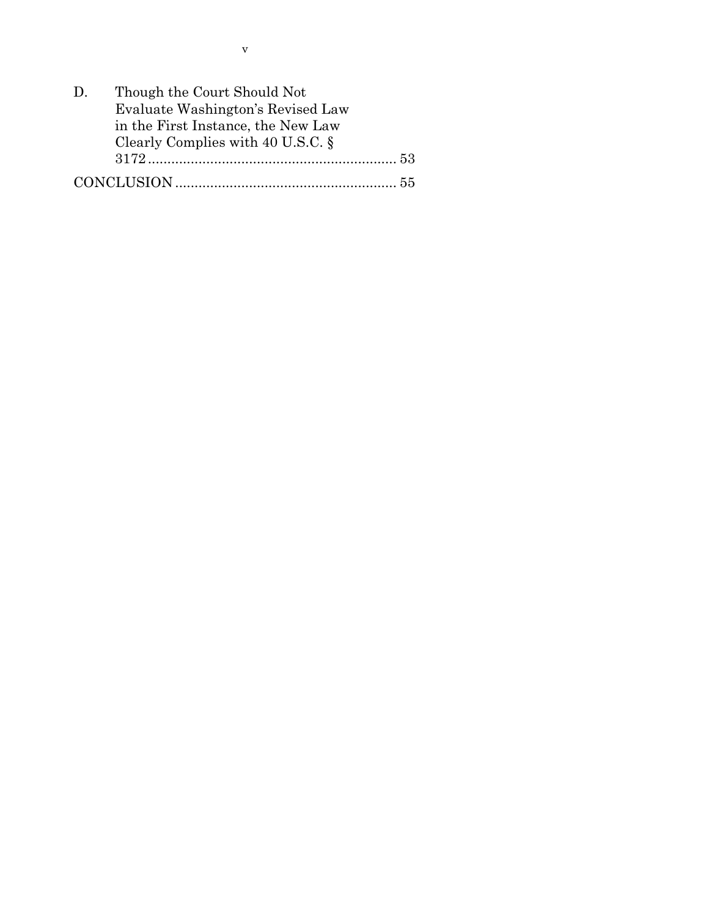D. Though the Court Should Not Evaluate Washington's Revised Law in the First Instance, the New Law Clearly Complies with 40 U.S.C. § 3172 ........................................................ 53

CONCLUSION ........................................................ 55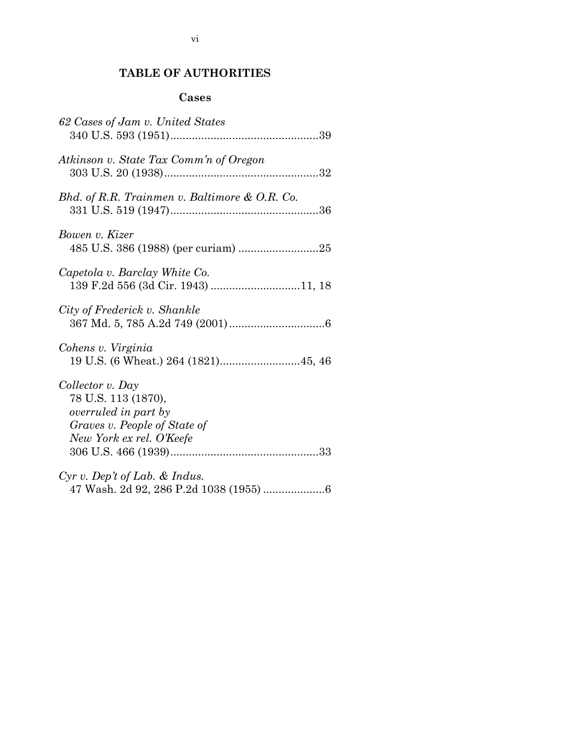## TABLE OF AUTHORITIES

### Cases

*62 Cases of Jam v. United States*
340 U.S. 593 (1951)................................................39

*Atkinson v. State Tax Comm'n of Oregon*
303 U.S. 20 (1938)..................................................32

*Bhd. of R.R. Trainmen v. Baltimore & O.R. Co.*
331 U.S. 519 (1947)................................................36

*Bowen v. Kizer*
485 U.S. 386 (1988) (per curiam) ..........................25

*Capetola v. Barclay White Co.*
139 F.2d 556 (3d Cir. 1943) ............................11, 18

*City of Frederick v. Shankle*
367 Md. 5, 785 A.2d 749 (2001)...............................6

*Cohens v. Virginia*
19 U.S. (6 Wheat.) 264 (1821)..........................45, 46

*Collector v. Day*
78 U.S. 113 (1870),
*overruled in part by*
*Graves v. People of State of*
*New York ex rel. O'Keefe*
306 U.S. 466 (1939)................................................33

*Cyr v. Dep't of Lab. & Indus.*
47 Wash. 2d 92, 286 P.2d 1038 (1955) ....................6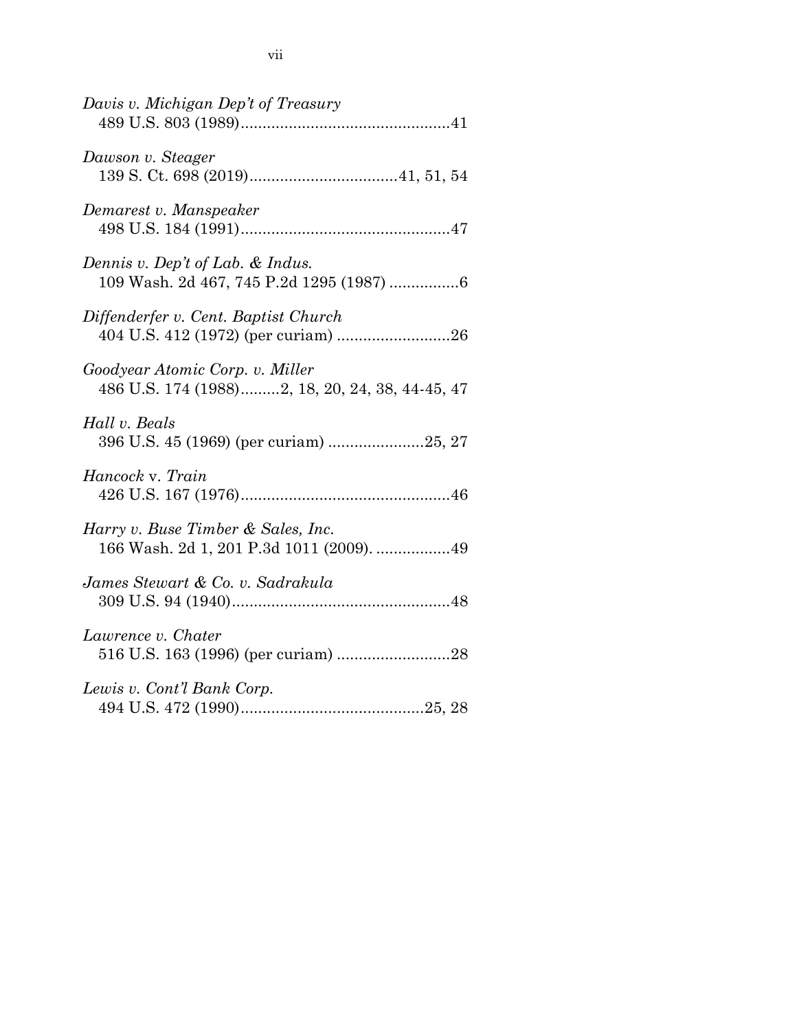*Davis v. Michigan Dep't of Treasury*
489 U.S. 803 (1989)................................................41

*Dawson v. Steager*
139 S. Ct. 698 (2019)..................................41, 51, 54

*Demarest v. Manspeaker*
498 U.S. 184 (1991)................................................47

*Dennis v. Dep't of Lab. & Indus.*
109 Wash. 2d 467, 745 P.2d 1295 (1987) ................6

*Diffenderfer v. Cent. Baptist Church*
404 U.S. 412 (1972) (per curiam) ..........................26

*Goodyear Atomic Corp. v. Miller*
486 U.S. 174 (1988).........2, 18, 20, 24, 38, 44-45, 47

*Hall v. Beals*
396 U.S. 45 (1969) (per curiam) ......................25, 27

*Hancock* v. *Train*
426 U.S. 167 (1976)................................................46

*Harry v. Buse Timber & Sales, Inc.*
166 Wash. 2d 1, 201 P.3d 1011 (2009). .................49

*James Stewart & Co. v. Sadrakula*
309 U.S. 94 (1940)..................................................48

*Lawrence v. Chater*
516 U.S. 163 (1996) (per curiam) ..........................28

*Lewis v. Cont'l Bank Corp.*
494 U.S. 472 (1990)..........................................25, 28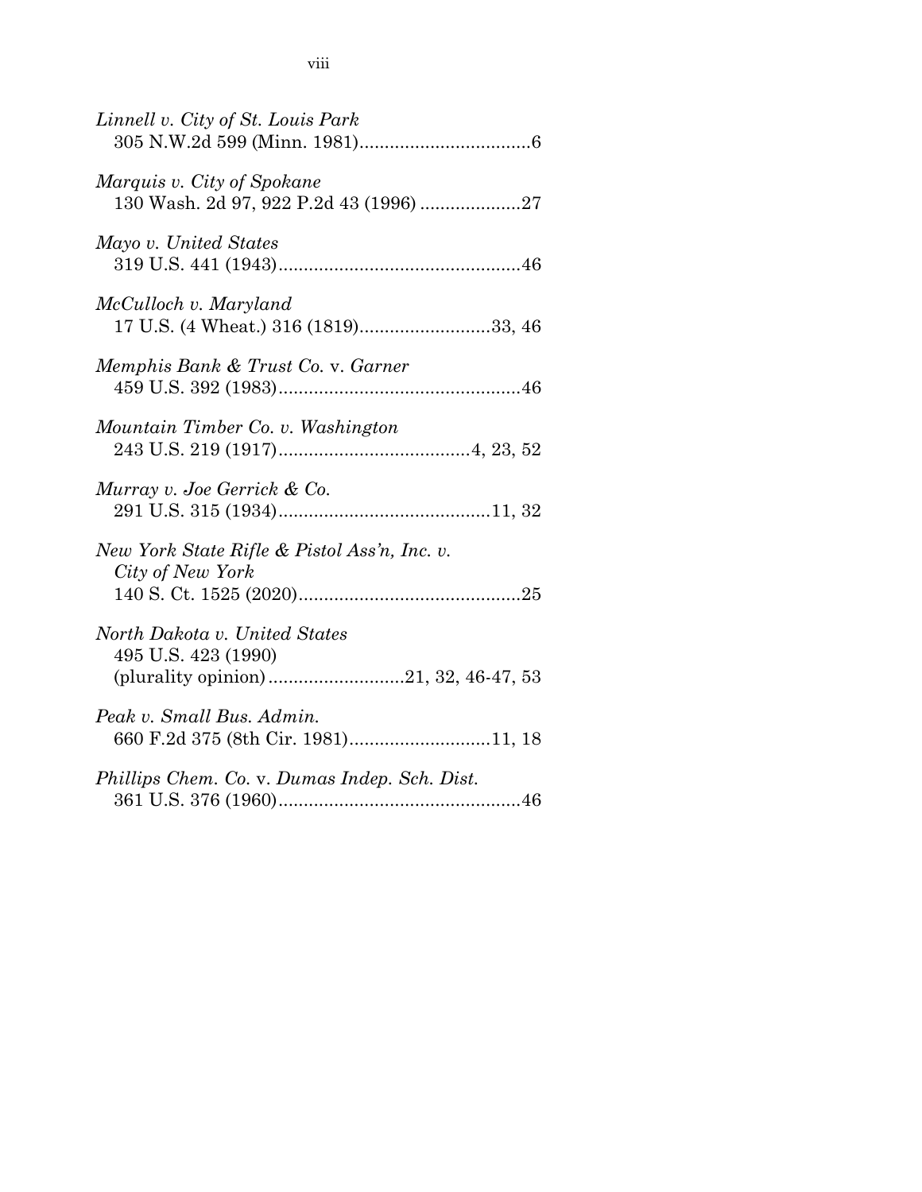*Linnell v. City of St. Louis Park*
305 N.W.2d 599 (Minn. 1981)..................................6

*Marquis v. City of Spokane*
130 Wash. 2d 97, 922 P.2d 43 (1996) ....................27

*Mayo v. United States*
319 U.S. 441 (1943)................................................46

*McCulloch v. Maryland*
17 U.S. (4 Wheat.) 316 (1819)..........................33, 46

*Memphis Bank & Trust Co.* v. *Garner*
459 U.S. 392 (1983)................................................46

*Mountain Timber Co. v. Washington*
243 U.S. 219 (1917)......................................4, 23, 52

*Murray v. Joe Gerrick & Co.*
291 U.S. 315 (1934)..........................................11, 32

*New York State Rifle & Pistol Ass'n, Inc. v. City of New York*
140 S. Ct. 1525 (2020)............................................25

*North Dakota v. United States*
495 U.S. 423 (1990)
(plurality opinion)..........................21, 32, 46-47, 53

*Peak v. Small Bus. Admin.*
660 F.2d 375 (8th Cir. 1981)............................11, 18

*Phillips Chem. Co.* v. *Dumas Indep. Sch. Dist.*
361 U.S. 376 (1960)................................................46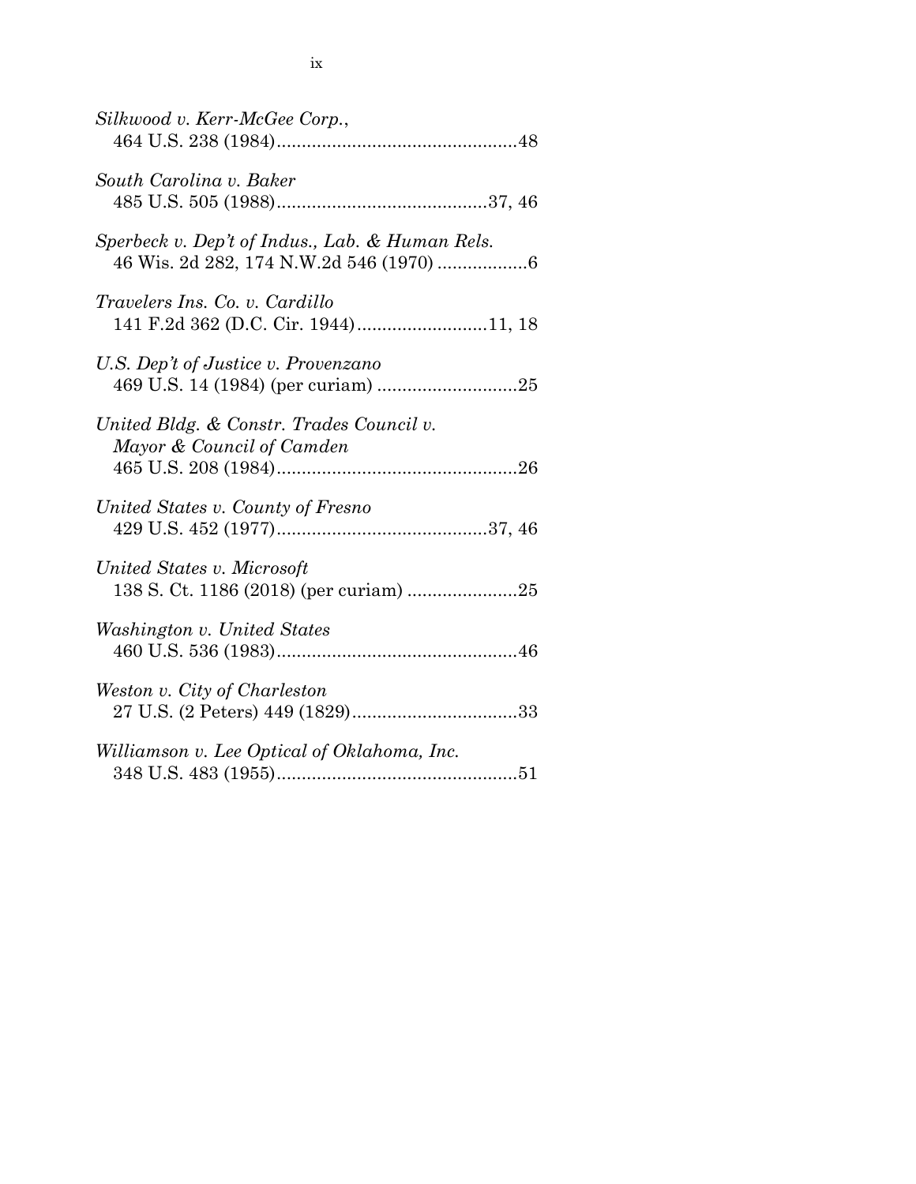*Silkwood v. Kerr-McGee Corp.*,
464 U.S. 238 (1984)................................................48

*South Carolina v. Baker*
485 U.S. 505 (1988)..........................................37, 46

*Sperbeck v. Dep't of Indus., Lab. & Human Rels.*
46 Wis. 2d 282, 174 N.W.2d 546 (1970) ..................6

*Travelers Ins. Co. v. Cardillo*
141 F.2d 362 (D.C. Cir. 1944)..........................11, 18

*U.S. Dep't of Justice v. Provenzano*
469 U.S. 14 (1984) (per curiam) ............................25

*United Bldg. & Constr. Trades Council v. Mayor & Council of Camden*
465 U.S. 208 (1984)................................................26

*United States v. County of Fresno*
429 U.S. 452 (1977)..........................................37, 46

*United States v. Microsoft*
138 S. Ct. 1186 (2018) (per curiam) ......................25

*Washington v. United States*
460 U.S. 536 (1983)................................................46

*Weston v. City of Charleston*
27 U.S. (2 Peters) 449 (1829).................................33

*Williamson v. Lee Optical of Oklahoma, Inc.*
348 U.S. 483 (1955)................................................51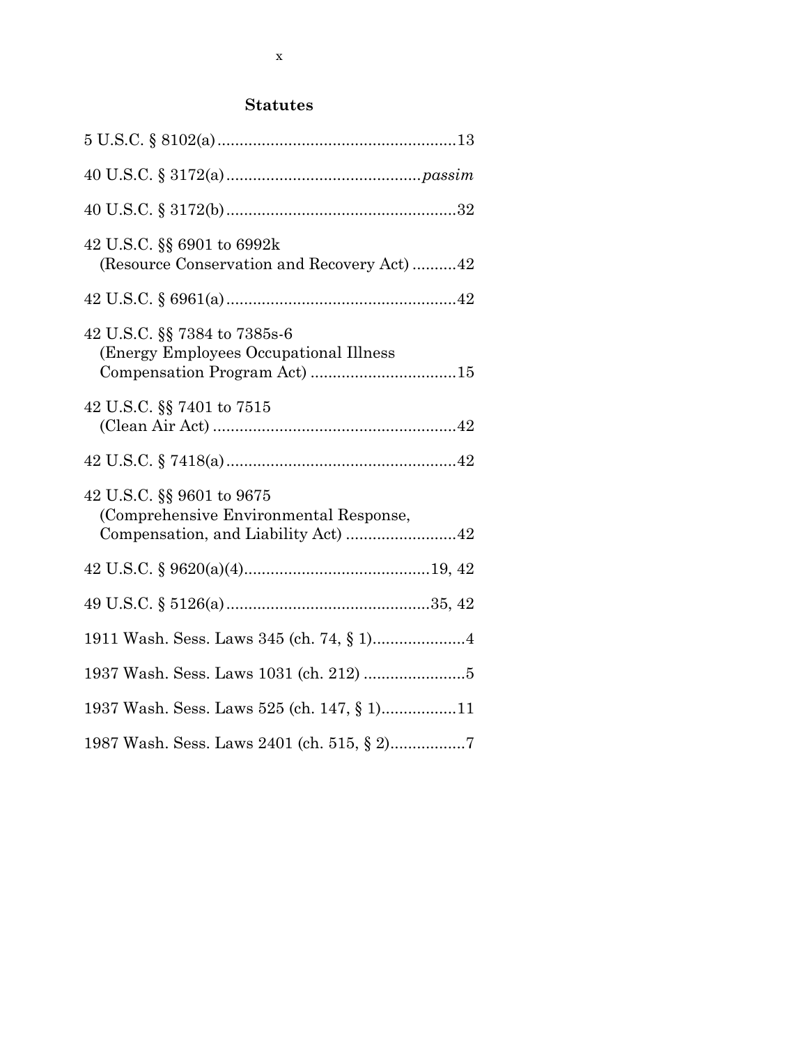## Statutes

5 U.S.C. § 8102(a) .................................................... 13

40 U.S.C. § 3172(a) ........................................... *passim*

40 U.S.C. § 3172(b) .................................................. 32

42 U.S.C. §§ 6901 to 6992k
(Resource Conservation and Recovery Act) .......... 42

42 U.S.C. § 6961(a) .................................................. 42

42 U.S.C. §§ 7384 to 7385s-6
(Energy Employees Occupational Illness
Compensation Program Act) ................................ 15

42 U.S.C. §§ 7401 to 7515
(Clean Air Act) ...................................................... 42

42 U.S.C. § 7418(a) .................................................. 42

42 U.S.C. §§ 9601 to 9675
(Comprehensive Environmental Response,
Compensation, and Liability Act) ........................ 42

42 U.S.C. § 9620(a)(4) ......................................... 19, 42

49 U.S.C. § 5126(a) ............................................. 35, 42

1911 Wash. Sess. Laws 345 (ch. 74, § 1) .................... 4

1937 Wash. Sess. Laws 1031 (ch. 212) ....................... 5

1937 Wash. Sess. Laws 525 (ch. 147, § 1) ................. 11

1987 Wash. Sess. Laws 2401 (ch. 515, § 2) ................. 7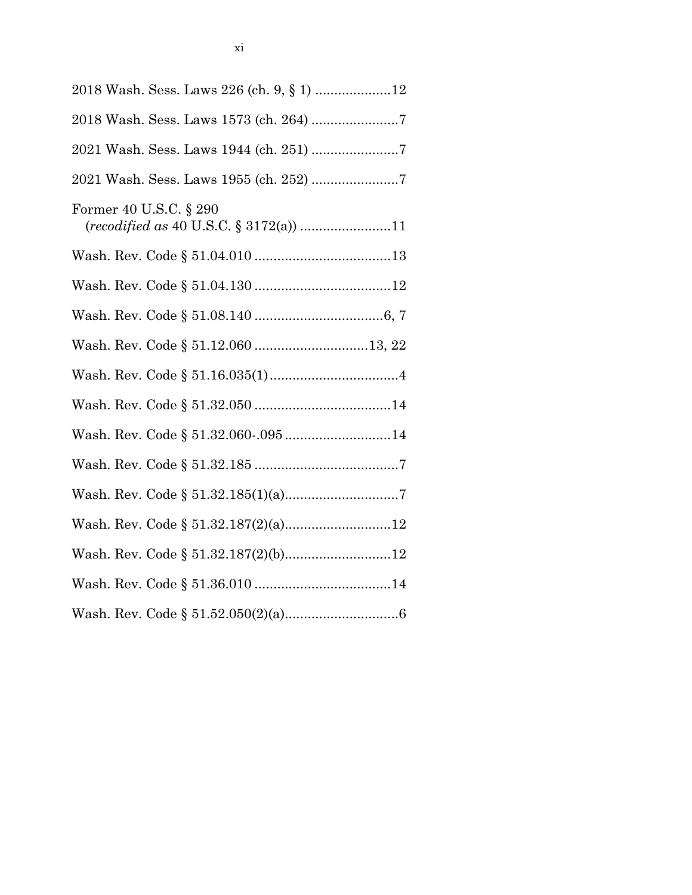2018 Wash. Sess. Laws 226 (ch. 9, § 1) ....................12

2018 Wash. Sess. Laws 1573 (ch. 264) .......................7

2021 Wash. Sess. Laws 1944 (ch. 251) .......................7

2021 Wash. Sess. Laws 1955 (ch. 252) .......................7

Former 40 U.S.C. § 290
(*recodified as* 40 U.S.C. § 3172(a)) ........................11

Wash. Rev. Code § 51.04.010 ....................................13

Wash. Rev. Code § 51.04.130 ....................................12

Wash. Rev. Code § 51.08.140 ..................................6, 7

Wash. Rev. Code § 51.12.060 ..............................13, 22

Wash. Rev. Code § 51.16.035(1)..................................4

Wash. Rev. Code § 51.32.050 ....................................14

Wash. Rev. Code § 51.32.060-.095 ............................14

Wash. Rev. Code § 51.32.185 ......................................7

Wash. Rev. Code § 51.32.185(1)(a)..............................7

Wash. Rev. Code § 51.32.187(2)(a)............................12

Wash. Rev. Code § 51.32.187(2)(b)............................12

Wash. Rev. Code § 51.36.010 ....................................14

Wash. Rev. Code § 51.52.050(2)(a)..............................6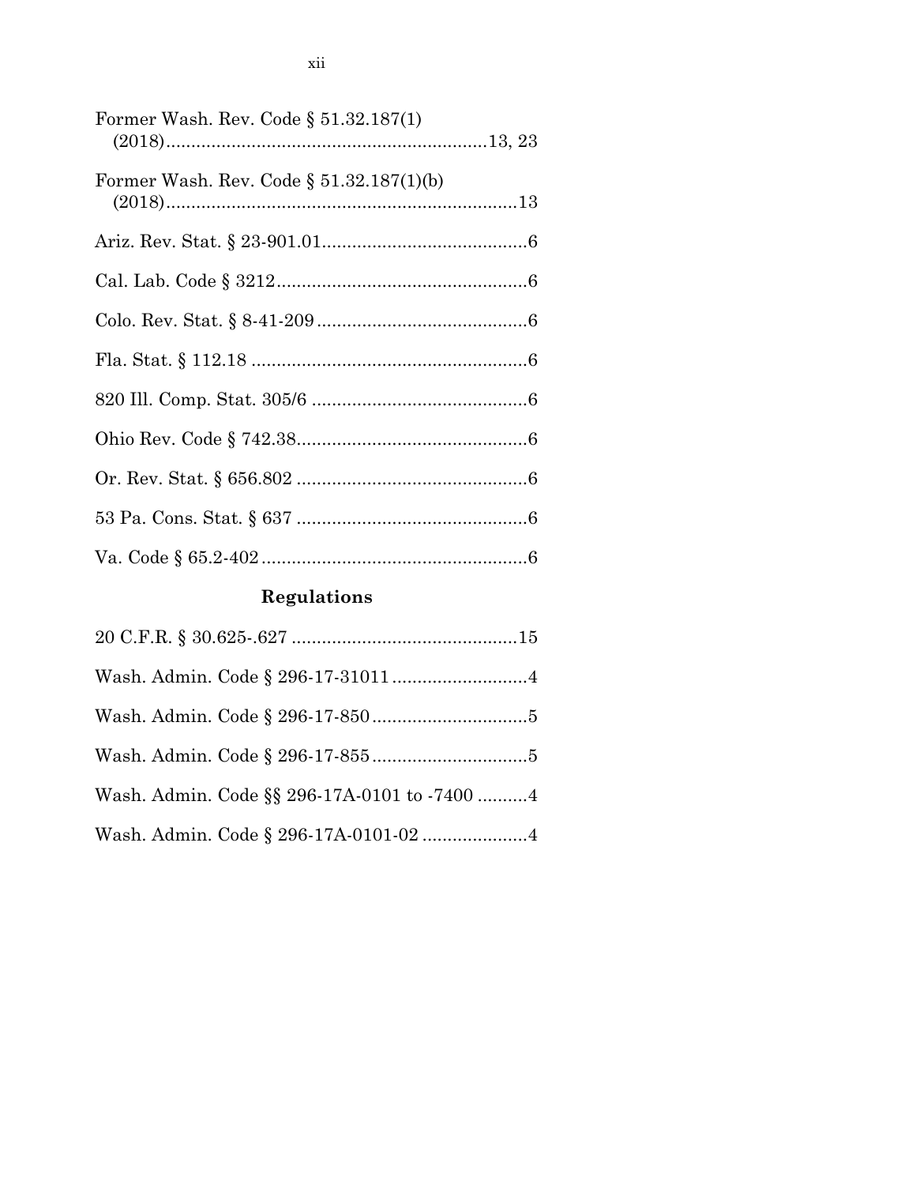Former Wash. Rev. Code § 51.32.187(1) (2018)................................................................13, 23

Former Wash. Rev. Code § 51.32.187(1)(b) (2018)......................................................................13

Ariz. Rev. Stat. § 23-901.01.........................................6

Cal. Lab. Code § 3212..................................................6

Colo. Rev. Stat. § 8-41-209..........................................6

Fla. Stat. § 112.18 .......................................................6

820 Ill. Comp. Stat. 305/6 ...........................................6

Ohio Rev. Code § 742.38..............................................6

Or. Rev. Stat. § 656.802 ..............................................6

53 Pa. Cons. Stat. § 637 ..............................................6

Va. Code § 65.2-402.....................................................6

## Regulations

20 C.F.R. § 30.625-.627 .............................................15

Wash. Admin. Code § 296-17-31011...........................4

Wash. Admin. Code § 296-17-850...............................5

Wash. Admin. Code § 296-17-855...............................5

Wash. Admin. Code §§ 296-17A-0101 to -7400 ..........4

Wash. Admin. Code § 296-17A-0101-02 .....................4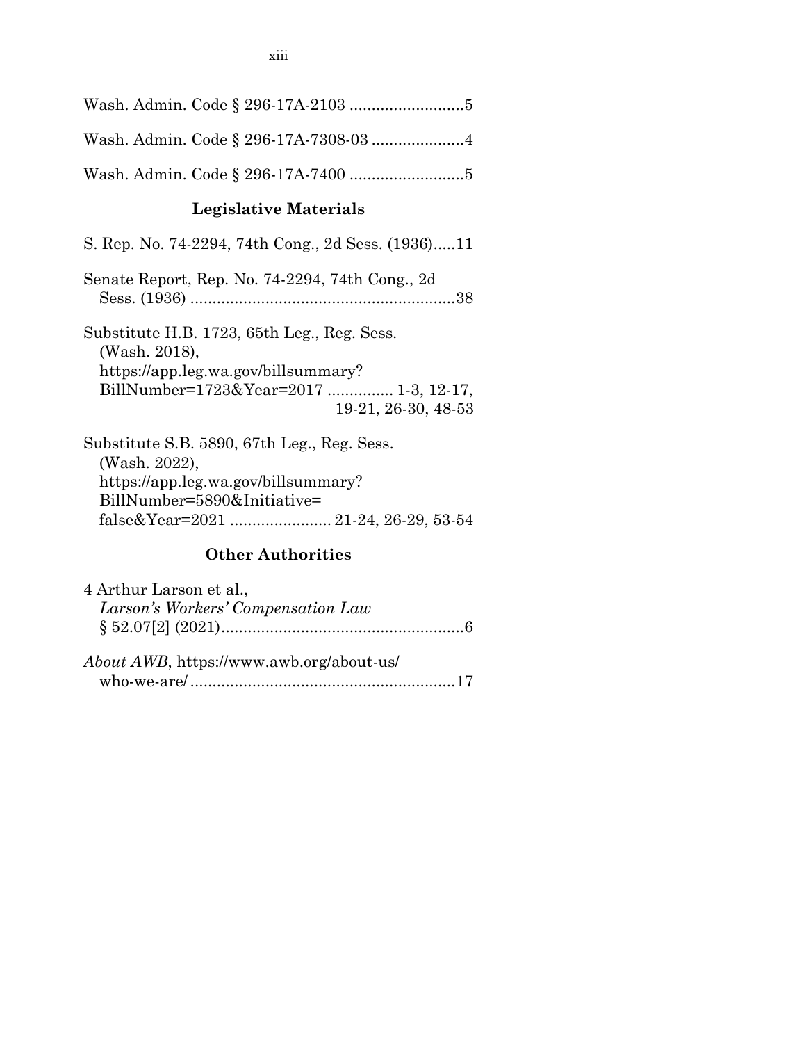Wash. Admin. Code § 296-17A-2103 ..........................5

Wash. Admin. Code § 296-17A-7308-03 .....................4

Wash. Admin. Code § 296-17A-7400 ..........................5

## Legislative Materials

S. Rep. No. 74-2294, 74th Cong., 2d Sess. (1936).....11

Senate Report, Rep. No. 74-2294, 74th Cong., 2d Sess. (1936) ............................................................38

Substitute H.B. 1723, 65th Leg., Reg. Sess. (Wash. 2018), https://app.leg.wa.gov/billsummary?BillNumber=1723&Year=2017 ............... 1-3, 12-17, 19-21, 26-30, 48-53

Substitute S.B. 5890, 67th Leg., Reg. Sess. (Wash. 2022), https://app.leg.wa.gov/billsummary?BillNumber=5890&Initiative=false&Year=2021 ....................... 21-24, 26-29, 53-54

## Other Authorities

4 Arthur Larson et al., *Larson's Workers' Compensation Law* § 52.07[2] (2021).......................................................6

*About AWB*, https://www.awb.org/about-us/who-we-are/ ............................................................17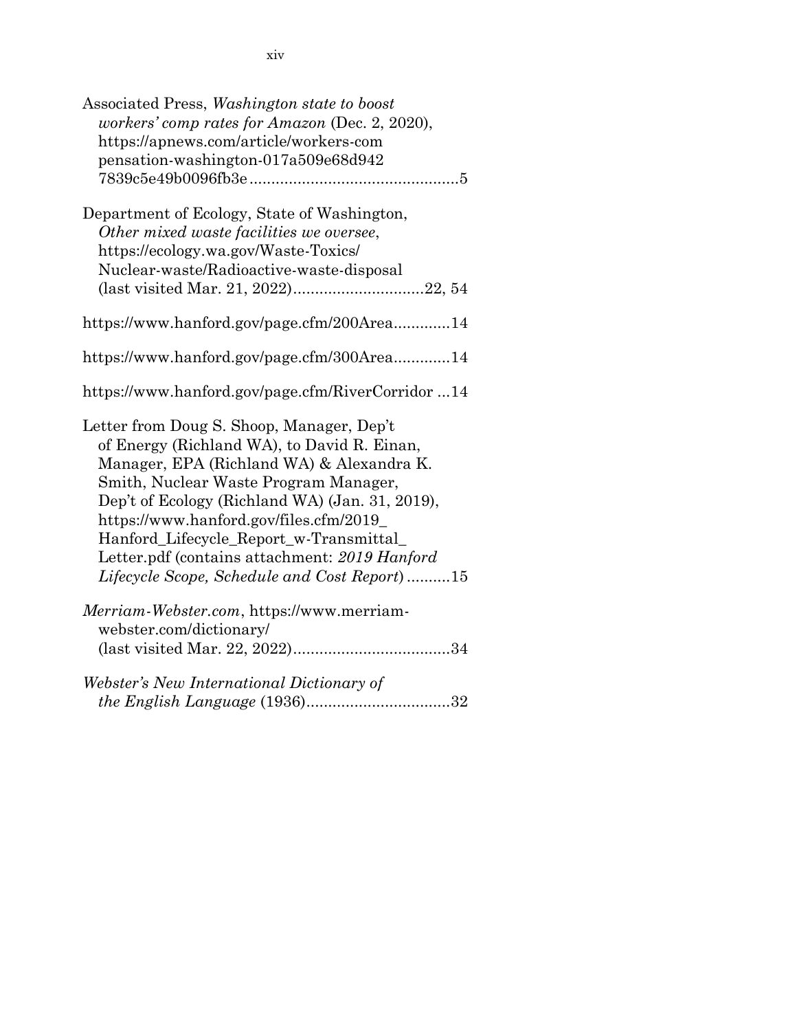Associated Press, *Washington state to boost workers' comp rates for Amazon* (Dec. 2, 2020), https://apnews.com/article/workers-compensation-washington-017a509e68d9427839c5e49b0096fb3e ................................................5

Department of Ecology, State of Washington, *Other mixed waste facilities we oversee*, https://ecology.wa.gov/Waste-Toxics/Nuclear-waste/Radioactive-waste-disposal (last visited Mar. 21, 2022)..............................22, 54

https://www.hanford.gov/page.cfm/200Area.............14

https://www.hanford.gov/page.cfm/300Area.............14

https://www.hanford.gov/page.cfm/RiverCorridor ...14

Letter from Doug S. Shoop, Manager, Dep't of Energy (Richland WA), to David R. Einan, Manager, EPA (Richland WA) & Alexandra K. Smith, Nuclear Waste Program Manager, Dep't of Ecology (Richland WA) (Jan. 31, 2019), https://www.hanford.gov/files.cfm/2019_Hanford_Lifecycle_Report_w-Transmittal_Letter.pdf (contains attachment: *2019 Hanford Lifecycle Scope, Schedule and Cost Report*) ..........15

*Merriam-Webster.com*, https://www.merriam-webster.com/dictionary/ (last visited Mar. 22, 2022)....................................34

*Webster's New International Dictionary of the English Language* (1936).................................32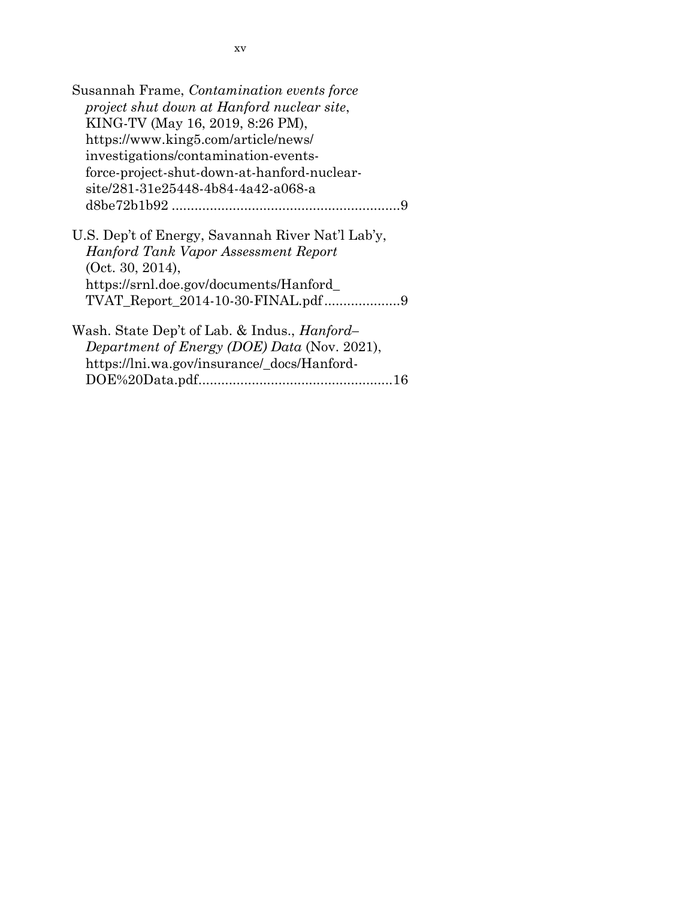Susannah Frame, *Contamination events force project shut down at Hanford nuclear site*, KING-TV (May 16, 2019, 8:26 PM), https://www.king5.com/article/news/investigations/contamination-events-force-project-shut-down-at-hanford-nuclear-site/281-31e25448-4b84-4a42-a068-ad8be72b1b92 ............................................................9

U.S. Dep't of Energy, Savannah River Nat'l Lab'y, *Hanford Tank Vapor Assessment Report* (Oct. 30, 2014), https://srnl.doe.gov/documents/Hanford_TVAT_Report_2014-10-30-FINAL.pdf ....................9

Wash. State Dep't of Lab. & Indus., *Hanford–Department of Energy (DOE) Data* (Nov. 2021), https://lni.wa.gov/insurance/_docs/Hanford-DOE%20Data.pdf..................................................16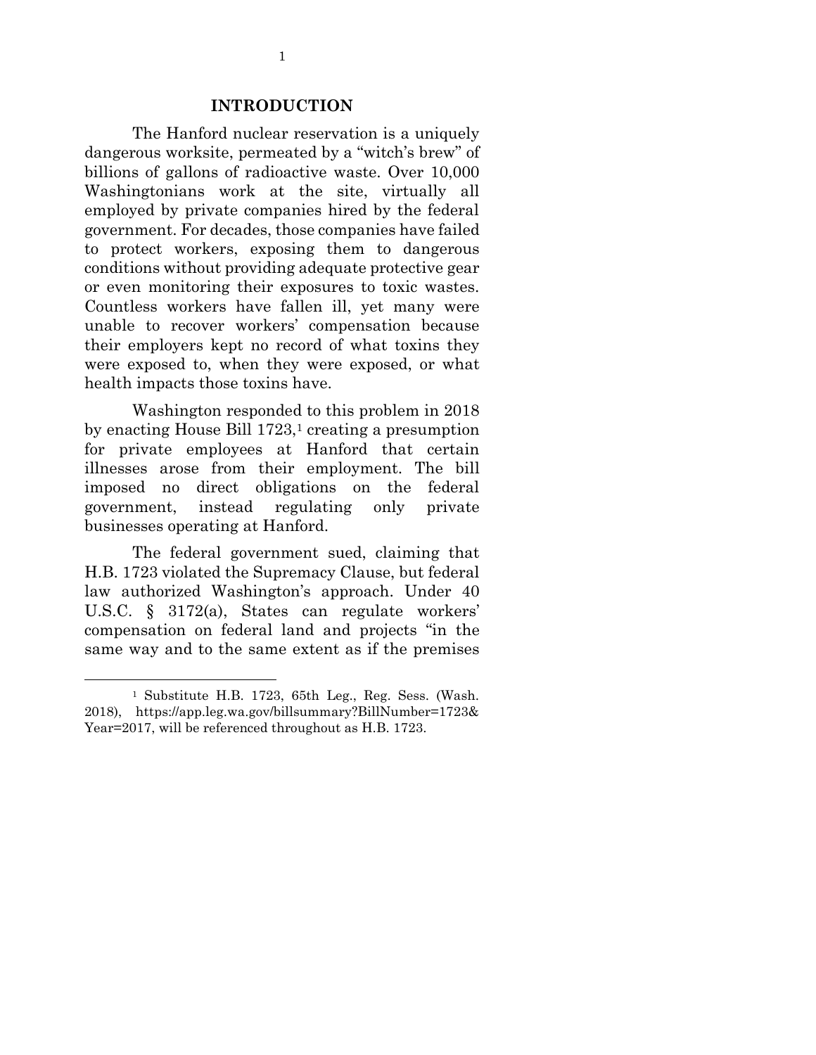## INTRODUCTION

The Hanford nuclear reservation is a uniquely dangerous worksite, permeated by a "witch's brew" of billions of gallons of radioactive waste. Over 10,000 Washingtonians work at the site, virtually all employed by private companies hired by the federal government. For decades, those companies have failed to protect workers, exposing them to dangerous conditions without providing adequate protective gear or even monitoring their exposures to toxic wastes. Countless workers have fallen ill, yet many were unable to recover workers' compensation because their employers kept no record of what toxins they were exposed to, when they were exposed, or what health impacts those toxins have.

Washington responded to this problem in 2018 by enacting House Bill 1723,[1] creating a presumption for private employees at Hanford that certain illnesses arose from their employment. The bill imposed no direct obligations on the federal government, instead regulating only private businesses operating at Hanford.

The federal government sued, claiming that H.B. 1723 violated the Supremacy Clause, but federal law authorized Washington's approach. Under 40 U.S.C. § 3172(a), States can regulate workers' compensation on federal land and projects "in the same way and to the same extent as if the premises

[1] Substitute H.B. 1723, 65th Leg., Reg. Sess. (Wash. 2018), https://app.leg.wa.gov/billsummary?BillNumber=1723&Year=2017, will be referenced throughout as H.B. 1723.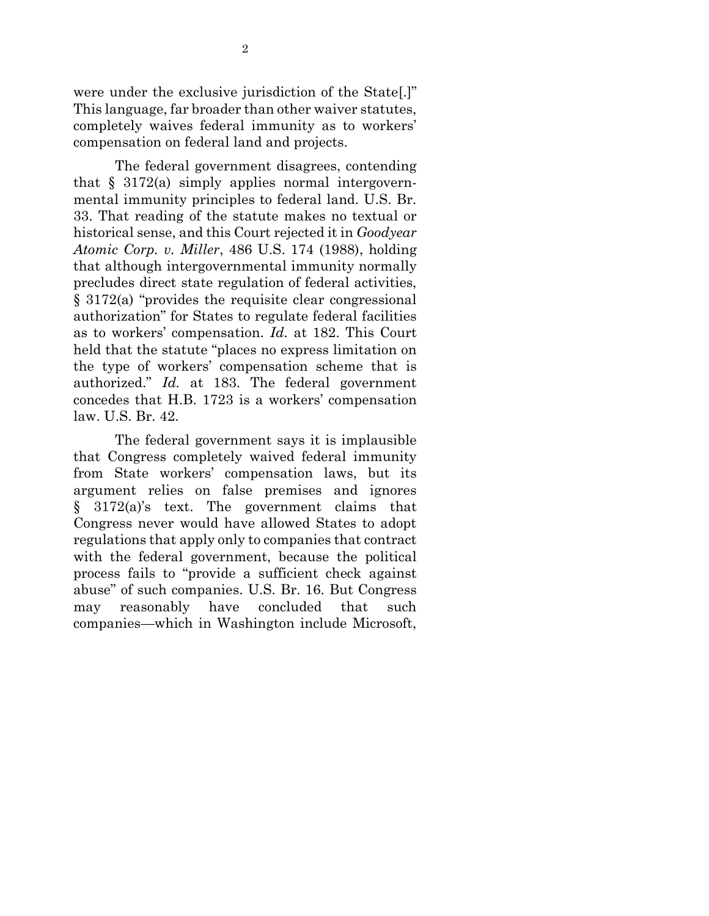were under the exclusive jurisdiction of the State[.]" This language, far broader than other waiver statutes, completely waives federal immunity as to workers' compensation on federal land and projects.

The federal government disagrees, contending that § 3172(a) simply applies normal intergovernmental immunity principles to federal land. U.S. Br. 33. That reading of the statute makes no textual or historical sense, and this Court rejected it in *Goodyear Atomic Corp. v. Miller*, 486 U.S. 174 (1988), holding that although intergovernmental immunity normally precludes direct state regulation of federal activities, § 3172(a) "provides the requisite clear congressional authorization" for States to regulate federal facilities as to workers' compensation. *Id.* at 182. This Court held that the statute "places no express limitation on the type of workers' compensation scheme that is authorized." *Id.* at 183. The federal government concedes that H.B. 1723 is a workers' compensation law. U.S. Br. 42.

The federal government says it is implausible that Congress completely waived federal immunity from State workers' compensation laws, but its argument relies on false premises and ignores § 3172(a)'s text. The government claims that Congress never would have allowed States to adopt regulations that apply only to companies that contract with the federal government, because the political process fails to "provide a sufficient check against abuse" of such companies. U.S. Br. 16. But Congress may reasonably have concluded that such companies—which in Washington include Microsoft,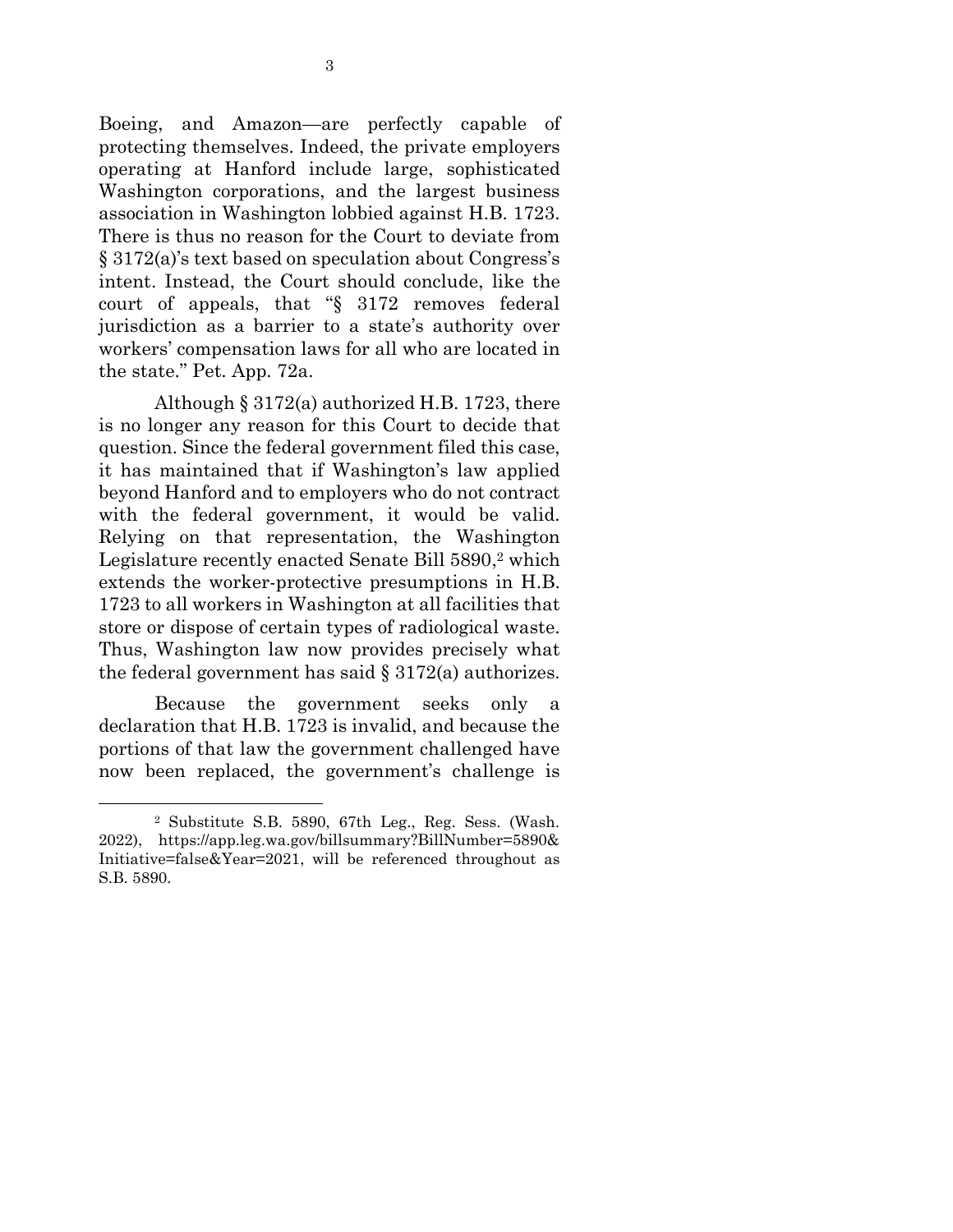Boeing, and Amazon—are perfectly capable of protecting themselves. Indeed, the private employers operating at Hanford include large, sophisticated Washington corporations, and the largest business association in Washington lobbied against H.B. 1723. There is thus no reason for the Court to deviate from § 3172(a)'s text based on speculation about Congress's intent. Instead, the Court should conclude, like the court of appeals, that "§ 3172 removes federal jurisdiction as a barrier to a state's authority over workers' compensation laws for all who are located in the state." Pet. App. 72a.

Although § 3172(a) authorized H.B. 1723, there is no longer any reason for this Court to decide that question. Since the federal government filed this case, it has maintained that if Washington's law applied beyond Hanford and to employers who do not contract with the federal government, it would be valid. Relying on that representation, the Washington Legislature recently enacted Senate Bill 5890,[2] which extends the worker-protective presumptions in H.B. 1723 to all workers in Washington at all facilities that store or dispose of certain types of radiological waste. Thus, Washington law now provides precisely what the federal government has said § 3172(a) authorizes.

Because the government seeks only a declaration that H.B. 1723 is invalid, and because the portions of that law the government challenged have now been replaced, the government's challenge is

[2] Substitute S.B. 5890, 67th Leg., Reg. Sess. (Wash. 2022), https://app.leg.wa.gov/billsummary?BillNumber=5890&Initiative=false&Year=2021, will be referenced throughout as S.B. 5890.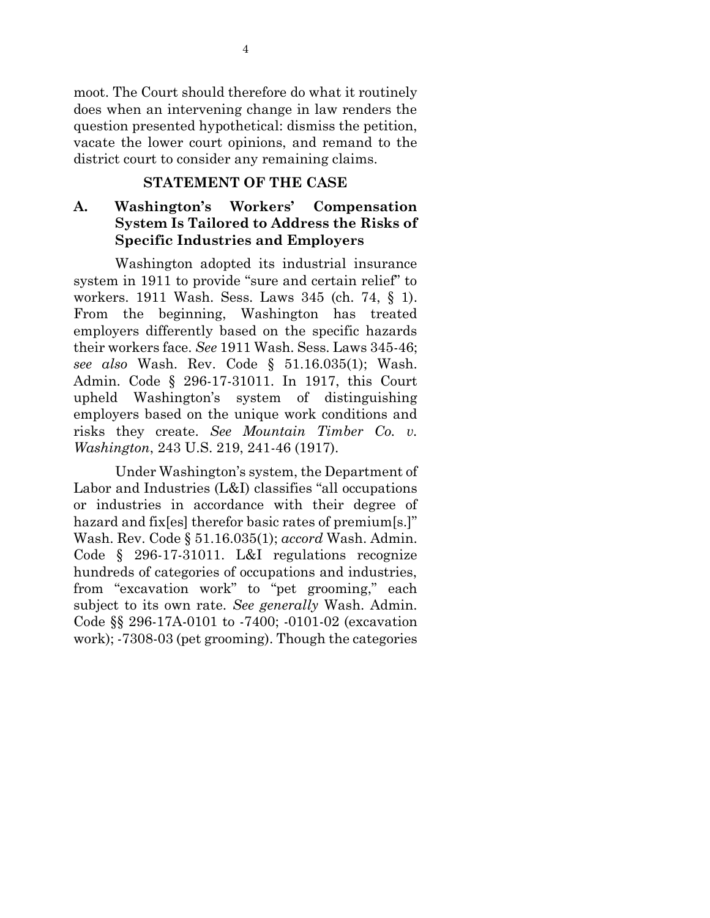moot. The Court should therefore do what it routinely does when an intervening change in law renders the question presented hypothetical: dismiss the petition, vacate the lower court opinions, and remand to the district court to consider any remaining claims.

## STATEMENT OF THE CASE

### A. Washington's Workers' Compensation System Is Tailored to Address the Risks of Specific Industries and Employers

Washington adopted its industrial insurance system in 1911 to provide "sure and certain relief" to workers. 1911 Wash. Sess. Laws 345 (ch. 74, § 1). From the beginning, Washington has treated employers differently based on the specific hazards their workers face. *See* 1911 Wash. Sess. Laws 345-46; *see also* Wash. Rev. Code § 51.16.035(1); Wash. Admin. Code § 296-17-31011. In 1917, this Court upheld Washington's system of distinguishing employers based on the unique work conditions and risks they create. *See Mountain Timber Co. v. Washington*, 243 U.S. 219, 241-46 (1917).

Under Washington's system, the Department of Labor and Industries (L&I) classifies "all occupations or industries in accordance with their degree of hazard and fix[es] therefor basic rates of premium[s.]" Wash. Rev. Code § 51.16.035(1); *accord* Wash. Admin. Code § 296-17-31011. L&I regulations recognize hundreds of categories of occupations and industries, from "excavation work" to "pet grooming," each subject to its own rate. *See generally* Wash. Admin. Code §§ 296-17A-0101 to -7400; -0101-02 (excavation work); -7308-03 (pet grooming). Though the categories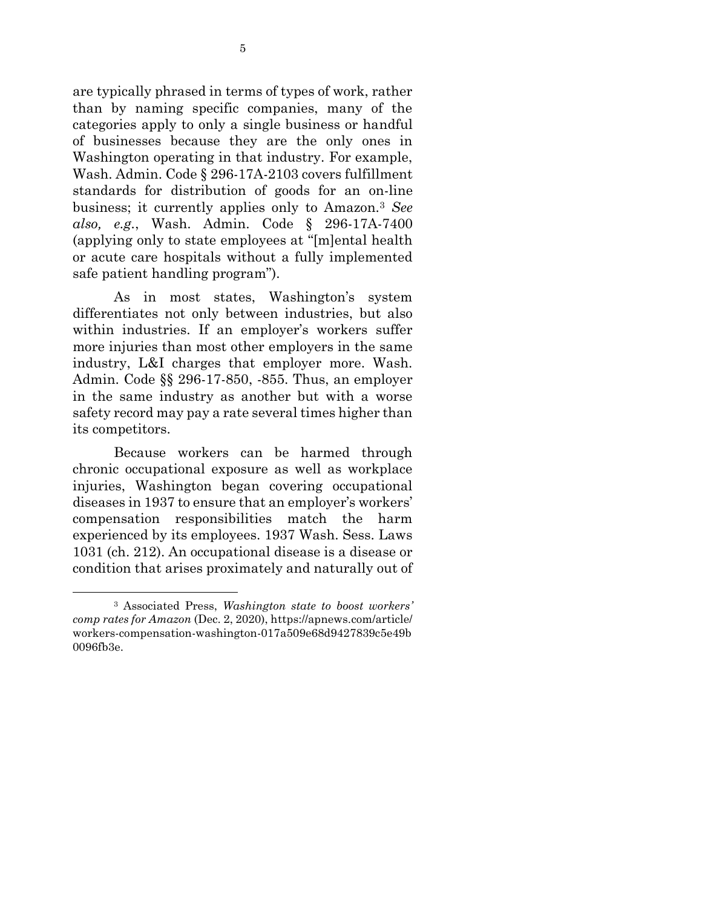are typically phrased in terms of types of work, rather than by naming specific companies, many of the categories apply to only a single business or handful of businesses because they are the only ones in Washington operating in that industry. For example, Wash. Admin. Code § 296-17A-2103 covers fulfillment standards for distribution of goods for an on-line business; it currently applies only to Amazon.[3] *See also, e.g.*, Wash. Admin. Code § 296-17A-7400 (applying only to state employees at "[m]ental health or acute care hospitals without a fully implemented safe patient handling program").

As in most states, Washington's system differentiates not only between industries, but also within industries. If an employer's workers suffer more injuries than most other employers in the same industry, L&I charges that employer more. Wash. Admin. Code §§ 296-17-850, -855. Thus, an employer in the same industry as another but with a worse safety record may pay a rate several times higher than its competitors.

Because workers can be harmed through chronic occupational exposure as well as workplace injuries, Washington began covering occupational diseases in 1937 to ensure that an employer's workers' compensation responsibilities match the harm experienced by its employees. 1937 Wash. Sess. Laws 1031 (ch. 212). An occupational disease is a disease or condition that arises proximately and naturally out of

---

[3] Associated Press, *Washington state to boost workers' comp rates for Amazon* (Dec. 2, 2020), https://apnews.com/article/workers-compensation-washington-017a509e68d9427839c5e49b0096fb3e.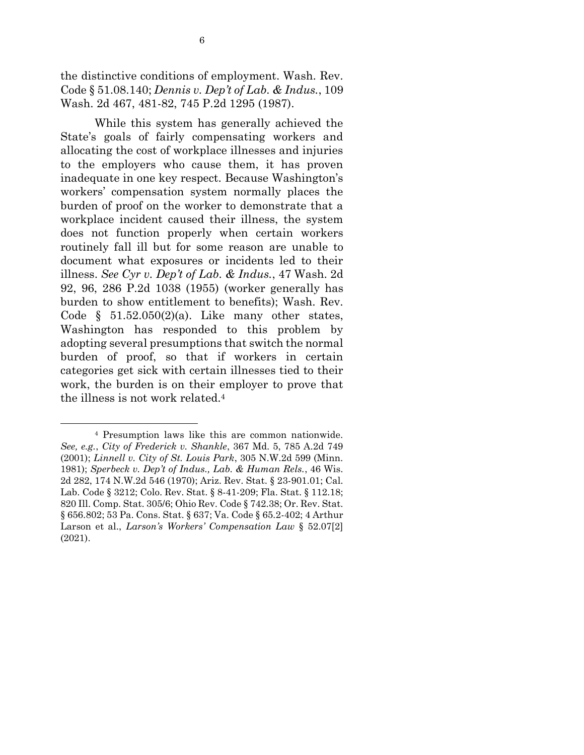the distinctive conditions of employment. Wash. Rev. Code § 51.08.140; *Dennis v. Dep't of Lab. & Indus.*, 109 Wash. 2d 467, 481-82, 745 P.2d 1295 (1987).

While this system has generally achieved the State's goals of fairly compensating workers and allocating the cost of workplace illnesses and injuries to the employers who cause them, it has proven inadequate in one key respect. Because Washington's workers' compensation system normally places the burden of proof on the worker to demonstrate that a workplace incident caused their illness, the system does not function properly when certain workers routinely fall ill but for some reason are unable to document what exposures or incidents led to their illness. *See Cyr v. Dep't of Lab. & Indus.*, 47 Wash. 2d 92, 96, 286 P.2d 1038 (1955) (worker generally has burden to show entitlement to benefits); Wash. Rev. Code § 51.52.050(2)(a). Like many other states, Washington has responded to this problem by adopting several presumptions that switch the normal burden of proof, so that if workers in certain categories get sick with certain illnesses tied to their work, the burden is on their employer to prove that the illness is not work related.[4]

---

[4] Presumption laws like this are common nationwide. *See, e.g.*, *City of Frederick v. Shankle*, 367 Md. 5, 785 A.2d 749 (2001); *Linnell v. City of St. Louis Park*, 305 N.W.2d 599 (Minn. 1981); *Sperbeck v. Dep't of Indus., Lab. & Human Rels.*, 46 Wis. 2d 282, 174 N.W.2d 546 (1970); Ariz. Rev. Stat. § 23-901.01; Cal. Lab. Code § 3212; Colo. Rev. Stat. § 8-41-209; Fla. Stat. § 112.18; 820 Ill. Comp. Stat. 305/6; Ohio Rev. Code § 742.38; Or. Rev. Stat. § 656.802; 53 Pa. Cons. Stat. § 637; Va. Code § 65.2-402; 4 Arthur Larson et al., *Larson's Workers' Compensation Law* § 52.07[2] (2021).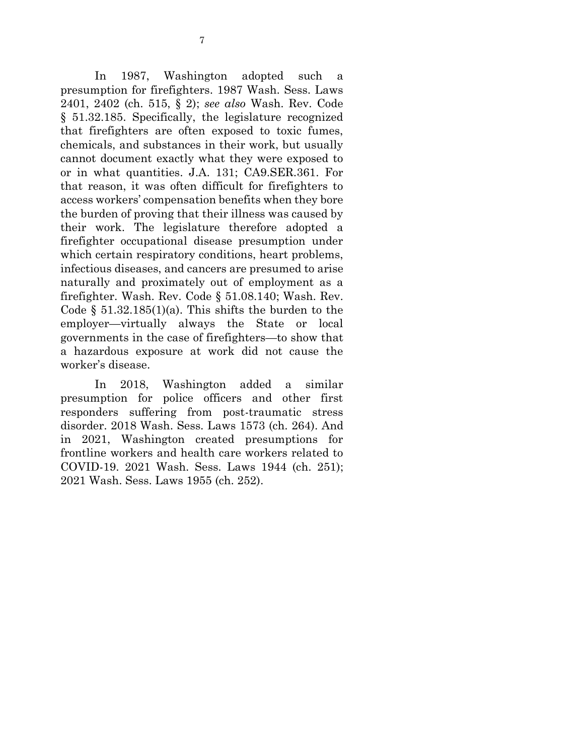In 1987, Washington adopted such a presumption for firefighters. 1987 Wash. Sess. Laws 2401, 2402 (ch. 515, § 2); *see also* Wash. Rev. Code § 51.32.185. Specifically, the legislature recognized that firefighters are often exposed to toxic fumes, chemicals, and substances in their work, but usually cannot document exactly what they were exposed to or in what quantities. J.A. 131; CA9.SER.361. For that reason, it was often difficult for firefighters to access workers' compensation benefits when they bore the burden of proving that their illness was caused by their work. The legislature therefore adopted a firefighter occupational disease presumption under which certain respiratory conditions, heart problems, infectious diseases, and cancers are presumed to arise naturally and proximately out of employment as a firefighter. Wash. Rev. Code § 51.08.140; Wash. Rev. Code § 51.32.185(1)(a). This shifts the burden to the employer—virtually always the State or local governments in the case of firefighters—to show that a hazardous exposure at work did not cause the worker's disease.

In 2018, Washington added a similar presumption for police officers and other first responders suffering from post-traumatic stress disorder. 2018 Wash. Sess. Laws 1573 (ch. 264). And in 2021, Washington created presumptions for frontline workers and health care workers related to COVID-19. 2021 Wash. Sess. Laws 1944 (ch. 251); 2021 Wash. Sess. Laws 1955 (ch. 252).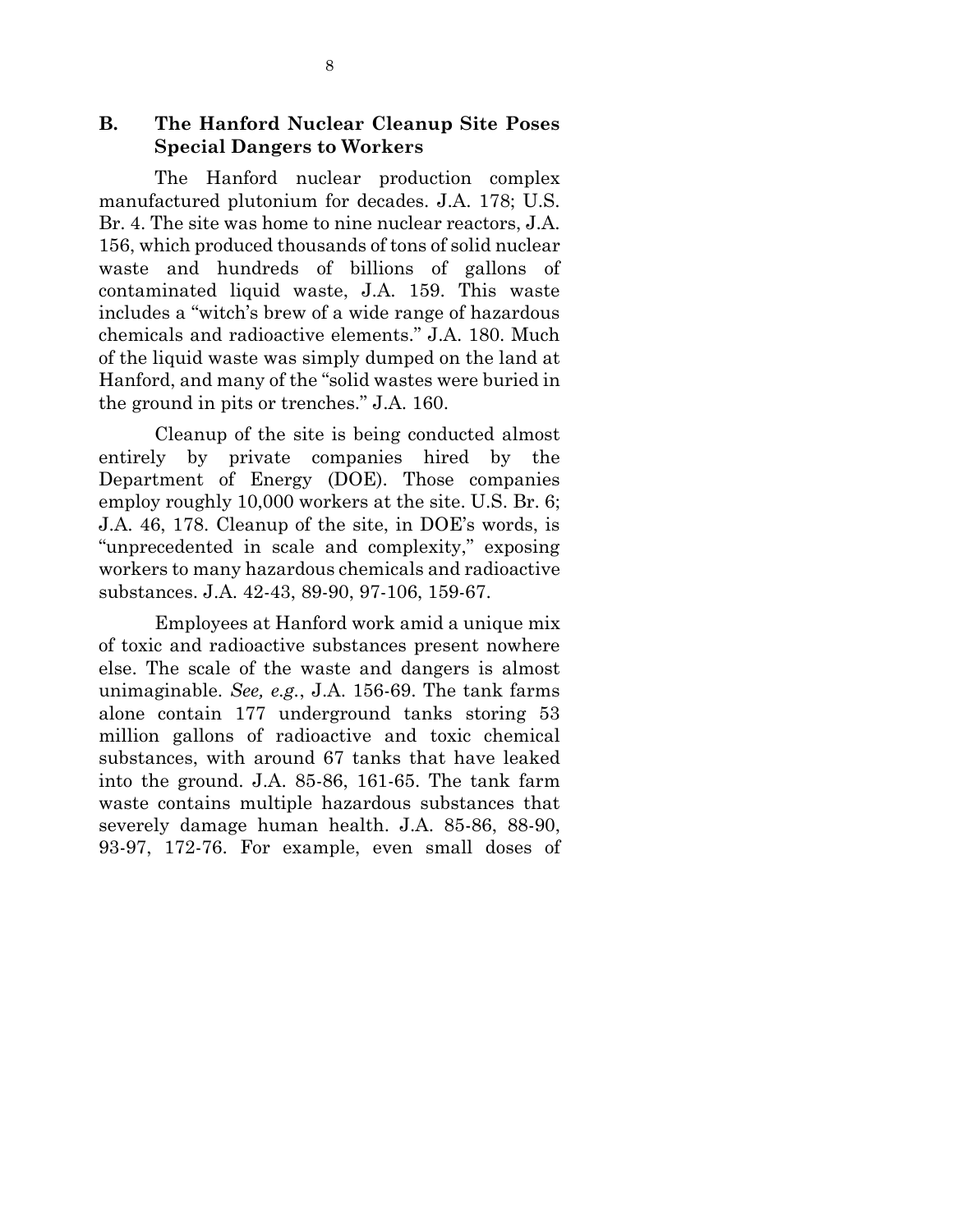## B. The Hanford Nuclear Cleanup Site Poses Special Dangers to Workers

The Hanford nuclear production complex manufactured plutonium for decades. J.A. 178; U.S. Br. 4. The site was home to nine nuclear reactors, J.A. 156, which produced thousands of tons of solid nuclear waste and hundreds of billions of gallons of contaminated liquid waste, J.A. 159. This waste includes a "witch's brew of a wide range of hazardous chemicals and radioactive elements." J.A. 180. Much of the liquid waste was simply dumped on the land at Hanford, and many of the "solid wastes were buried in the ground in pits or trenches." J.A. 160.

Cleanup of the site is being conducted almost entirely by private companies hired by the Department of Energy (DOE). Those companies employ roughly 10,000 workers at the site. U.S. Br. 6; J.A. 46, 178. Cleanup of the site, in DOE's words, is "unprecedented in scale and complexity," exposing workers to many hazardous chemicals and radioactive substances. J.A. 42-43, 89-90, 97-106, 159-67.

Employees at Hanford work amid a unique mix of toxic and radioactive substances present nowhere else. The scale of the waste and dangers is almost unimaginable. *See, e.g.*, J.A. 156-69. The tank farms alone contain 177 underground tanks storing 53 million gallons of radioactive and toxic chemical substances, with around 67 tanks that have leaked into the ground. J.A. 85-86, 161-65. The tank farm waste contains multiple hazardous substances that severely damage human health. J.A. 85-86, 88-90, 93-97, 172-76. For example, even small doses of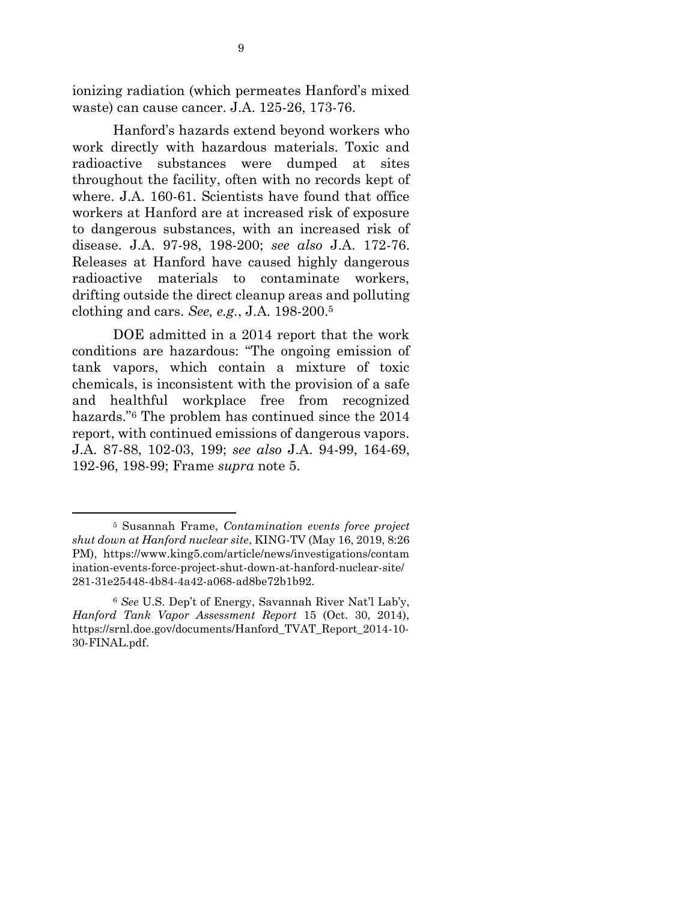ionizing radiation (which permeates Hanford's mixed waste) can cause cancer. J.A. 125-26, 173-76.

Hanford's hazards extend beyond workers who work directly with hazardous materials. Toxic and radioactive substances were dumped at sites throughout the facility, often with no records kept of where. J.A. 160-61. Scientists have found that office workers at Hanford are at increased risk of exposure to dangerous substances, with an increased risk of disease. J.A. 97-98, 198-200; *see also* J.A. 172-76. Releases at Hanford have caused highly dangerous radioactive materials to contaminate workers, drifting outside the direct cleanup areas and polluting clothing and cars. *See, e.g.*, J.A. 198-200.[5]

DOE admitted in a 2014 report that the work conditions are hazardous: "The ongoing emission of tank vapors, which contain a mixture of toxic chemicals, is inconsistent with the provision of a safe and healthful workplace free from recognized hazards."[6] The problem has continued since the 2014 report, with continued emissions of dangerous vapors. J.A. 87-88, 102-03, 199; *see also* J.A. 94-99, 164-69, 192-96, 198-99; Frame *supra* note 5.

---

[5] Susannah Frame, *Contamination events force project shut down at Hanford nuclear site*, KING-TV (May 16, 2019, 8:26 PM), https://www.king5.com/article/news/investigations/contamination-events-force-project-shut-down-at-hanford-nuclear-site/281-31e25448-4b84-4a42-a068-ad8be72b1b92.

[6] *See* U.S. Dep't of Energy, Savannah River Nat'l Lab'y, *Hanford Tank Vapor Assessment Report* 15 (Oct. 30, 2014), https://srnl.doe.gov/documents/Hanford_TVAT_Report_2014-10-30-FINAL.pdf.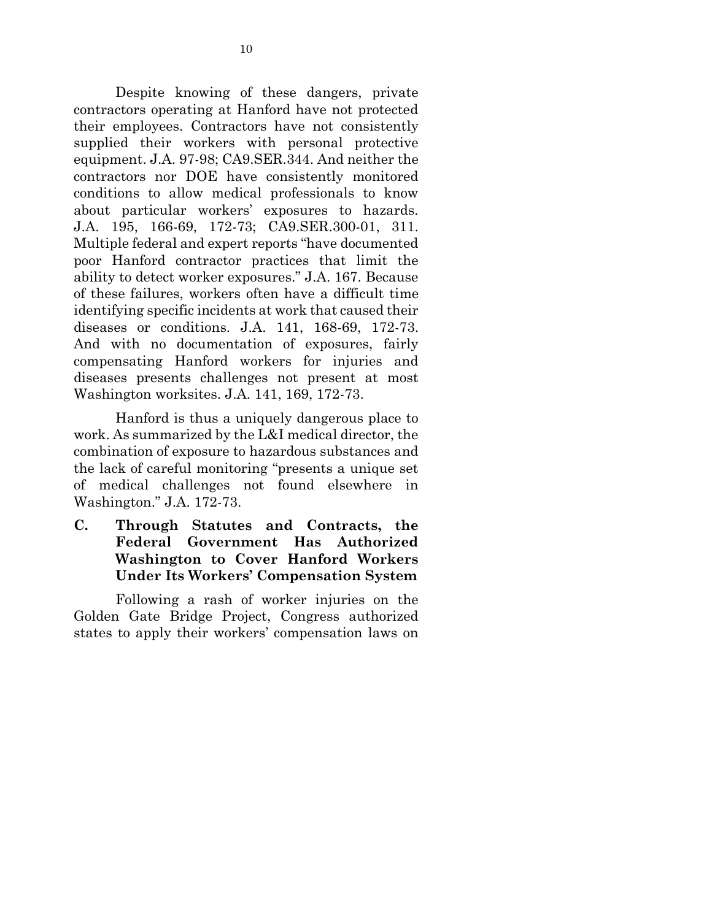Despite knowing of these dangers, private contractors operating at Hanford have not protected their employees. Contractors have not consistently supplied their workers with personal protective equipment. J.A. 97-98; CA9.SER.344. And neither the contractors nor DOE have consistently monitored conditions to allow medical professionals to know about particular workers' exposures to hazards. J.A. 195, 166-69, 172-73; CA9.SER.300-01, 311. Multiple federal and expert reports "have documented poor Hanford contractor practices that limit the ability to detect worker exposures." J.A. 167. Because of these failures, workers often have a difficult time identifying specific incidents at work that caused their diseases or conditions. J.A. 141, 168-69, 172-73. And with no documentation of exposures, fairly compensating Hanford workers for injuries and diseases presents challenges not present at most Washington worksites. J.A. 141, 169, 172-73.

Hanford is thus a uniquely dangerous place to work. As summarized by the L&I medical director, the combination of exposure to hazardous substances and the lack of careful monitoring "presents a unique set of medical challenges not found elsewhere in Washington." J.A. 172-73.

### C. Through Statutes and Contracts, the Federal Government Has Authorized Washington to Cover Hanford Workers Under Its Workers' Compensation System

Following a rash of worker injuries on the Golden Gate Bridge Project, Congress authorized states to apply their workers' compensation laws on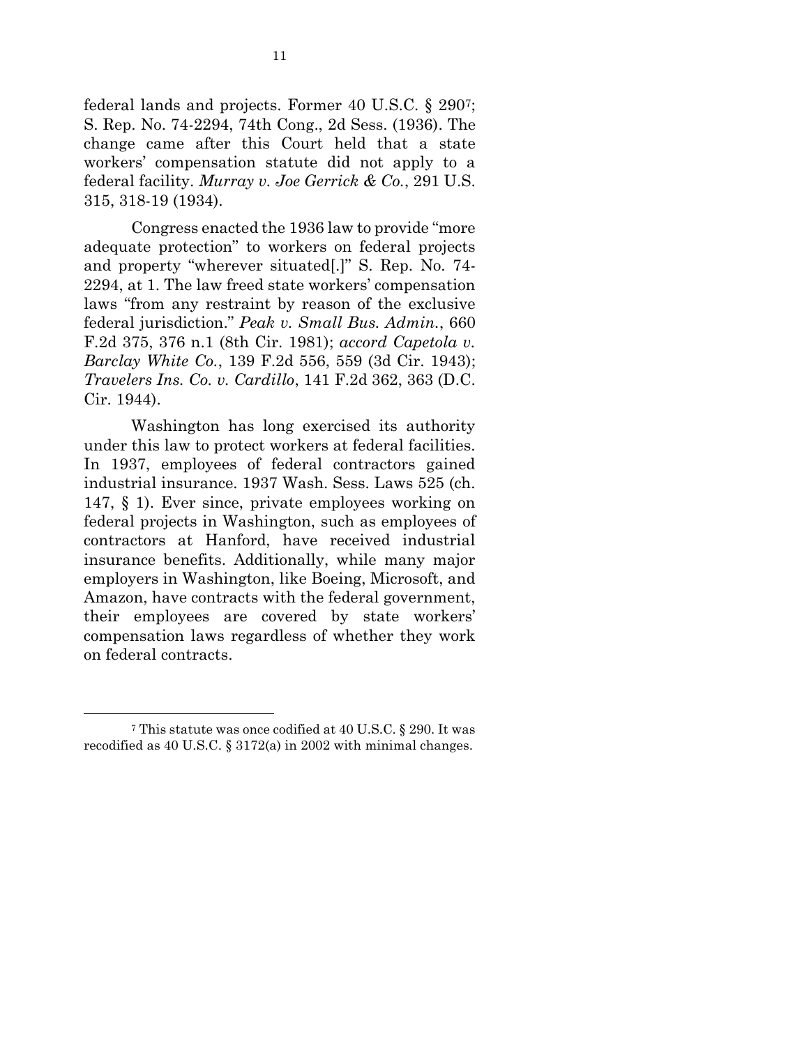federal lands and projects. Former 40 U.S.C. § 290[7]; S. Rep. No. 74-2294, 74th Cong., 2d Sess. (1936). The change came after this Court held that a state workers' compensation statute did not apply to a federal facility. *Murray v. Joe Gerrick & Co.*, 291 U.S. 315, 318-19 (1934).

Congress enacted the 1936 law to provide "more adequate protection" to workers on federal projects and property "wherever situated[.]" S. Rep. No. 74-2294, at 1. The law freed state workers' compensation laws "from any restraint by reason of the exclusive federal jurisdiction." *Peak v. Small Bus. Admin.*, 660 F.2d 375, 376 n.1 (8th Cir. 1981); *accord Capetola v. Barclay White Co.*, 139 F.2d 556, 559 (3d Cir. 1943); *Travelers Ins. Co. v. Cardillo*, 141 F.2d 362, 363 (D.C. Cir. 1944).

Washington has long exercised its authority under this law to protect workers at federal facilities. In 1937, employees of federal contractors gained industrial insurance. 1937 Wash. Sess. Laws 525 (ch. 147, § 1). Ever since, private employees working on federal projects in Washington, such as employees of contractors at Hanford, have received industrial insurance benefits. Additionally, while many major employers in Washington, like Boeing, Microsoft, and Amazon, have contracts with the federal government, their employees are covered by state workers' compensation laws regardless of whether they work on federal contracts.

---

[7] This statute was once codified at 40 U.S.C. § 290. It was recodified as 40 U.S.C. § 3172(a) in 2002 with minimal changes.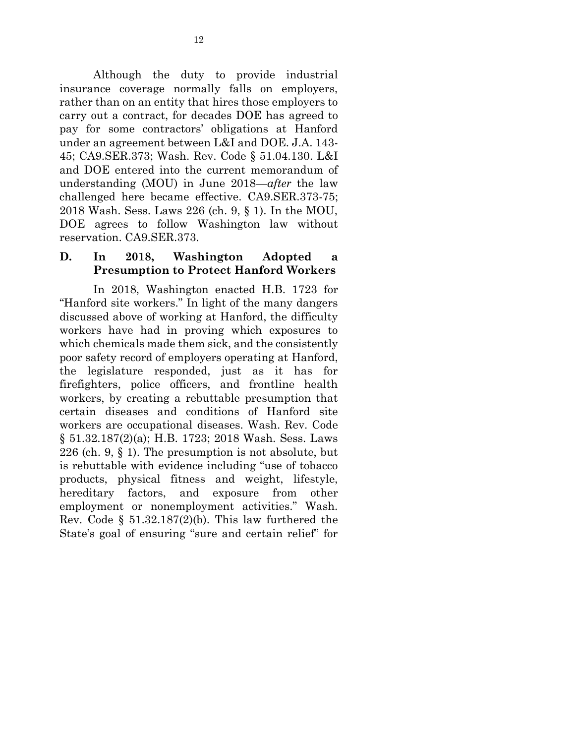Although the duty to provide industrial insurance coverage normally falls on employers, rather than on an entity that hires those employers to carry out a contract, for decades DOE has agreed to pay for some contractors' obligations at Hanford under an agreement between L&I and DOE. J.A. 143-45; CA9.SER.373; Wash. Rev. Code § 51.04.130. L&I and DOE entered into the current memorandum of understanding (MOU) in June 2018—*after* the law challenged here became effective. CA9.SER.373-75; 2018 Wash. Sess. Laws 226 (ch. 9, § 1). In the MOU, DOE agrees to follow Washington law without reservation. CA9.SER.373.

### D. In 2018, Washington Adopted a Presumption to Protect Hanford Workers

In 2018, Washington enacted H.B. 1723 for "Hanford site workers." In light of the many dangers discussed above of working at Hanford, the difficulty workers have had in proving which exposures to which chemicals made them sick, and the consistently poor safety record of employers operating at Hanford, the legislature responded, just as it has for firefighters, police officers, and frontline health workers, by creating a rebuttable presumption that certain diseases and conditions of Hanford site workers are occupational diseases. Wash. Rev. Code § 51.32.187(2)(a); H.B. 1723; 2018 Wash. Sess. Laws 226 (ch. 9, § 1). The presumption is not absolute, but is rebuttable with evidence including "use of tobacco products, physical fitness and weight, lifestyle, hereditary factors, and exposure from other employment or nonemployment activities." Wash. Rev. Code § 51.32.187(2)(b). This law furthered the State's goal of ensuring "sure and certain relief" for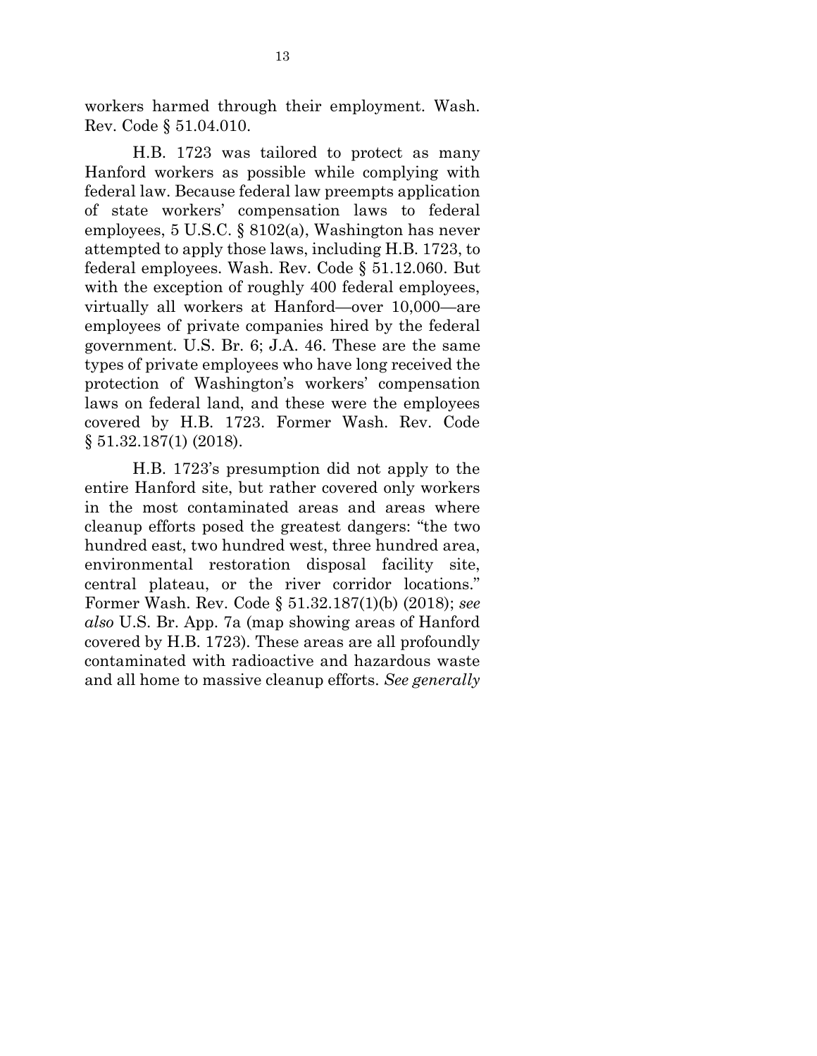workers harmed through their employment. Wash. Rev. Code § 51.04.010.

H.B. 1723 was tailored to protect as many Hanford workers as possible while complying with federal law. Because federal law preempts application of state workers' compensation laws to federal employees, 5 U.S.C. § 8102(a), Washington has never attempted to apply those laws, including H.B. 1723, to federal employees. Wash. Rev. Code § 51.12.060. But with the exception of roughly 400 federal employees, virtually all workers at Hanford—over 10,000—are employees of private companies hired by the federal government. U.S. Br. 6; J.A. 46. These are the same types of private employees who have long received the protection of Washington's workers' compensation laws on federal land, and these were the employees covered by H.B. 1723. Former Wash. Rev. Code § 51.32.187(1) (2018).

H.B. 1723's presumption did not apply to the entire Hanford site, but rather covered only workers in the most contaminated areas and areas where cleanup efforts posed the greatest dangers: "the two hundred east, two hundred west, three hundred area, environmental restoration disposal facility site, central plateau, or the river corridor locations." Former Wash. Rev. Code § 51.32.187(1)(b) (2018); *see also* U.S. Br. App. 7a (map showing areas of Hanford covered by H.B. 1723). These areas are all profoundly contaminated with radioactive and hazardous waste and all home to massive cleanup efforts. *See generally*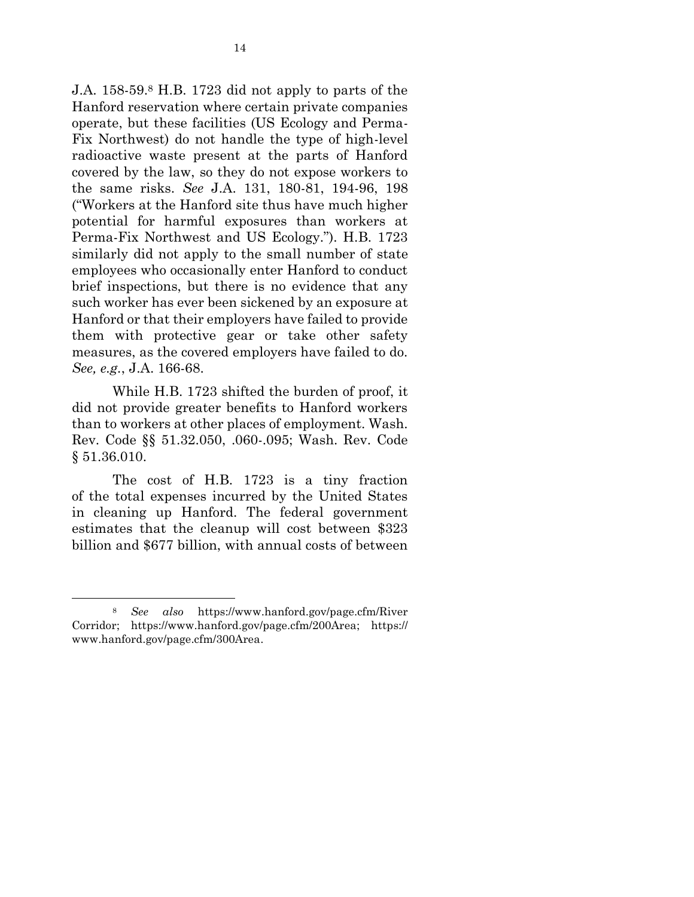J.A. 158-59.[8] H.B. 1723 did not apply to parts of the Hanford reservation where certain private companies operate, but these facilities (US Ecology and Perma-Fix Northwest) do not handle the type of high-level radioactive waste present at the parts of Hanford covered by the law, so they do not expose workers to the same risks. *See* J.A. 131, 180-81, 194-96, 198 ("Workers at the Hanford site thus have much higher potential for harmful exposures than workers at Perma-Fix Northwest and US Ecology."). H.B. 1723 similarly did not apply to the small number of state employees who occasionally enter Hanford to conduct brief inspections, but there is no evidence that any such worker has ever been sickened by an exposure at Hanford or that their employers have failed to provide them with protective gear or take other safety measures, as the covered employers have failed to do. *See, e.g.*, J.A. 166-68.

While H.B. 1723 shifted the burden of proof, it did not provide greater benefits to Hanford workers than to workers at other places of employment. Wash. Rev. Code §§ 51.32.050, .060-.095; Wash. Rev. Code § 51.36.010.

The cost of H.B. 1723 is a tiny fraction of the total expenses incurred by the United States in cleaning up Hanford. The federal government estimates that the cleanup will cost between $323 billion and $677 billion, with annual costs of between

---

[8] *See also* https://www.hanford.gov/page.cfm/RiverCorridor; https://www.hanford.gov/page.cfm/200Area; https://www.hanford.gov/page.cfm/300Area.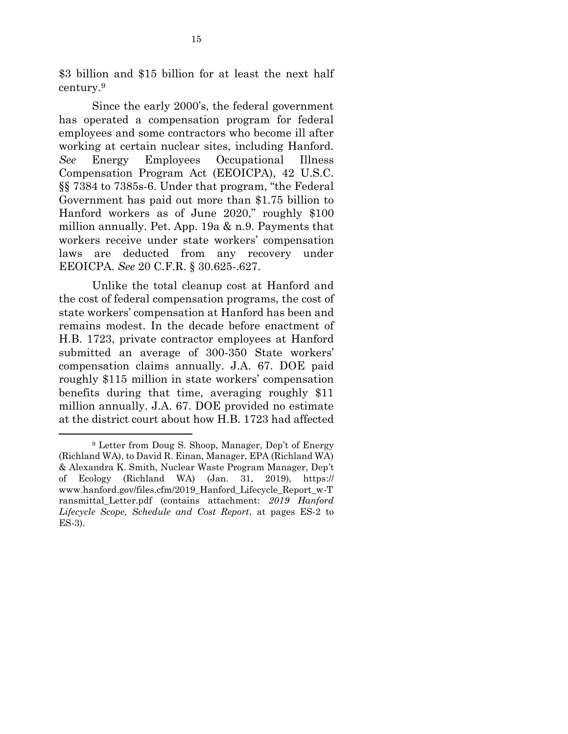$3 billion and $15 billion for at least the next half century.[9]

Since the early 2000's, the federal government has operated a compensation program for federal employees and some contractors who become ill after working at certain nuclear sites, including Hanford. *See* Energy Employees Occupational Illness Compensation Program Act (EEOICPA), 42 U.S.C. §§ 7384 to 7385s-6. Under that program, "the Federal Government has paid out more than $1.75 billion to Hanford workers as of June 2020," roughly $100 million annually. Pet. App. 19a & n.9. Payments that workers receive under state workers' compensation laws are deducted from any recovery under EEOICPA. *See* 20 C.F.R. § 30.625-.627.

Unlike the total cleanup cost at Hanford and the cost of federal compensation programs, the cost of state workers' compensation at Hanford has been and remains modest. In the decade before enactment of H.B. 1723, private contractor employees at Hanford submitted an average of 300-350 State workers' compensation claims annually. J.A. 67. DOE paid roughly $115 million in state workers' compensation benefits during that time, averaging roughly $11 million annually. J.A. 67. DOE provided no estimate at the district court about how H.B. 1723 had affected

---

[9] Letter from Doug S. Shoop, Manager, Dep't of Energy (Richland WA), to David R. Einan, Manager, EPA (Richland WA) & Alexandra K. Smith, Nuclear Waste Program Manager, Dep't of Ecology (Richland WA) (Jan. 31, 2019), https://www.hanford.gov/files.cfm/2019_Hanford_Lifecycle_Report_w-Transmittal_Letter.pdf (contains attachment: *2019 Hanford Lifecycle Scope, Schedule and Cost Report*, at pages ES-2 to ES-3).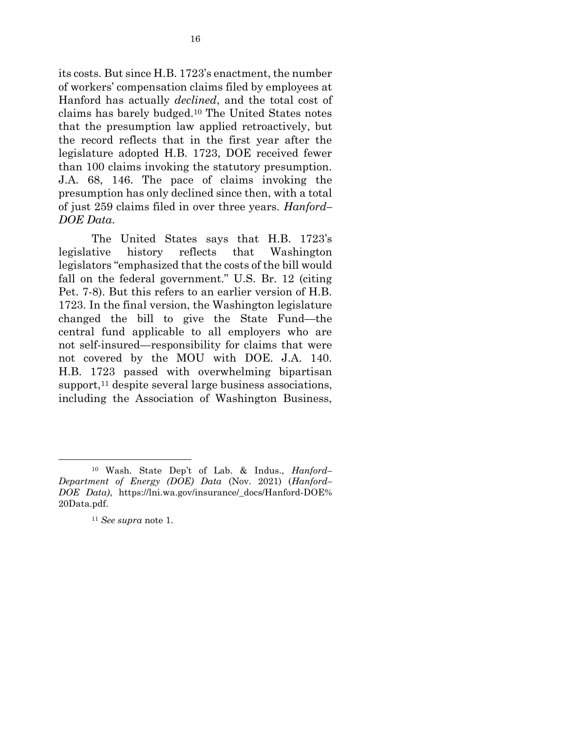its costs. But since H.B. 1723's enactment, the number of workers' compensation claims filed by employees at Hanford has actually *declined*, and the total cost of claims has barely budged.[10] The United States notes that the presumption law applied retroactively, but the record reflects that in the first year after the legislature adopted H.B. 1723, DOE received fewer than 100 claims invoking the statutory presumption. J.A. 68, 146. The pace of claims invoking the presumption has only declined since then, with a total of just 259 claims filed in over three years. *Hanford–DOE Data*.

The United States says that H.B. 1723's legislative history reflects that Washington legislators "emphasized that the costs of the bill would fall on the federal government." U.S. Br. 12 (citing Pet. 7-8). But this refers to an earlier version of H.B. 1723. In the final version, the Washington legislature changed the bill to give the State Fund—the central fund applicable to all employers who are not self-insured—responsibility for claims that were not covered by the MOU with DOE. J.A. 140. H.B. 1723 passed with overwhelming bipartisan support,[11] despite several large business associations, including the Association of Washington Business,

---

[10] Wash. State Dep't of Lab. & Indus., *Hanford–Department of Energy (DOE) Data* (Nov. 2021) (*Hanford–DOE Data)*, https://lni.wa.gov/insurance/_docs/Hanford-DOE%20Data.pdf.

[11] *See supra* note 1.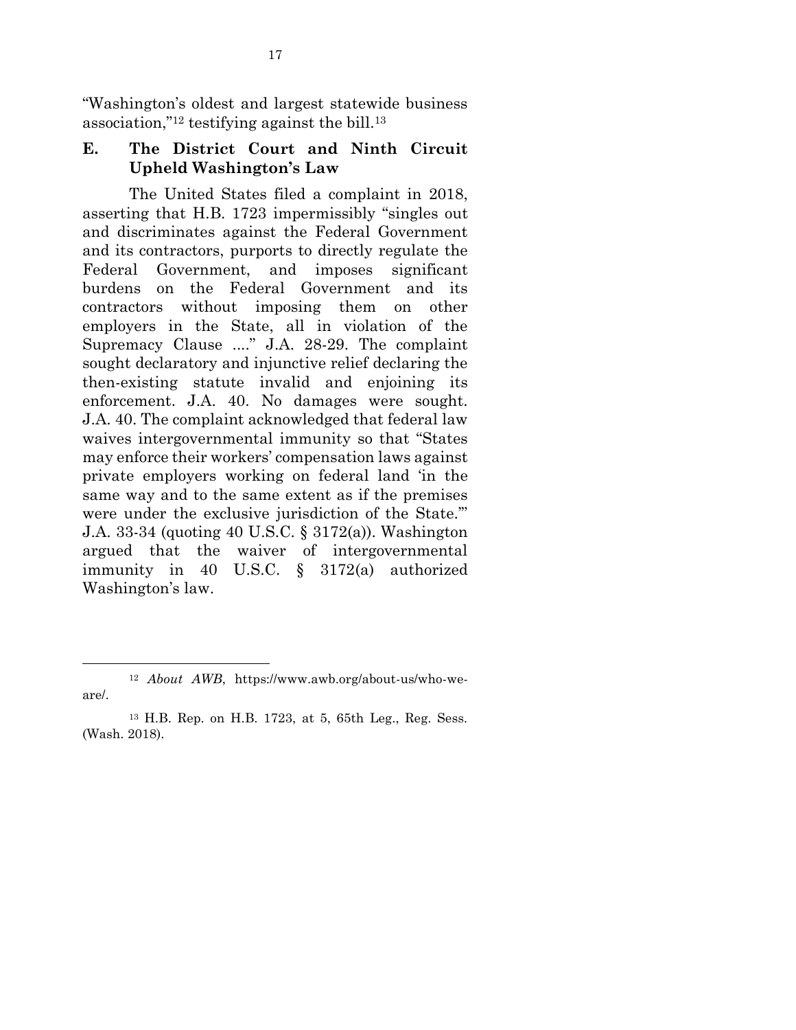"Washington's oldest and largest statewide business association,"[12] testifying against the bill.[13]

### E. The District Court and Ninth Circuit Upheld Washington's Law

The United States filed a complaint in 2018, asserting that H.B. 1723 impermissibly "singles out and discriminates against the Federal Government and its contractors, purports to directly regulate the Federal Government, and imposes significant burdens on the Federal Government and its contractors without imposing them on other employers in the State, all in violation of the Supremacy Clause ...." J.A. 28-29. The complaint sought declaratory and injunctive relief declaring the then-existing statute invalid and enjoining its enforcement. J.A. 40. No damages were sought. J.A. 40. The complaint acknowledged that federal law waives intergovernmental immunity so that "States may enforce their workers' compensation laws against private employers working on federal land 'in the same way and to the same extent as if the premises were under the exclusive jurisdiction of the State.'" J.A. 33-34 (quoting 40 U.S.C. § 3172(a)). Washington argued that the waiver of intergovernmental immunity in 40 U.S.C. § 3172(a) authorized Washington's law.

---

[12] *About AWB*, https://www.awb.org/about-us/who-we-are/.

[13] H.B. Rep. on H.B. 1723, at 5, 65th Leg., Reg. Sess. (Wash. 2018).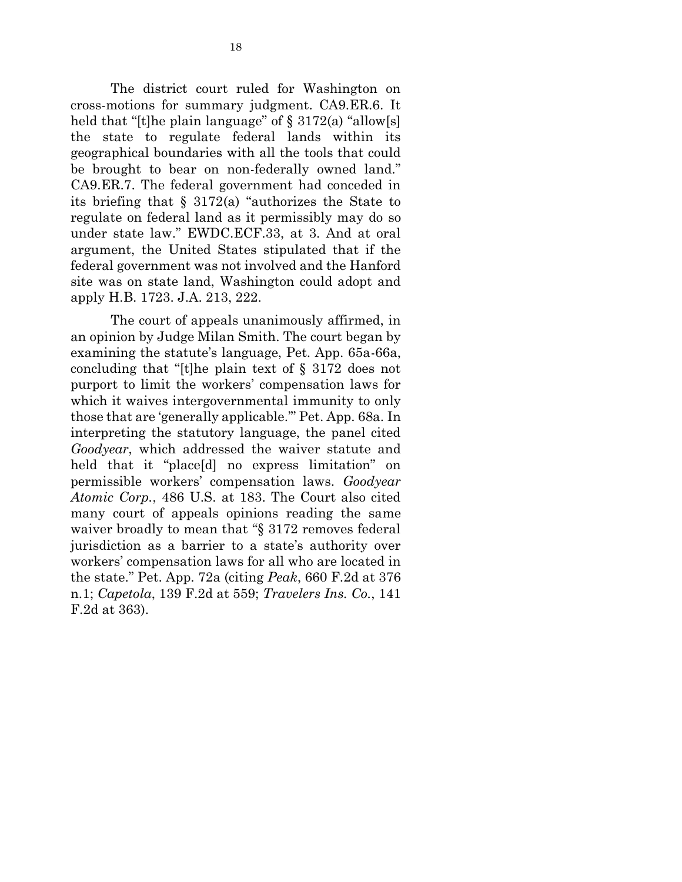The district court ruled for Washington on cross-motions for summary judgment. CA9.ER.6. It held that "[t]he plain language" of § 3172(a) "allow[s] the state to regulate federal lands within its geographical boundaries with all the tools that could be brought to bear on non-federally owned land." CA9.ER.7. The federal government had conceded in its briefing that § 3172(a) "authorizes the State to regulate on federal land as it permissibly may do so under state law." EWDC.ECF.33, at 3. And at oral argument, the United States stipulated that if the federal government was not involved and the Hanford site was on state land, Washington could adopt and apply H.B. 1723. J.A. 213, 222.

The court of appeals unanimously affirmed, in an opinion by Judge Milan Smith. The court began by examining the statute's language, Pet. App. 65a-66a, concluding that "[t]he plain text of § 3172 does not purport to limit the workers' compensation laws for which it waives intergovernmental immunity to only those that are 'generally applicable.'" Pet. App. 68a. In interpreting the statutory language, the panel cited *Goodyear*, which addressed the waiver statute and held that it "place[d] no express limitation" on permissible workers' compensation laws. *Goodyear Atomic Corp.*, 486 U.S. at 183. The Court also cited many court of appeals opinions reading the same waiver broadly to mean that "§ 3172 removes federal jurisdiction as a barrier to a state's authority over workers' compensation laws for all who are located in the state." Pet. App. 72a (citing *Peak*, 660 F.2d at 376 n.1; *Capetola*, 139 F.2d at 559; *Travelers Ins. Co.*, 141 F.2d at 363).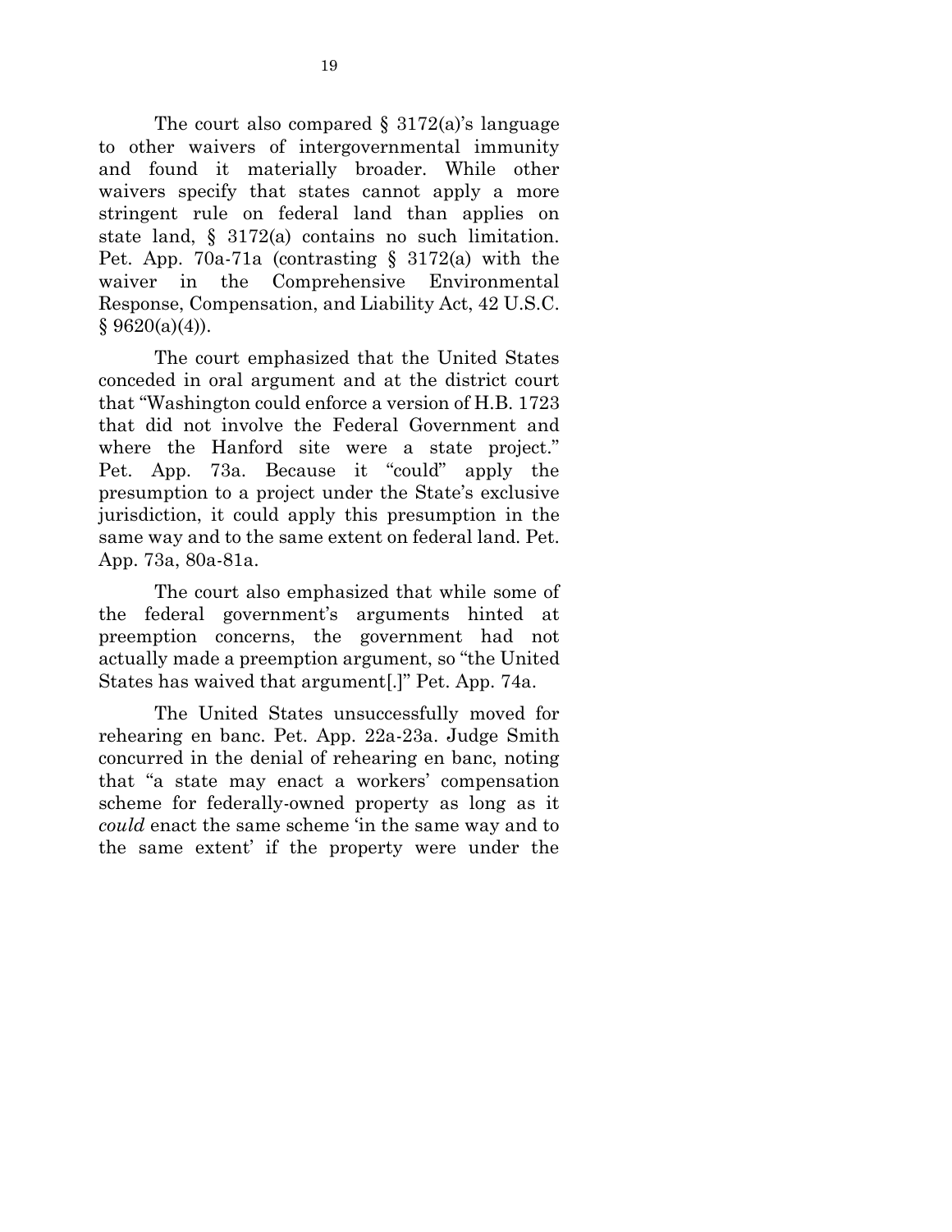The court also compared § 3172(a)'s language to other waivers of intergovernmental immunity and found it materially broader. While other waivers specify that states cannot apply a more stringent rule on federal land than applies on state land, § 3172(a) contains no such limitation. Pet. App. 70a-71a (contrasting § 3172(a) with the waiver in the Comprehensive Environmental Response, Compensation, and Liability Act, 42 U.S.C. § 9620(a)(4)).

The court emphasized that the United States conceded in oral argument and at the district court that "Washington could enforce a version of H.B. 1723 that did not involve the Federal Government and where the Hanford site were a state project." Pet. App. 73a. Because it "could" apply the presumption to a project under the State's exclusive jurisdiction, it could apply this presumption in the same way and to the same extent on federal land. Pet. App. 73a, 80a-81a.

The court also emphasized that while some of the federal government's arguments hinted at preemption concerns, the government had not actually made a preemption argument, so "the United States has waived that argument[.]" Pet. App. 74a.

The United States unsuccessfully moved for rehearing en banc. Pet. App. 22a-23a. Judge Smith concurred in the denial of rehearing en banc, noting that "a state may enact a workers' compensation scheme for federally-owned property as long as it *could* enact the same scheme 'in the same way and to the same extent' if the property were under the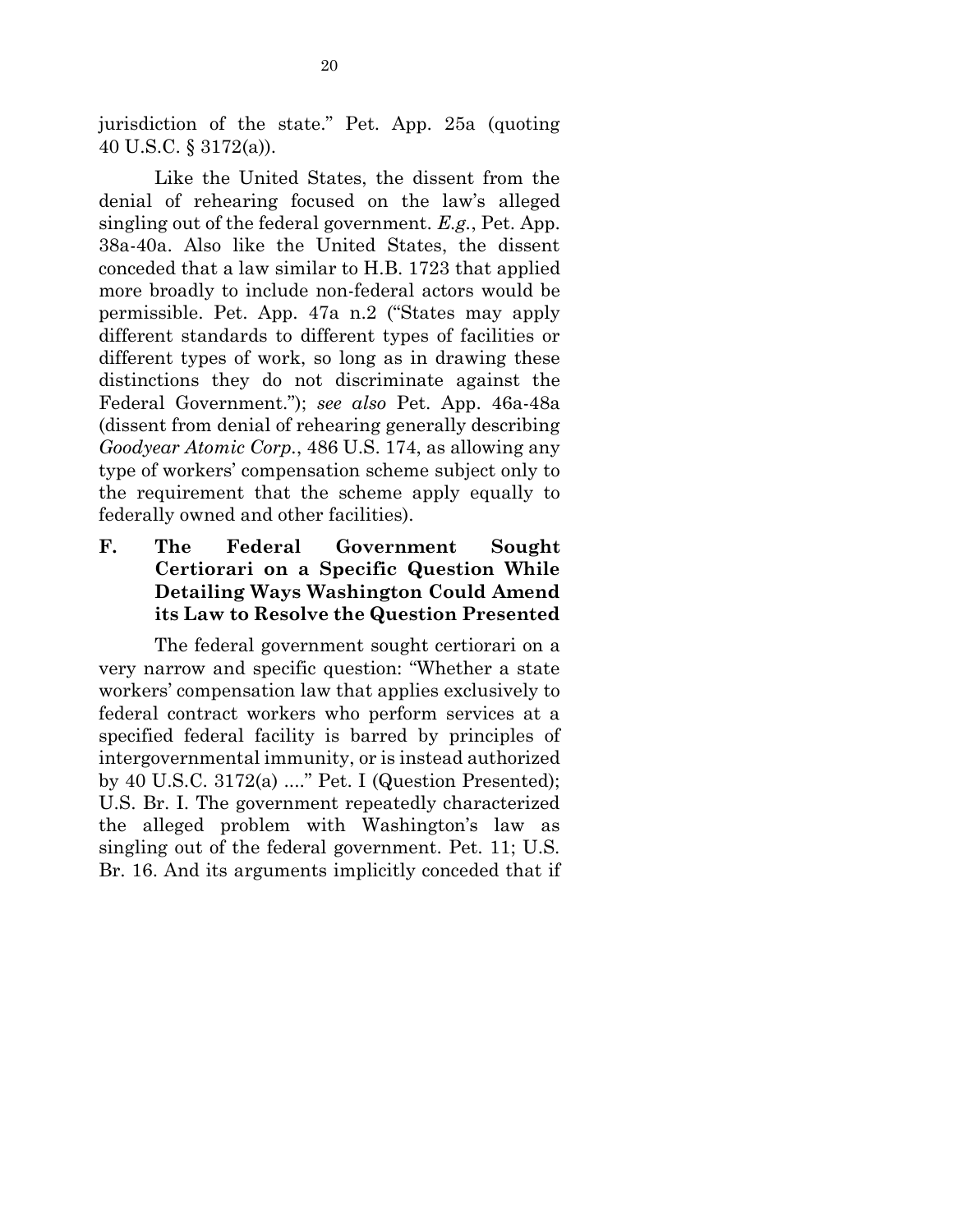jurisdiction of the state." Pet. App. 25a (quoting 40 U.S.C. § 3172(a)).

Like the United States, the dissent from the denial of rehearing focused on the law's alleged singling out of the federal government. *E.g.*, Pet. App. 38a-40a. Also like the United States, the dissent conceded that a law similar to H.B. 1723 that applied more broadly to include non-federal actors would be permissible. Pet. App. 47a n.2 ("States may apply different standards to different types of facilities or different types of work, so long as in drawing these distinctions they do not discriminate against the Federal Government."); *see also* Pet. App. 46a-48a (dissent from denial of rehearing generally describing *Goodyear Atomic Corp.*, 486 U.S. 174, as allowing any type of workers' compensation scheme subject only to the requirement that the scheme apply equally to federally owned and other facilities).

### F. The Federal Government Sought Certiorari on a Specific Question While Detailing Ways Washington Could Amend its Law to Resolve the Question Presented

The federal government sought certiorari on a very narrow and specific question: "Whether a state workers' compensation law that applies exclusively to federal contract workers who perform services at a specified federal facility is barred by principles of intergovernmental immunity, or is instead authorized by 40 U.S.C. 3172(a) ...." Pet. I (Question Presented); U.S. Br. I. The government repeatedly characterized the alleged problem with Washington's law as singling out of the federal government. Pet. 11; U.S. Br. 16. And its arguments implicitly conceded that if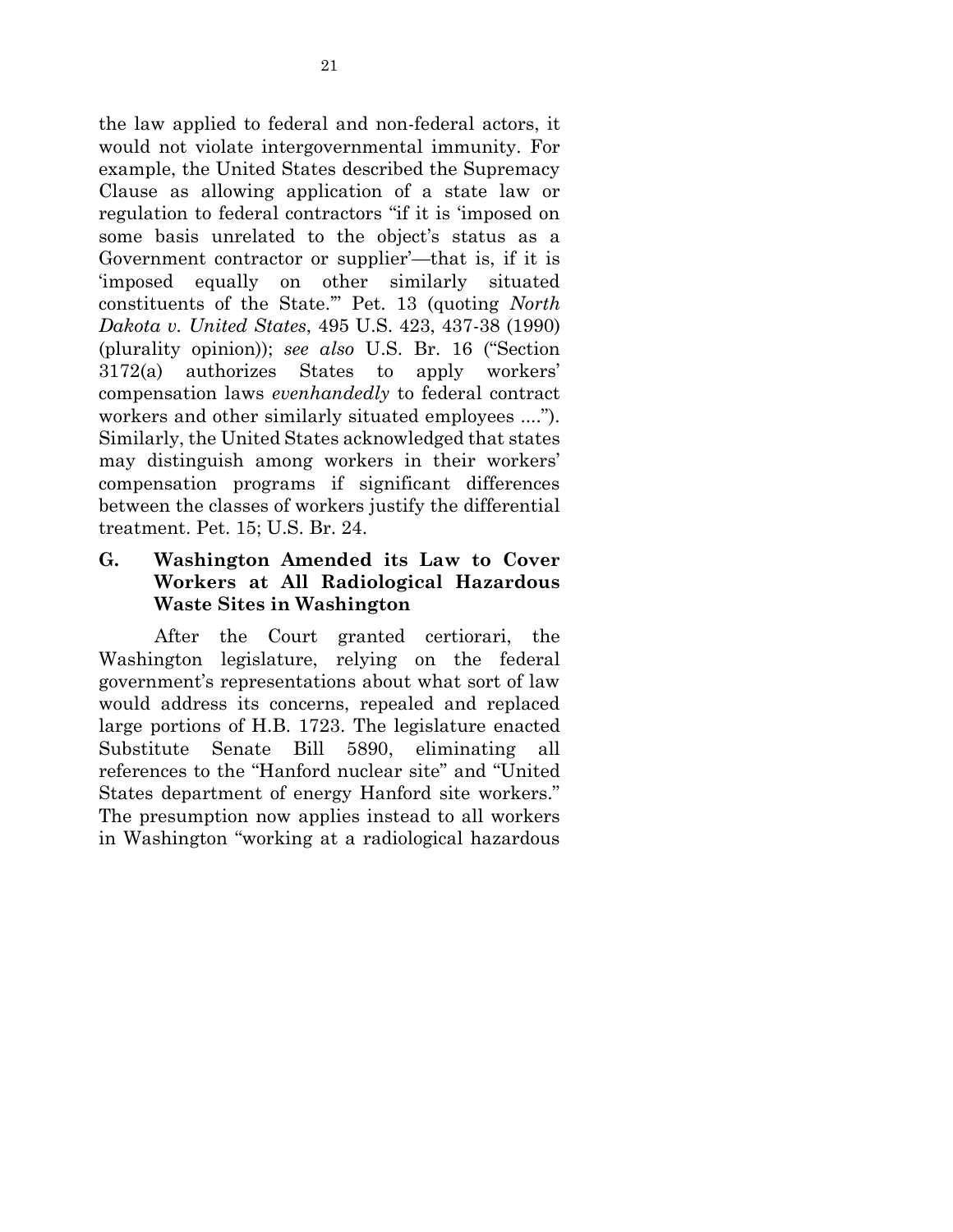the law applied to federal and non-federal actors, it would not violate intergovernmental immunity. For example, the United States described the Supremacy Clause as allowing application of a state law or regulation to federal contractors "if it is 'imposed on some basis unrelated to the object's status as a Government contractor or supplier'—that is, if it is 'imposed equally on other similarly situated constituents of the State.'" Pet. 13 (quoting *North Dakota v. United States*, 495 U.S. 423, 437-38 (1990) (plurality opinion)); *see also* U.S. Br. 16 ("Section 3172(a) authorizes States to apply workers' compensation laws *evenhandedly* to federal contract workers and other similarly situated employees ...."). Similarly, the United States acknowledged that states may distinguish among workers in their workers' compensation programs if significant differences between the classes of workers justify the differential treatment. Pet. 15; U.S. Br. 24.

### G. Washington Amended its Law to Cover Workers at All Radiological Hazardous Waste Sites in Washington

After the Court granted certiorari, the Washington legislature, relying on the federal government's representations about what sort of law would address its concerns, repealed and replaced large portions of H.B. 1723. The legislature enacted Substitute Senate Bill 5890, eliminating all references to the "Hanford nuclear site" and "United States department of energy Hanford site workers." The presumption now applies instead to all workers in Washington "working at a radiological hazardous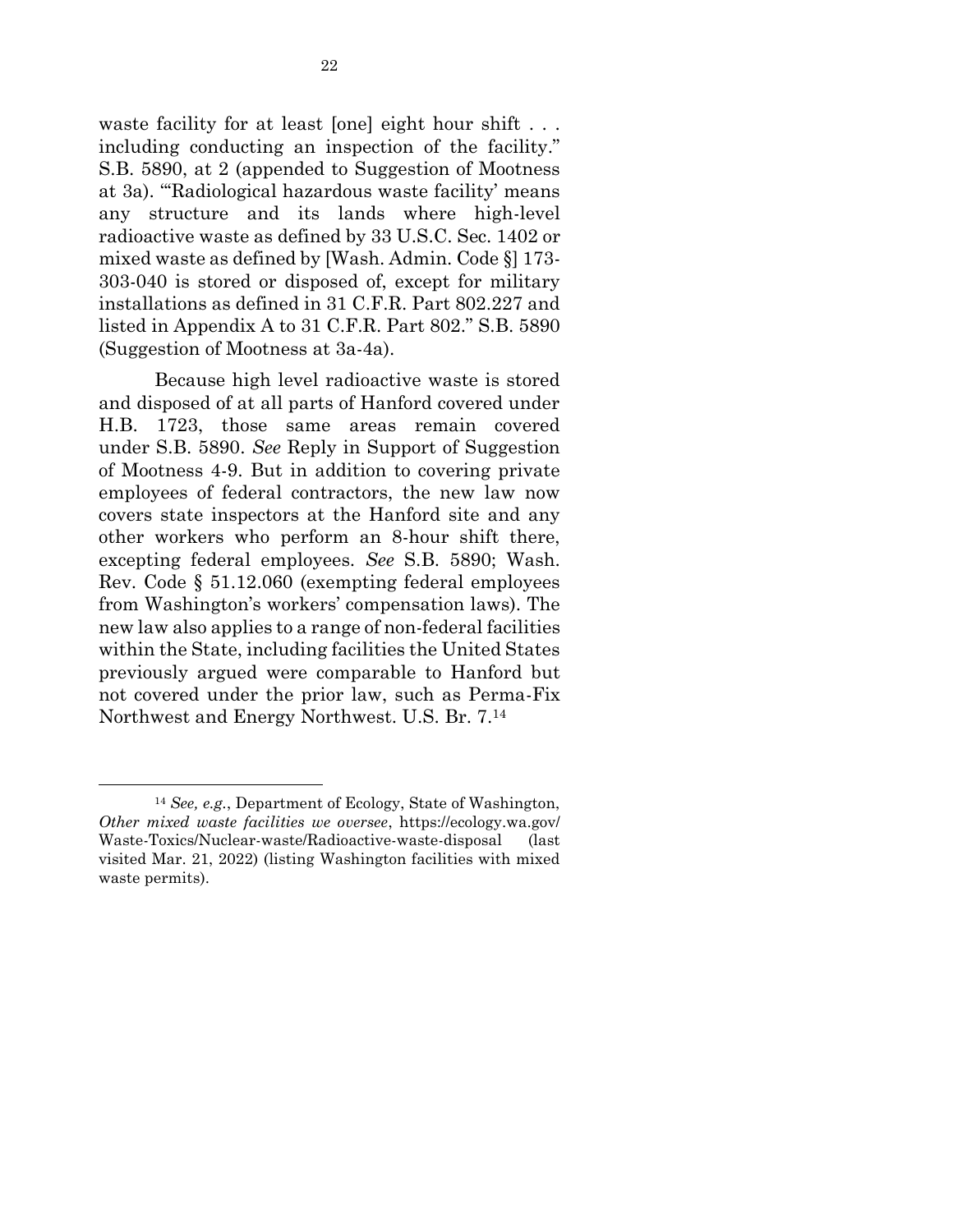waste facility for at least [one] eight hour shift . . . including conducting an inspection of the facility." S.B. 5890, at 2 (appended to Suggestion of Mootness at 3a). "'Radiological hazardous waste facility' means any structure and its lands where high-level radioactive waste as defined by 33 U.S.C. Sec. 1402 or mixed waste as defined by [Wash. Admin. Code §] 173-303-040 is stored or disposed of, except for military installations as defined in 31 C.F.R. Part 802.227 and listed in Appendix A to 31 C.F.R. Part 802." S.B. 5890 (Suggestion of Mootness at 3a-4a).

Because high level radioactive waste is stored and disposed of at all parts of Hanford covered under H.B. 1723, those same areas remain covered under S.B. 5890. *See* Reply in Support of Suggestion of Mootness 4-9. But in addition to covering private employees of federal contractors, the new law now covers state inspectors at the Hanford site and any other workers who perform an 8-hour shift there, excepting federal employees. *See* S.B. 5890; Wash. Rev. Code § 51.12.060 (exempting federal employees from Washington's workers' compensation laws). The new law also applies to a range of non-federal facilities within the State, including facilities the United States previously argued were comparable to Hanford but not covered under the prior law, such as Perma-Fix Northwest and Energy Northwest. U.S. Br. 7.[14]

---

[14] *See, e.g.*, Department of Ecology, State of Washington, *Other mixed waste facilities we oversee*, https://ecology.wa.gov/Waste-Toxics/Nuclear-waste/Radioactive-waste-disposal (last visited Mar. 21, 2022) (listing Washington facilities with mixed waste permits).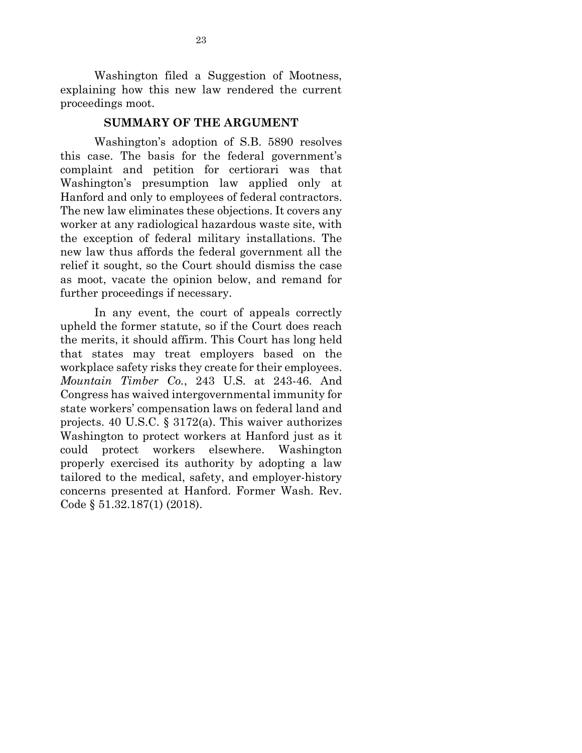Washington filed a Suggestion of Mootness, explaining how this new law rendered the current proceedings moot.

## SUMMARY OF THE ARGUMENT

Washington's adoption of S.B. 5890 resolves this case. The basis for the federal government's complaint and petition for certiorari was that Washington's presumption law applied only at Hanford and only to employees of federal contractors. The new law eliminates these objections. It covers any worker at any radiological hazardous waste site, with the exception of federal military installations. The new law thus affords the federal government all the relief it sought, so the Court should dismiss the case as moot, vacate the opinion below, and remand for further proceedings if necessary.

In any event, the court of appeals correctly upheld the former statute, so if the Court does reach the merits, it should affirm. This Court has long held that states may treat employers based on the workplace safety risks they create for their employees. *Mountain Timber Co.*, 243 U.S. at 243-46. And Congress has waived intergovernmental immunity for state workers' compensation laws on federal land and projects. 40 U.S.C. § 3172(a). This waiver authorizes Washington to protect workers at Hanford just as it could protect workers elsewhere. Washington properly exercised its authority by adopting a law tailored to the medical, safety, and employer-history concerns presented at Hanford. Former Wash. Rev. Code § 51.32.187(1) (2018).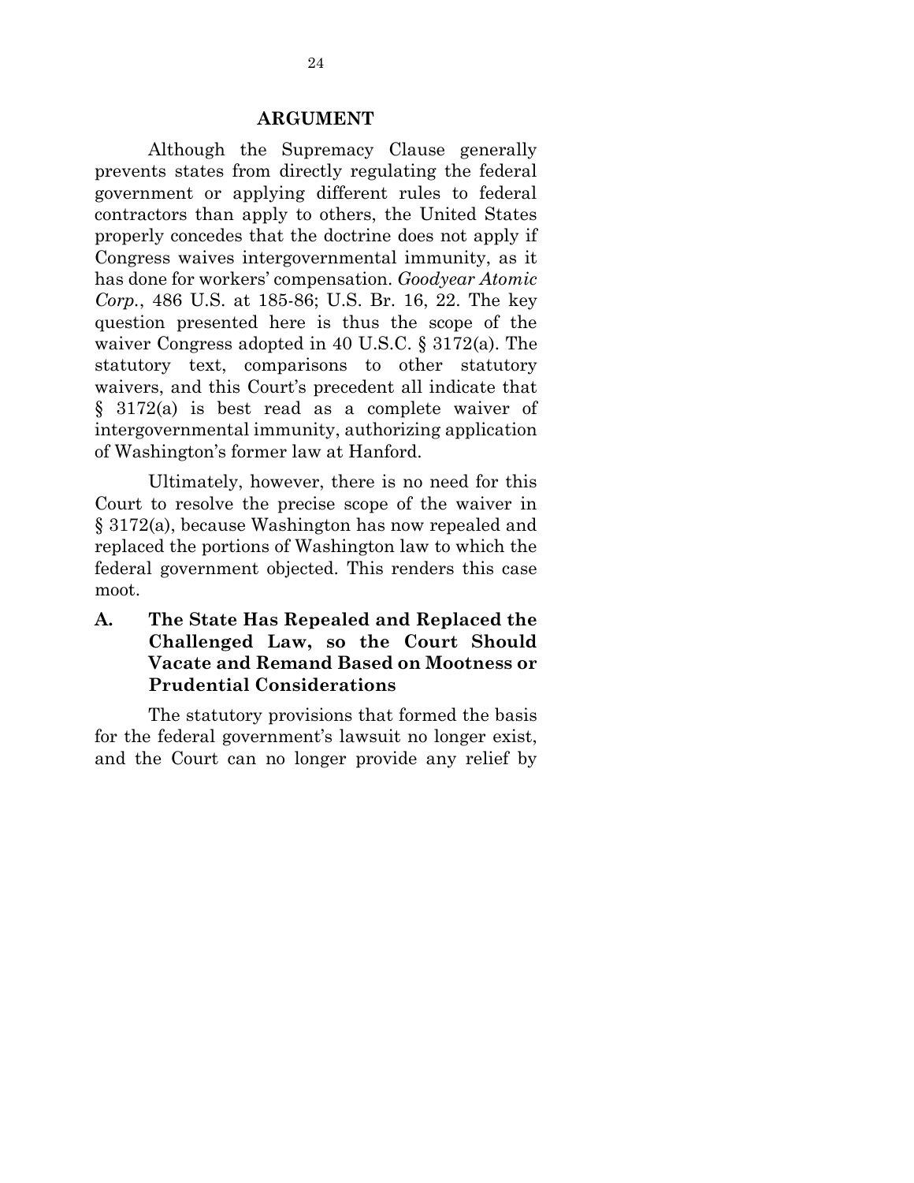## ARGUMENT

Although the Supremacy Clause generally prevents states from directly regulating the federal government or applying different rules to federal contractors than apply to others, the United States properly concedes that the doctrine does not apply if Congress waives intergovernmental immunity, as it has done for workers' compensation. *Goodyear Atomic Corp.*, 486 U.S. at 185-86; U.S. Br. 16, 22. The key question presented here is thus the scope of the waiver Congress adopted in 40 U.S.C. § 3172(a). The statutory text, comparisons to other statutory waivers, and this Court's precedent all indicate that § 3172(a) is best read as a complete waiver of intergovernmental immunity, authorizing application of Washington's former law at Hanford.

Ultimately, however, there is no need for this Court to resolve the precise scope of the waiver in § 3172(a), because Washington has now repealed and replaced the portions of Washington law to which the federal government objected. This renders this case moot.

### A. The State Has Repealed and Replaced the Challenged Law, so the Court Should Vacate and Remand Based on Mootness or Prudential Considerations

The statutory provisions that formed the basis for the federal government's lawsuit no longer exist, and the Court can no longer provide any relief by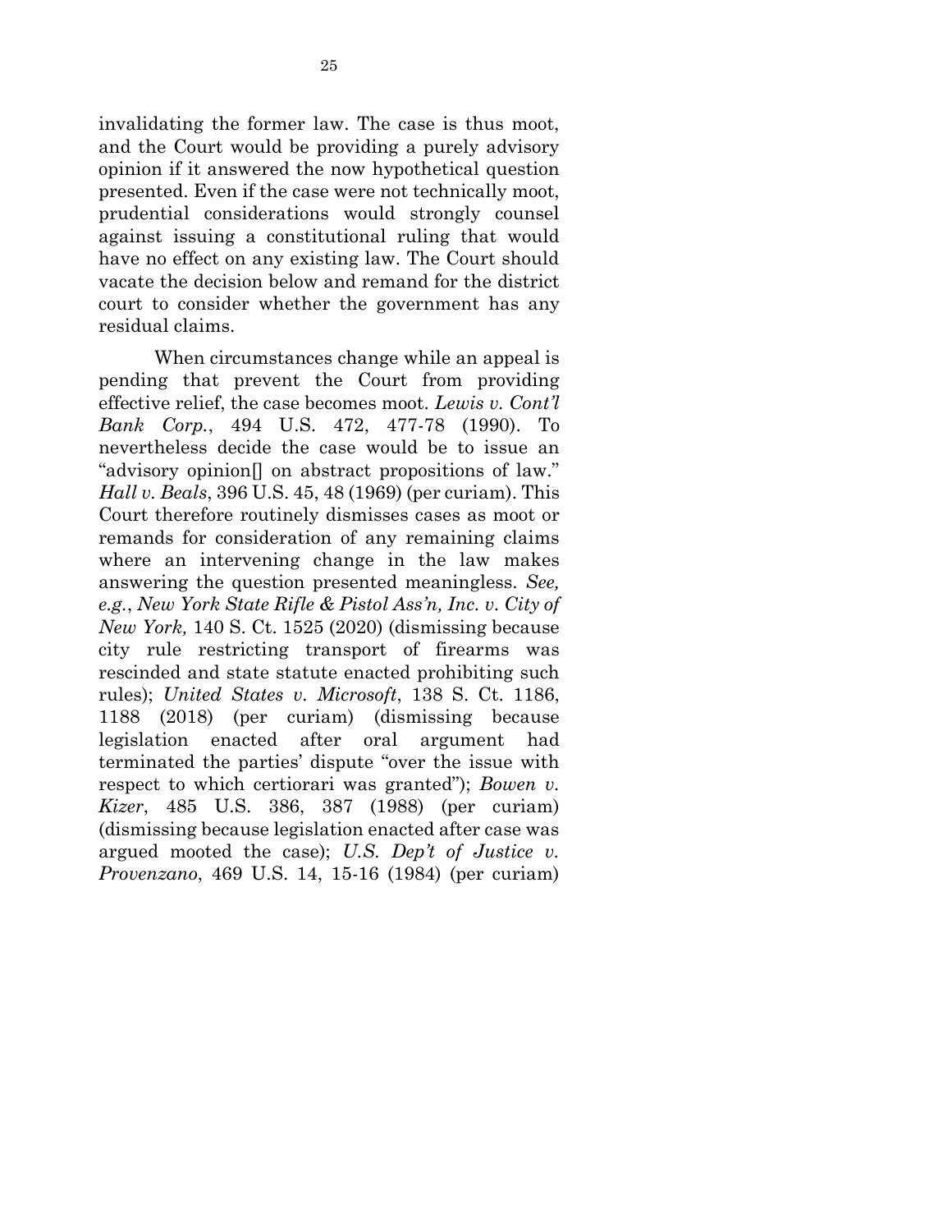invalidating the former law. The case is thus moot, and the Court would be providing a purely advisory opinion if it answered the now hypothetical question presented. Even if the case were not technically moot, prudential considerations would strongly counsel against issuing a constitutional ruling that would have no effect on any existing law. The Court should vacate the decision below and remand for the district court to consider whether the government has any residual claims.

When circumstances change while an appeal is pending that prevent the Court from providing effective relief, the case becomes moot. *Lewis v. Cont'l Bank Corp.*, 494 U.S. 472, 477-78 (1990). To nevertheless decide the case would be to issue an "advisory opinion[] on abstract propositions of law." *Hall v. Beals*, 396 U.S. 45, 48 (1969) (per curiam). This Court therefore routinely dismisses cases as moot or remands for consideration of any remaining claims where an intervening change in the law makes answering the question presented meaningless. *See, e.g.*, *New York State Rifle & Pistol Ass'n, Inc. v. City of New York,* 140 S. Ct. 1525 (2020) (dismissing because city rule restricting transport of firearms was rescinded and state statute enacted prohibiting such rules); *United States v. Microsoft*, 138 S. Ct. 1186, 1188 (2018) (per curiam) (dismissing because legislation enacted after oral argument had terminated the parties' dispute "over the issue with respect to which certiorari was granted"); *Bowen v. Kizer*, 485 U.S. 386, 387 (1988) (per curiam) (dismissing because legislation enacted after case was argued mooted the case); *U.S. Dep't of Justice v. Provenzano*, 469 U.S. 14, 15-16 (1984) (per curiam)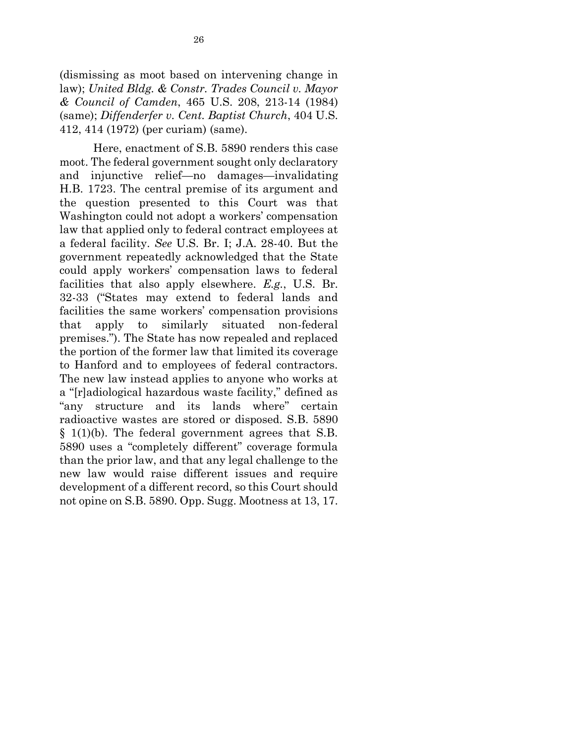(dismissing as moot based on intervening change in law); *United Bldg. & Constr. Trades Council v. Mayor & Council of Camden*, 465 U.S. 208, 213-14 (1984) (same); *Diffenderfer v. Cent. Baptist Church*, 404 U.S. 412, 414 (1972) (per curiam) (same).

Here, enactment of S.B. 5890 renders this case moot. The federal government sought only declaratory and injunctive relief—no damages—invalidating H.B. 1723. The central premise of its argument and the question presented to this Court was that Washington could not adopt a workers' compensation law that applied only to federal contract employees at a federal facility. *See* U.S. Br. I; J.A. 28-40. But the government repeatedly acknowledged that the State could apply workers' compensation laws to federal facilities that also apply elsewhere. *E.g.*, U.S. Br. 32-33 ("States may extend to federal lands and facilities the same workers' compensation provisions that apply to similarly situated non-federal premises."). The State has now repealed and replaced the portion of the former law that limited its coverage to Hanford and to employees of federal contractors. The new law instead applies to anyone who works at a "[r]adiological hazardous waste facility," defined as "any structure and its lands where" certain radioactive wastes are stored or disposed. S.B. 5890 § 1(1)(b). The federal government agrees that S.B. 5890 uses a "completely different" coverage formula than the prior law, and that any legal challenge to the new law would raise different issues and require development of a different record, so this Court should not opine on S.B. 5890. Opp. Sugg. Mootness at 13, 17.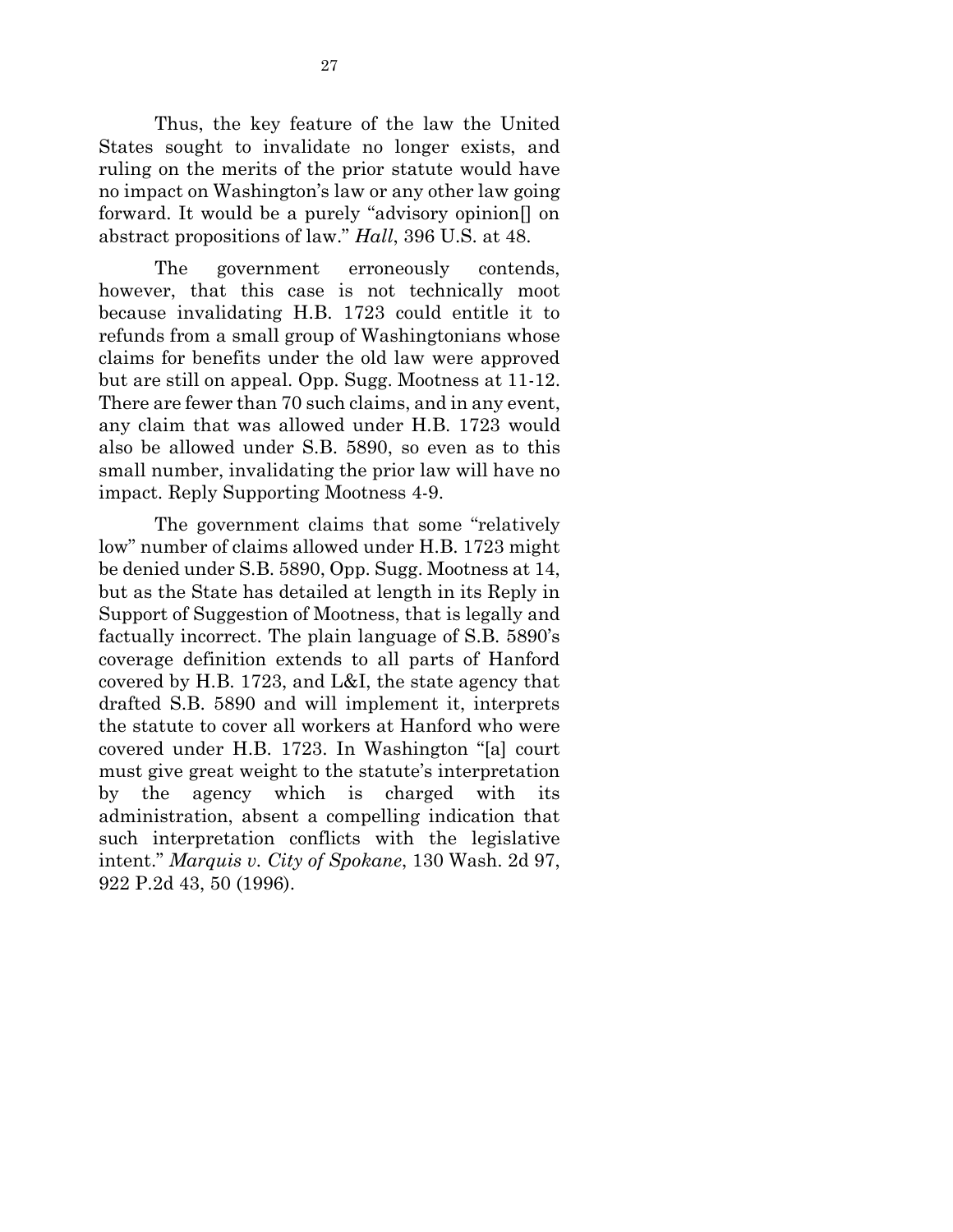Thus, the key feature of the law the United States sought to invalidate no longer exists, and ruling on the merits of the prior statute would have no impact on Washington's law or any other law going forward. It would be a purely "advisory opinion[] on abstract propositions of law." *Hall*, 396 U.S. at 48.

The government erroneously contends, however, that this case is not technically moot because invalidating H.B. 1723 could entitle it to refunds from a small group of Washingtonians whose claims for benefits under the old law were approved but are still on appeal. Opp. Sugg. Mootness at 11-12. There are fewer than 70 such claims, and in any event, any claim that was allowed under H.B. 1723 would also be allowed under S.B. 5890, so even as to this small number, invalidating the prior law will have no impact. Reply Supporting Mootness 4-9.

The government claims that some "relatively low" number of claims allowed under H.B. 1723 might be denied under S.B. 5890, Opp. Sugg. Mootness at 14, but as the State has detailed at length in its Reply in Support of Suggestion of Mootness, that is legally and factually incorrect. The plain language of S.B. 5890's coverage definition extends to all parts of Hanford covered by H.B. 1723, and L&I, the state agency that drafted S.B. 5890 and will implement it, interprets the statute to cover all workers at Hanford who were covered under H.B. 1723. In Washington "[a] court must give great weight to the statute's interpretation by the agency which is charged with its administration, absent a compelling indication that such interpretation conflicts with the legislative intent." *Marquis v. City of Spokane*, 130 Wash. 2d 97, 922 P.2d 43, 50 (1996).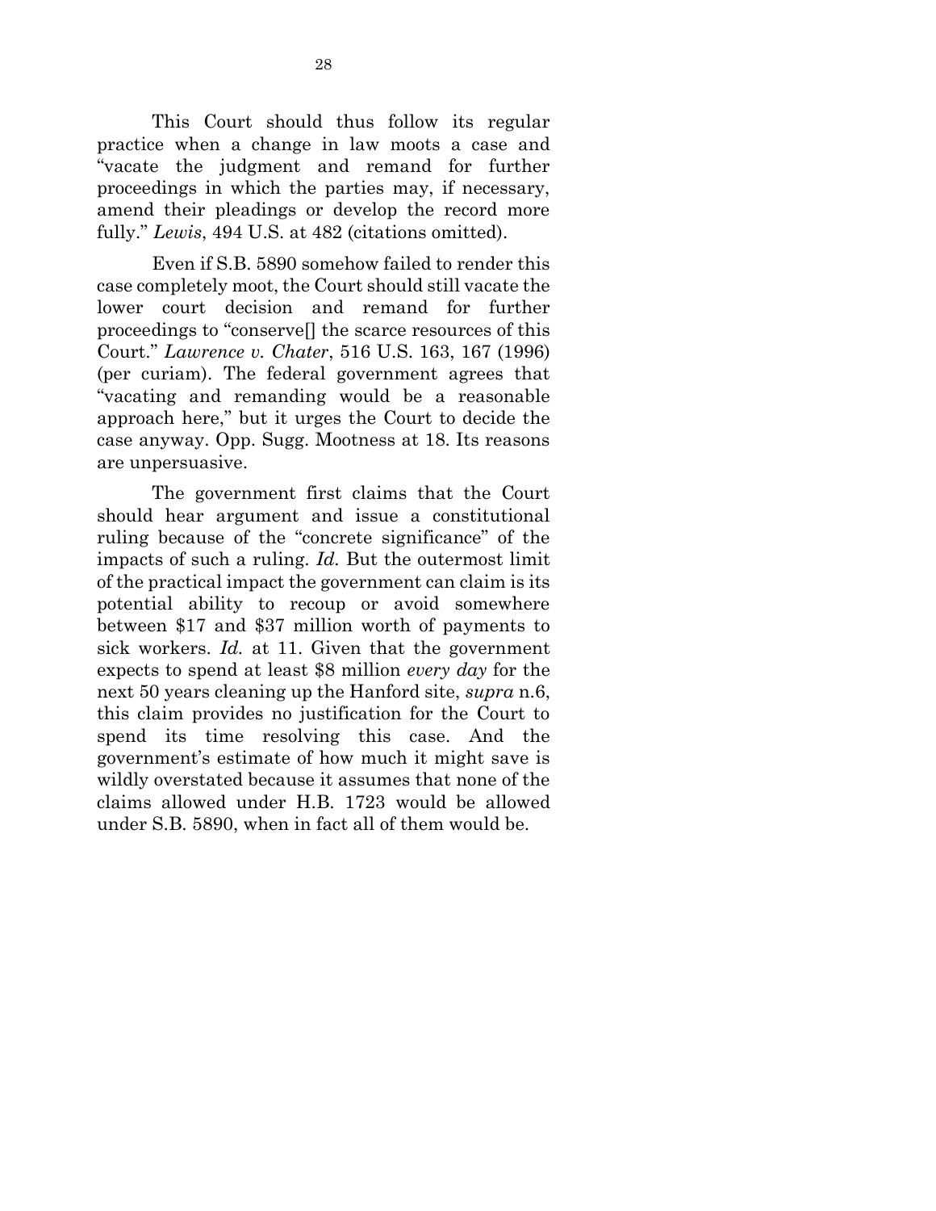This Court should thus follow its regular practice when a change in law moots a case and "vacate the judgment and remand for further proceedings in which the parties may, if necessary, amend their pleadings or develop the record more fully." *Lewis*, 494 U.S. at 482 (citations omitted).

Even if S.B. 5890 somehow failed to render this case completely moot, the Court should still vacate the lower court decision and remand for further proceedings to "conserve[] the scarce resources of this Court." *Lawrence v. Chater*, 516 U.S. 163, 167 (1996) (per curiam). The federal government agrees that "vacating and remanding would be a reasonable approach here," but it urges the Court to decide the case anyway. Opp. Sugg. Mootness at 18. Its reasons are unpersuasive.

The government first claims that the Court should hear argument and issue a constitutional ruling because of the "concrete significance" of the impacts of such a ruling. *Id.* But the outermost limit of the practical impact the government can claim is its potential ability to recoup or avoid somewhere between $17 and $37 million worth of payments to sick workers. *Id.* at 11. Given that the government expects to spend at least $8 million *every day* for the next 50 years cleaning up the Hanford site, *supra* n.6, this claim provides no justification for the Court to spend its time resolving this case. And the government's estimate of how much it might save is wildly overstated because it assumes that none of the claims allowed under H.B. 1723 would be allowed under S.B. 5890, when in fact all of them would be.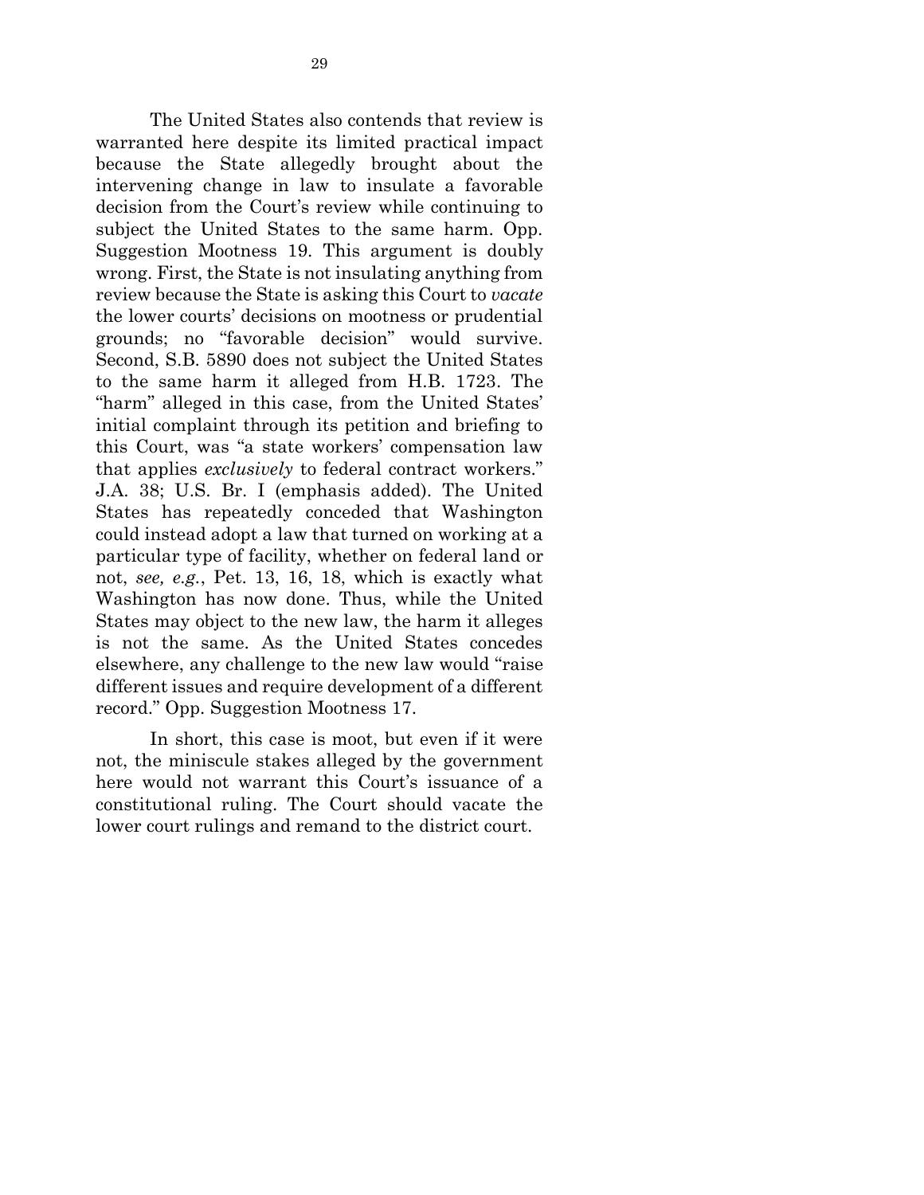The United States also contends that review is warranted here despite its limited practical impact because the State allegedly brought about the intervening change in law to insulate a favorable decision from the Court's review while continuing to subject the United States to the same harm. Opp. Suggestion Mootness 19. This argument is doubly wrong. First, the State is not insulating anything from review because the State is asking this Court to *vacate* the lower courts' decisions on mootness or prudential grounds; no "favorable decision" would survive. Second, S.B. 5890 does not subject the United States to the same harm it alleged from H.B. 1723. The "harm" alleged in this case, from the United States' initial complaint through its petition and briefing to this Court, was "a state workers' compensation law that applies *exclusively* to federal contract workers." J.A. 38; U.S. Br. I (emphasis added). The United States has repeatedly conceded that Washington could instead adopt a law that turned on working at a particular type of facility, whether on federal land or not, *see, e.g.*, Pet. 13, 16, 18, which is exactly what Washington has now done. Thus, while the United States may object to the new law, the harm it alleges is not the same. As the United States concedes elsewhere, any challenge to the new law would "raise different issues and require development of a different record." Opp. Suggestion Mootness 17.

In short, this case is moot, but even if it were not, the miniscule stakes alleged by the government here would not warrant this Court's issuance of a constitutional ruling. The Court should vacate the lower court rulings and remand to the district court.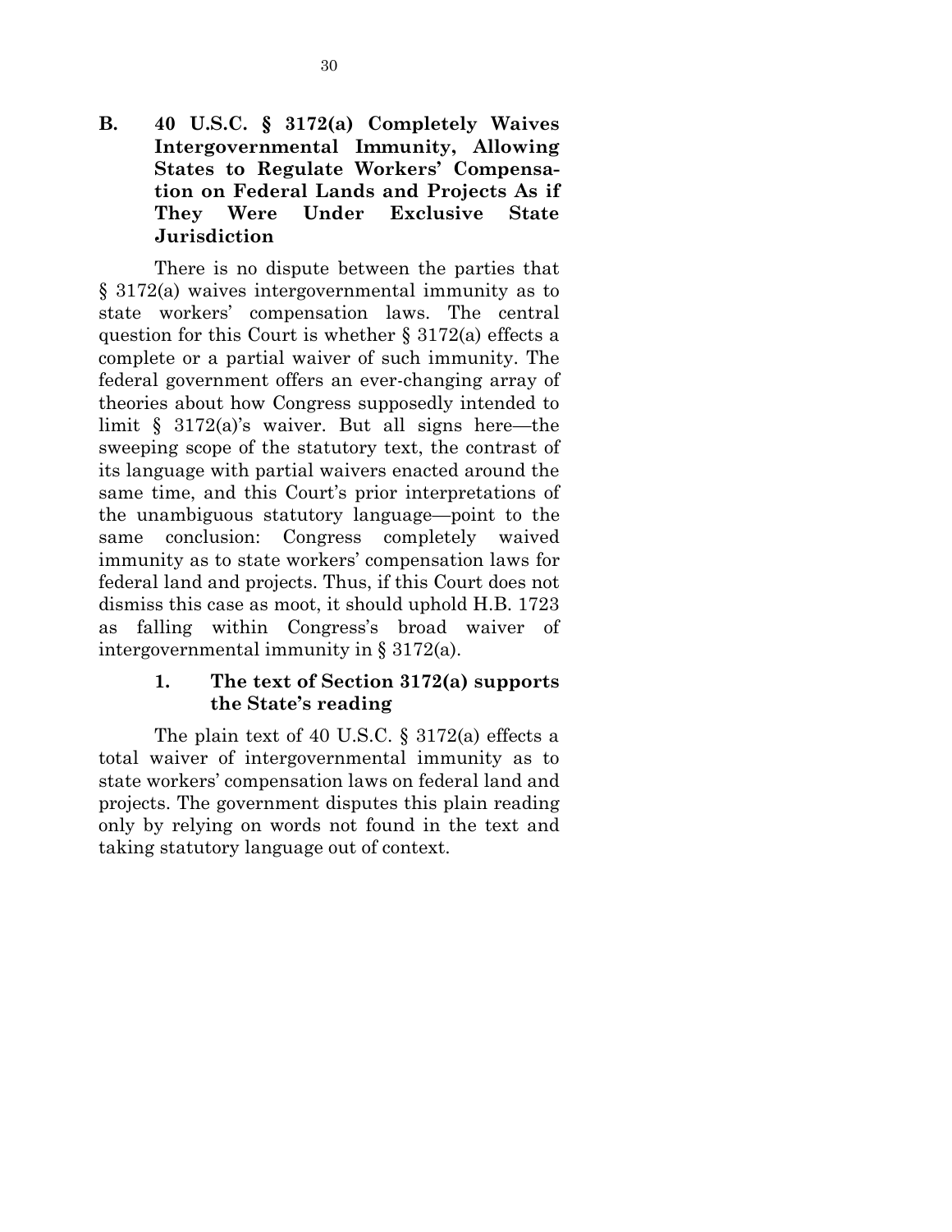## B. 40 U.S.C. § 3172(a) Completely Waives Intergovernmental Immunity, Allowing States to Regulate Workers' Compensation on Federal Lands and Projects As if They Were Under Exclusive State Jurisdiction

There is no dispute between the parties that § 3172(a) waives intergovernmental immunity as to state workers' compensation laws. The central question for this Court is whether § 3172(a) effects a complete or a partial waiver of such immunity. The federal government offers an ever-changing array of theories about how Congress supposedly intended to limit § 3172(a)'s waiver. But all signs here—the sweeping scope of the statutory text, the contrast of its language with partial waivers enacted around the same time, and this Court's prior interpretations of the unambiguous statutory language—point to the same conclusion: Congress completely waived immunity as to state workers' compensation laws for federal land and projects. Thus, if this Court does not dismiss this case as moot, it should uphold H.B. 1723 as falling within Congress's broad waiver of intergovernmental immunity in § 3172(a).

### 1. The text of Section 3172(a) supports the State's reading

The plain text of 40 U.S.C. § 3172(a) effects a total waiver of intergovernmental immunity as to state workers' compensation laws on federal land and projects. The government disputes this plain reading only by relying on words not found in the text and taking statutory language out of context.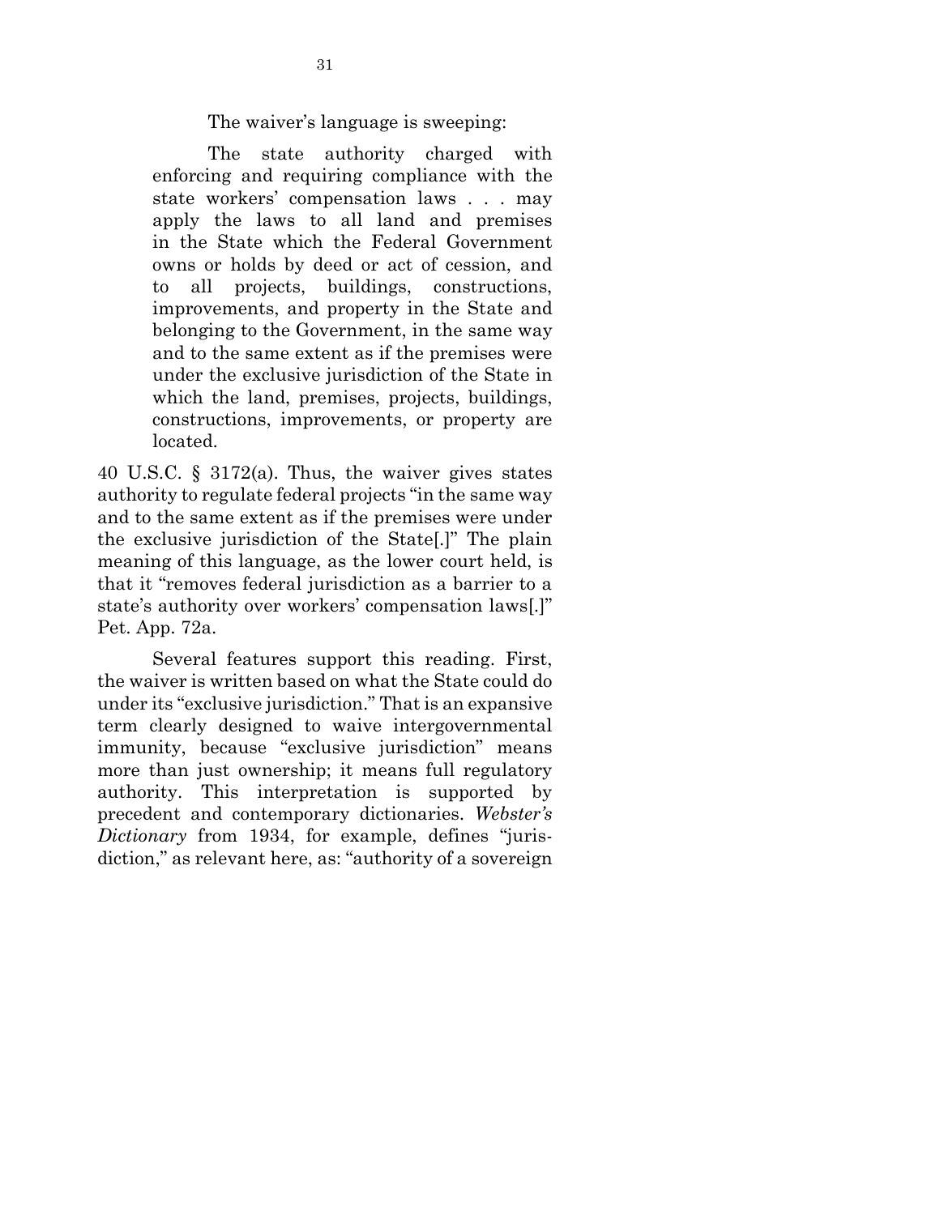The waiver's language is sweeping:

> The state authority charged with enforcing and requiring compliance with the state workers' compensation laws . . . may apply the laws to all land and premises in the State which the Federal Government owns or holds by deed or act of cession, and to all projects, buildings, constructions, improvements, and property in the State and belonging to the Government, in the same way and to the same extent as if the premises were under the exclusive jurisdiction of the State in which the land, premises, projects, buildings, constructions, improvements, or property are located.

40 U.S.C. § 3172(a). Thus, the waiver gives states authority to regulate federal projects "in the same way and to the same extent as if the premises were under the exclusive jurisdiction of the State[.]" The plain meaning of this language, as the lower court held, is that it "removes federal jurisdiction as a barrier to a state's authority over workers' compensation laws[.]" Pet. App. 72a.

Several features support this reading. First, the waiver is written based on what the State could do under its "exclusive jurisdiction." That is an expansive term clearly designed to waive intergovernmental immunity, because "exclusive jurisdiction" means more than just ownership; it means full regulatory authority. This interpretation is supported by precedent and contemporary dictionaries. *Webster's Dictionary* from 1934, for example, defines "jurisdiction," as relevant here, as: "authority of a sovereign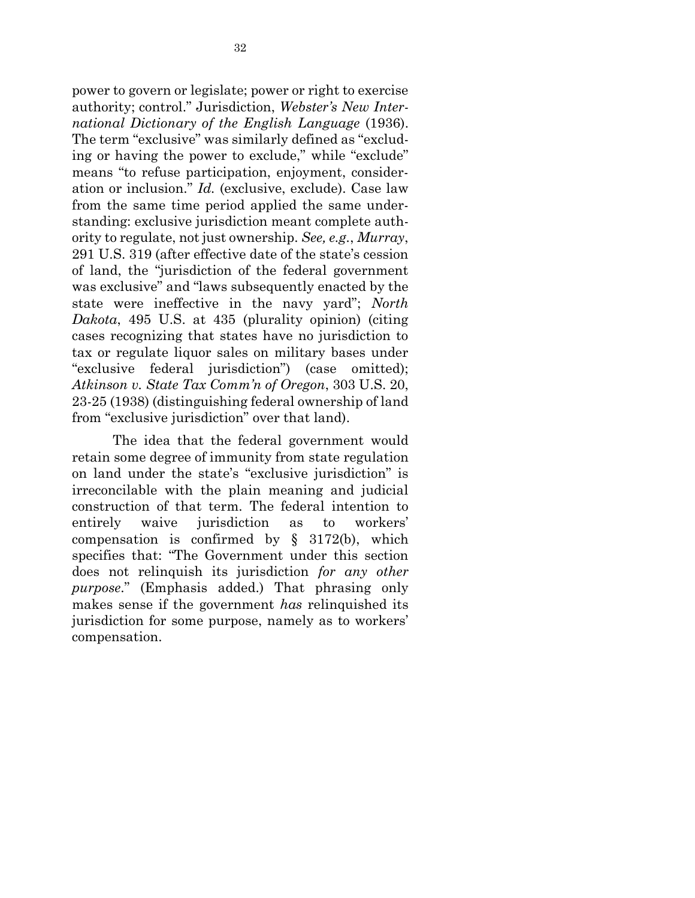power to govern or legislate; power or right to exercise authority; control." Jurisdiction, *Webster's New International Dictionary of the English Language* (1936). The term "exclusive" was similarly defined as "excluding or having the power to exclude," while "exclude" means "to refuse participation, enjoyment, consideration or inclusion." *Id.* (exclusive, exclude). Case law from the same time period applied the same understanding: exclusive jurisdiction meant complete authority to regulate, not just ownership. *See, e.g.*, *Murray*, 291 U.S. 319 (after effective date of the state's cession of land, the "jurisdiction of the federal government was exclusive" and "laws subsequently enacted by the state were ineffective in the navy yard"; *North Dakota*, 495 U.S. at 435 (plurality opinion) (citing cases recognizing that states have no jurisdiction to tax or regulate liquor sales on military bases under "exclusive federal jurisdiction") (case omitted); *Atkinson v. State Tax Comm'n of Oregon*, 303 U.S. 20, 23-25 (1938) (distinguishing federal ownership of land from "exclusive jurisdiction" over that land).

The idea that the federal government would retain some degree of immunity from state regulation on land under the state's "exclusive jurisdiction" is irreconcilable with the plain meaning and judicial construction of that term. The federal intention to entirely waive jurisdiction as to workers' compensation is confirmed by § 3172(b), which specifies that: "The Government under this section does not relinquish its jurisdiction *for any other purpose*." (Emphasis added.) That phrasing only makes sense if the government *has* relinquished its jurisdiction for some purpose, namely as to workers' compensation.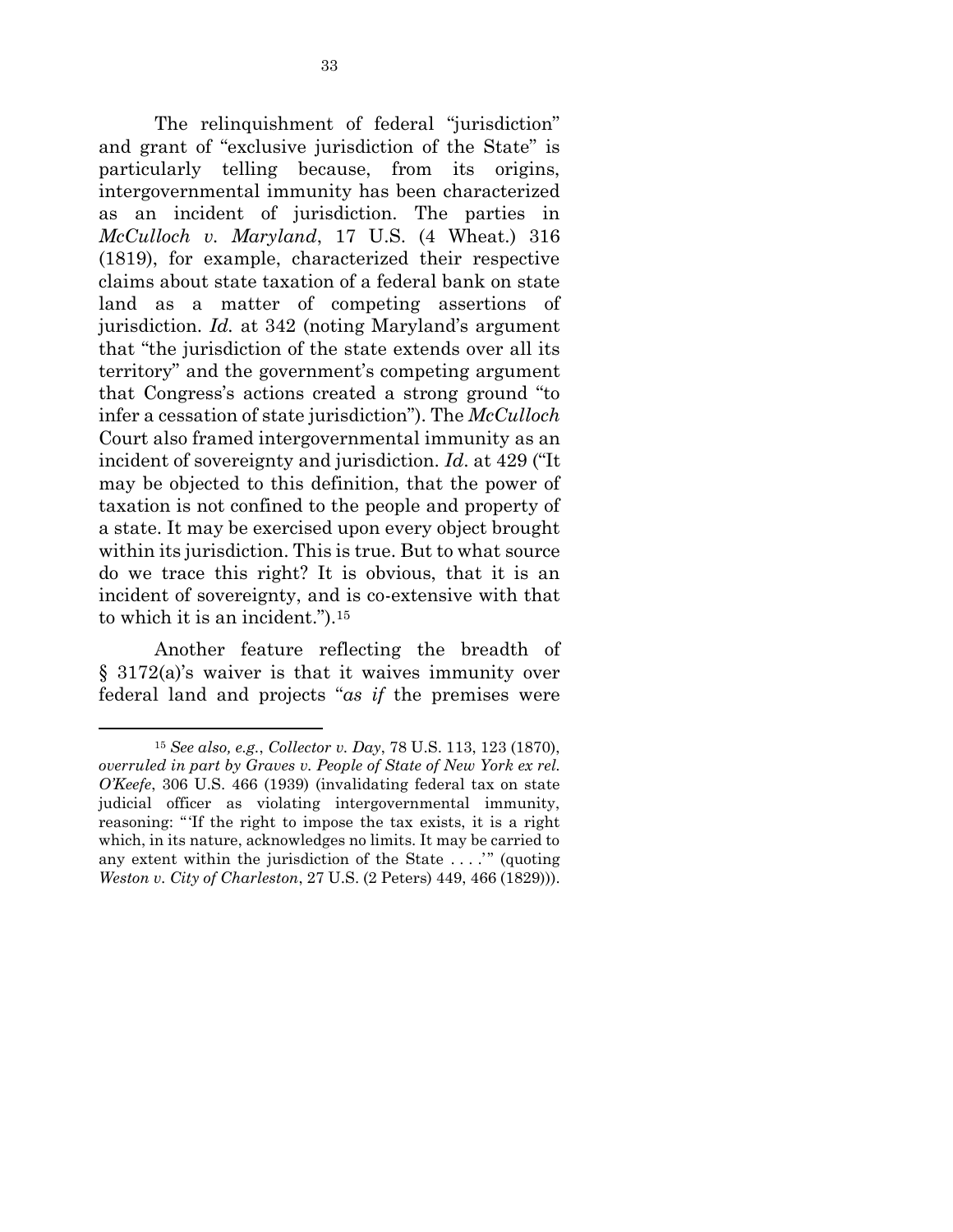The relinquishment of federal "jurisdiction" and grant of "exclusive jurisdiction of the State" is particularly telling because, from its origins, intergovernmental immunity has been characterized as an incident of jurisdiction. The parties in *McCulloch v. Maryland*, 17 U.S. (4 Wheat.) 316 (1819), for example, characterized their respective claims about state taxation of a federal bank on state land as a matter of competing assertions of jurisdiction. *Id.* at 342 (noting Maryland's argument that "the jurisdiction of the state extends over all its territory" and the government's competing argument that Congress's actions created a strong ground "to infer a cessation of state jurisdiction"). The *McCulloch* Court also framed intergovernmental immunity as an incident of sovereignty and jurisdiction. *Id*. at 429 ("It may be objected to this definition, that the power of taxation is not confined to the people and property of a state. It may be exercised upon every object brought within its jurisdiction. This is true. But to what source do we trace this right? It is obvious, that it is an incident of sovereignty, and is co-extensive with that to which it is an incident.").[15]

Another feature reflecting the breadth of § 3172(a)'s waiver is that it waives immunity over federal land and projects "*as if* the premises were

---

[15] *See also, e.g.*, *Collector v. Day*, 78 U.S. 113, 123 (1870), *overruled in part by Graves v. People of State of New York ex rel. O'Keefe*, 306 U.S. 466 (1939) (invalidating federal tax on state judicial officer as violating intergovernmental immunity, reasoning: "'If the right to impose the tax exists, it is a right which, in its nature, acknowledges no limits. It may be carried to any extent within the jurisdiction of the State . . . .'" (quoting *Weston v. City of Charleston*, 27 U.S. (2 Peters) 449, 466 (1829))).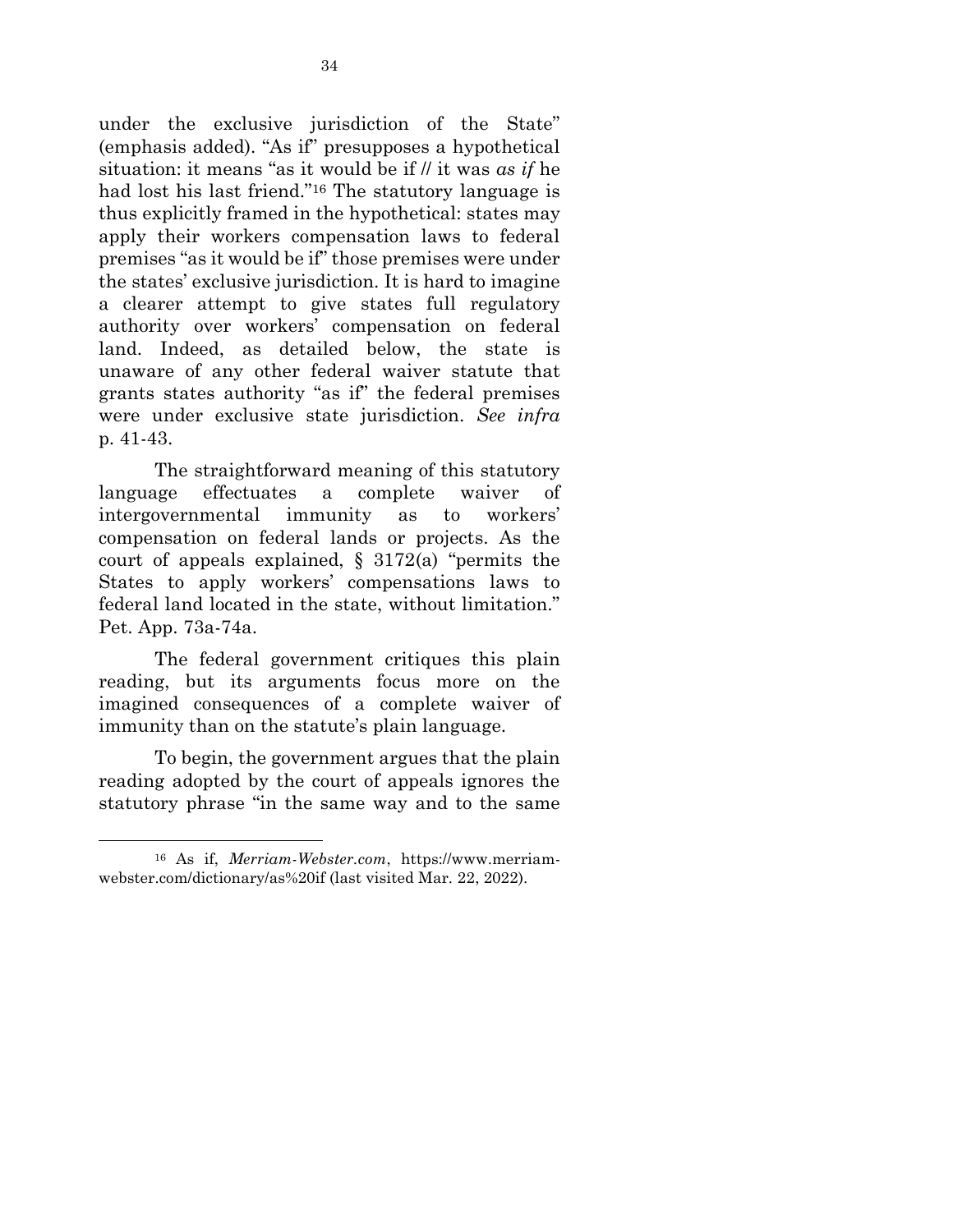under the exclusive jurisdiction of the State" (emphasis added). "As if" presupposes a hypothetical situation: it means "as it would be if // it was *as if* he had lost his last friend."[16] The statutory language is thus explicitly framed in the hypothetical: states may apply their workers compensation laws to federal premises "as it would be if" those premises were under the states' exclusive jurisdiction. It is hard to imagine a clearer attempt to give states full regulatory authority over workers' compensation on federal land. Indeed, as detailed below, the state is unaware of any other federal waiver statute that grants states authority "as if" the federal premises were under exclusive state jurisdiction. *See infra* p. 41-43.

The straightforward meaning of this statutory language effectuates a complete waiver of intergovernmental immunity as to workers' compensation on federal lands or projects. As the court of appeals explained, § 3172(a) "permits the States to apply workers' compensations laws to federal land located in the state, without limitation." Pet. App. 73a-74a.

The federal government critiques this plain reading, but its arguments focus more on the imagined consequences of a complete waiver of immunity than on the statute's plain language.

To begin, the government argues that the plain reading adopted by the court of appeals ignores the statutory phrase "in the same way and to the same

---

[16] As if, *Merriam-Webster.com*, https://www.merriam-webster.com/dictionary/as%20if (last visited Mar. 22, 2022).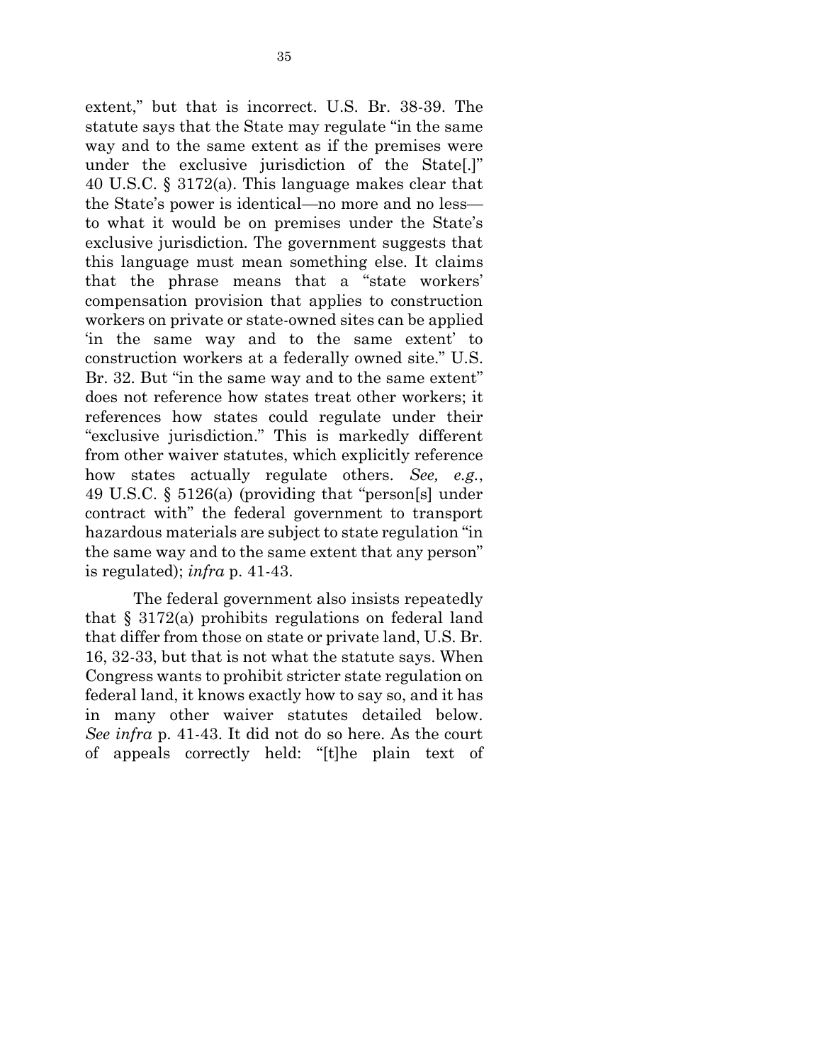extent," but that is incorrect. U.S. Br. 38-39. The statute says that the State may regulate "in the same way and to the same extent as if the premises were under the exclusive jurisdiction of the State[.]" 40 U.S.C. § 3172(a). This language makes clear that the State's power is identical—no more and no less—to what it would be on premises under the State's exclusive jurisdiction. The government suggests that this language must mean something else. It claims that the phrase means that a "state workers' compensation provision that applies to construction workers on private or state-owned sites can be applied 'in the same way and to the same extent' to construction workers at a federally owned site." U.S. Br. 32. But "in the same way and to the same extent" does not reference how states treat other workers; it references how states could regulate under their "exclusive jurisdiction." This is markedly different from other waiver statutes, which explicitly reference how states actually regulate others. *See, e.g.*, 49 U.S.C. § 5126(a) (providing that "person[s] under contract with" the federal government to transport hazardous materials are subject to state regulation "in the same way and to the same extent that any person" is regulated); *infra* p. 41-43.

The federal government also insists repeatedly that § 3172(a) prohibits regulations on federal land that differ from those on state or private land, U.S. Br. 16, 32-33, but that is not what the statute says. When Congress wants to prohibit stricter state regulation on federal land, it knows exactly how to say so, and it has in many other waiver statutes detailed below. *See infra* p. 41-43. It did not do so here. As the court of appeals correctly held: "[t]he plain text of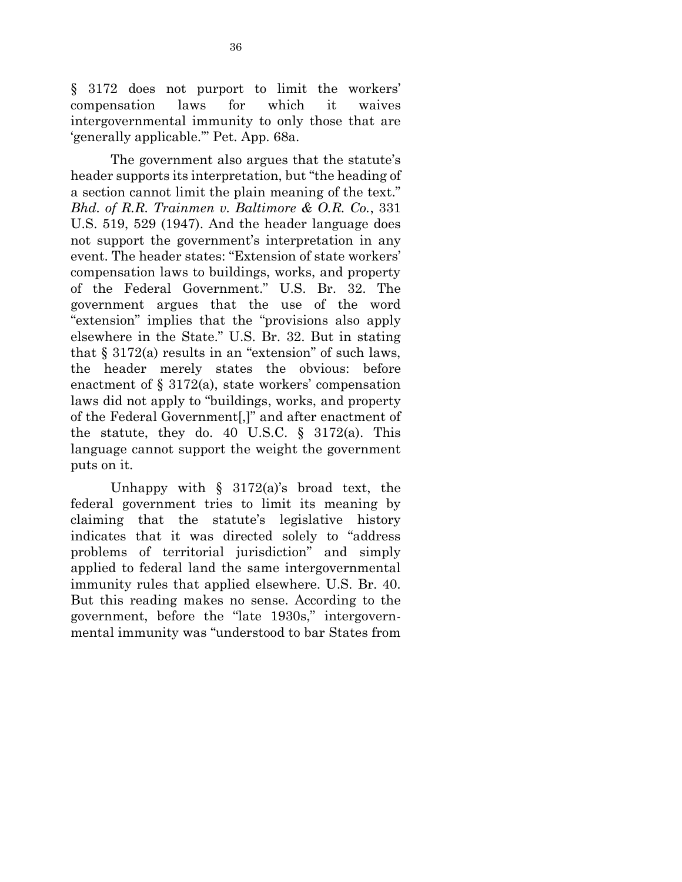§ 3172 does not purport to limit the workers' compensation laws for which it waives intergovernmental immunity to only those that are 'generally applicable.'" Pet. App. 68a.

The government also argues that the statute's header supports its interpretation, but "the heading of a section cannot limit the plain meaning of the text." *Bhd. of R.R. Trainmen v. Baltimore & O.R. Co.*, 331 U.S. 519, 529 (1947). And the header language does not support the government's interpretation in any event. The header states: "Extension of state workers' compensation laws to buildings, works, and property of the Federal Government." U.S. Br. 32. The government argues that the use of the word "extension" implies that the "provisions also apply elsewhere in the State." U.S. Br. 32. But in stating that § 3172(a) results in an "extension" of such laws, the header merely states the obvious: before enactment of § 3172(a), state workers' compensation laws did not apply to "buildings, works, and property of the Federal Government[,]" and after enactment of the statute, they do. 40 U.S.C. § 3172(a). This language cannot support the weight the government puts on it.

Unhappy with § 3172(a)'s broad text, the federal government tries to limit its meaning by claiming that the statute's legislative history indicates that it was directed solely to "address problems of territorial jurisdiction" and simply applied to federal land the same intergovernmental immunity rules that applied elsewhere. U.S. Br. 40. But this reading makes no sense. According to the government, before the "late 1930s," intergovernmental immunity was "understood to bar States from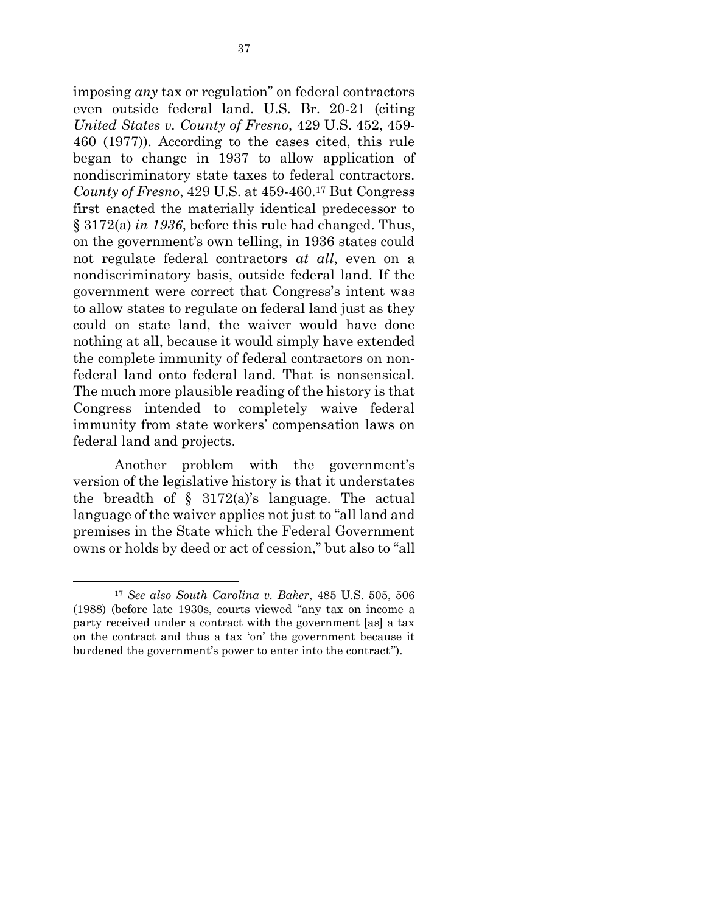imposing *any* tax or regulation" on federal contractors even outside federal land. U.S. Br. 20-21 (citing *United States v. County of Fresno*, 429 U.S. 452, 459-460 (1977)). According to the cases cited, this rule began to change in 1937 to allow application of nondiscriminatory state taxes to federal contractors. *County of Fresno*, 429 U.S. at 459-460.[17] But Congress first enacted the materially identical predecessor to § 3172(a) *in 1936*, before this rule had changed. Thus, on the government's own telling, in 1936 states could not regulate federal contractors *at all*, even on a nondiscriminatory basis, outside federal land. If the government were correct that Congress's intent was to allow states to regulate on federal land just as they could on state land, the waiver would have done nothing at all, because it would simply have extended the complete immunity of federal contractors on non-federal land onto federal land. That is nonsensical. The much more plausible reading of the history is that Congress intended to completely waive federal immunity from state workers' compensation laws on federal land and projects.

Another problem with the government's version of the legislative history is that it understates the breadth of § 3172(a)'s language. The actual language of the waiver applies not just to "all land and premises in the State which the Federal Government owns or holds by deed or act of cession," but also to "all

---

[17] *See also South Carolina v. Baker*, 485 U.S. 505, 506 (1988) (before late 1930s, courts viewed "any tax on income a party received under a contract with the government [as] a tax on the contract and thus a tax 'on' the government because it burdened the government's power to enter into the contract").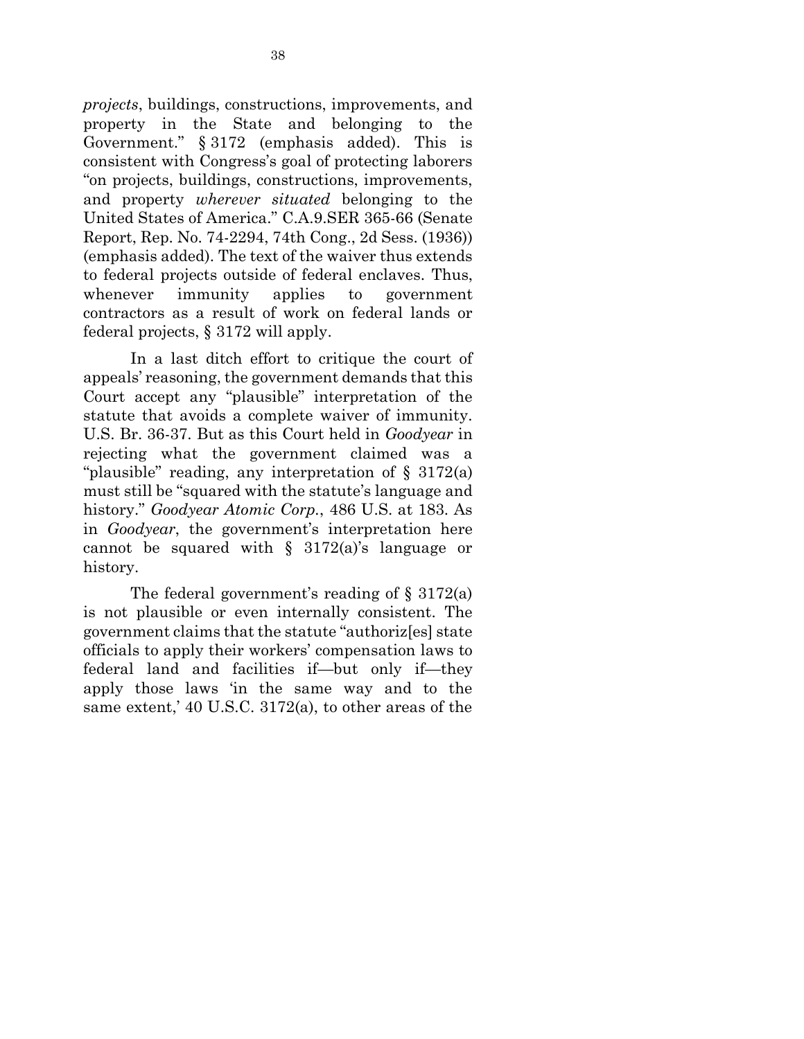*projects*, buildings, constructions, improvements, and property in the State and belonging to the Government." § 3172 (emphasis added). This is consistent with Congress's goal of protecting laborers "on projects, buildings, constructions, improvements, and property *wherever situated* belonging to the United States of America." C.A.9.SER 365-66 (Senate Report, Rep. No. 74-2294, 74th Cong., 2d Sess. (1936)) (emphasis added). The text of the waiver thus extends to federal projects outside of federal enclaves. Thus, whenever immunity applies to government contractors as a result of work on federal lands or federal projects, § 3172 will apply.

In a last ditch effort to critique the court of appeals' reasoning, the government demands that this Court accept any "plausible" interpretation of the statute that avoids a complete waiver of immunity. U.S. Br. 36-37. But as this Court held in *Goodyear* in rejecting what the government claimed was a "plausible" reading, any interpretation of § 3172(a) must still be "squared with the statute's language and history." *Goodyear Atomic Corp.*, 486 U.S. at 183. As in *Goodyear*, the government's interpretation here cannot be squared with § 3172(a)'s language or history.

The federal government's reading of § 3172(a) is not plausible or even internally consistent. The government claims that the statute "authoriz[es] state officials to apply their workers' compensation laws to federal land and facilities if—but only if—they apply those laws 'in the same way and to the same extent,' 40 U.S.C. 3172(a), to other areas of the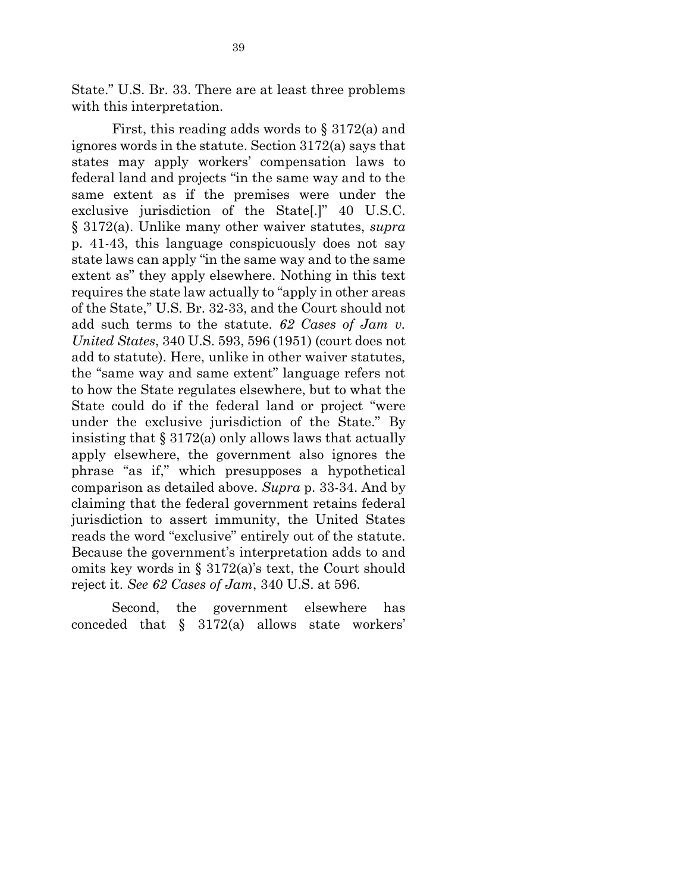State." U.S. Br. 33. There are at least three problems with this interpretation.

First, this reading adds words to § 3172(a) and ignores words in the statute. Section 3172(a) says that states may apply workers' compensation laws to federal land and projects "in the same way and to the same extent as if the premises were under the exclusive jurisdiction of the State[.]" 40 U.S.C. § 3172(a). Unlike many other waiver statutes, *supra* p. 41-43, this language conspicuously does not say state laws can apply "in the same way and to the same extent as" they apply elsewhere. Nothing in this text requires the state law actually to "apply in other areas of the State," U.S. Br. 32-33, and the Court should not add such terms to the statute. *62 Cases of Jam v. United States*, 340 U.S. 593, 596 (1951) (court does not add to statute). Here, unlike in other waiver statutes, the "same way and same extent" language refers not to how the State regulates elsewhere, but to what the State could do if the federal land or project "were under the exclusive jurisdiction of the State." By insisting that § 3172(a) only allows laws that actually apply elsewhere, the government also ignores the phrase "as if," which presupposes a hypothetical comparison as detailed above. *Supra* p. 33-34. And by claiming that the federal government retains federal jurisdiction to assert immunity, the United States reads the word "exclusive" entirely out of the statute. Because the government's interpretation adds to and omits key words in § 3172(a)'s text, the Court should reject it. *See 62 Cases of Jam*, 340 U.S. at 596.

Second, the government elsewhere has conceded that § 3172(a) allows state workers'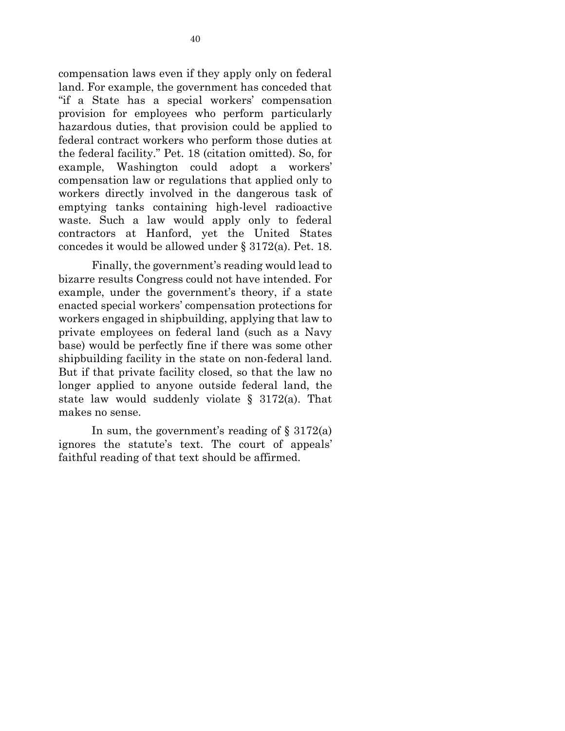compensation laws even if they apply only on federal land. For example, the government has conceded that "if a State has a special workers' compensation provision for employees who perform particularly hazardous duties, that provision could be applied to federal contract workers who perform those duties at the federal facility." Pet. 18 (citation omitted). So, for example, Washington could adopt a workers' compensation law or regulations that applied only to workers directly involved in the dangerous task of emptying tanks containing high-level radioactive waste. Such a law would apply only to federal contractors at Hanford, yet the United States concedes it would be allowed under § 3172(a). Pet. 18.

Finally, the government's reading would lead to bizarre results Congress could not have intended. For example, under the government's theory, if a state enacted special workers' compensation protections for workers engaged in shipbuilding, applying that law to private employees on federal land (such as a Navy base) would be perfectly fine if there was some other shipbuilding facility in the state on non-federal land. But if that private facility closed, so that the law no longer applied to anyone outside federal land, the state law would suddenly violate § 3172(a). That makes no sense.

In sum, the government's reading of § 3172(a) ignores the statute's text. The court of appeals' faithful reading of that text should be affirmed.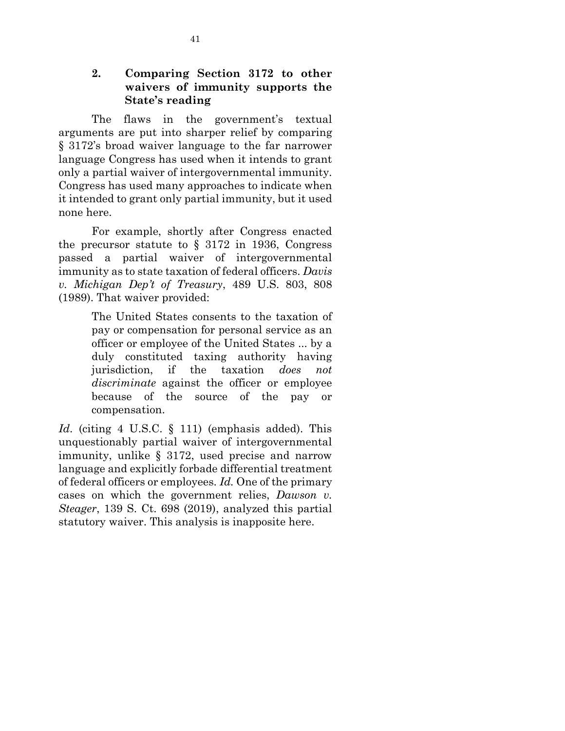### 2. Comparing Section 3172 to other waivers of immunity supports the State's reading

The flaws in the government's textual arguments are put into sharper relief by comparing § 3172's broad waiver language to the far narrower language Congress has used when it intends to grant only a partial waiver of intergovernmental immunity. Congress has used many approaches to indicate when it intended to grant only partial immunity, but it used none here.

For example, shortly after Congress enacted the precursor statute to § 3172 in 1936, Congress passed a partial waiver of intergovernmental immunity as to state taxation of federal officers. *Davis v. Michigan Dep't of Treasury*, 489 U.S. 803, 808 (1989). That waiver provided:

> The United States consents to the taxation of pay or compensation for personal service as an officer or employee of the United States ... by a duly constituted taxing authority having jurisdiction, if the taxation *does not discriminate* against the officer or employee because of the source of the pay or compensation.

*Id*. (citing 4 U.S.C. § 111) (emphasis added). This unquestionably partial waiver of intergovernmental immunity, unlike § 3172, used precise and narrow language and explicitly forbade differential treatment of federal officers or employees. *Id.* One of the primary cases on which the government relies, *Dawson v. Steager*, 139 S. Ct. 698 (2019), analyzed this partial statutory waiver. This analysis is inapposite here.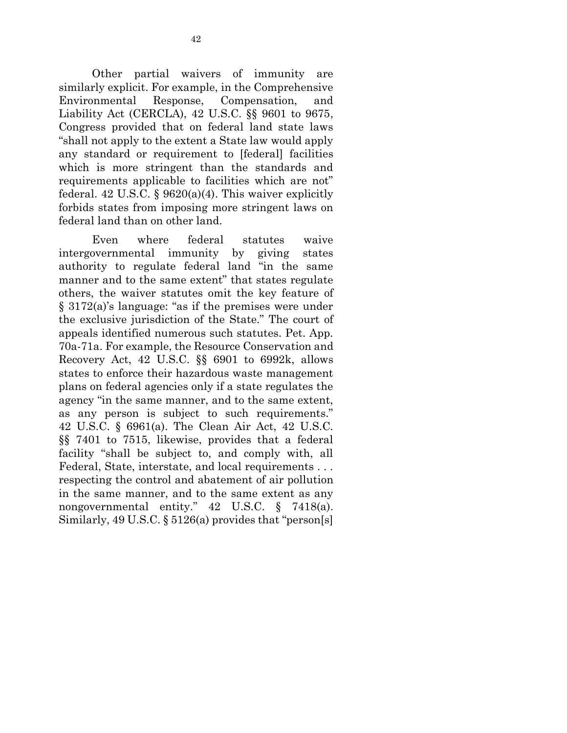Other partial waivers of immunity are similarly explicit. For example, in the Comprehensive Environmental Response, Compensation, and Liability Act (CERCLA), 42 U.S.C. §§ 9601 to 9675, Congress provided that on federal land state laws "shall not apply to the extent a State law would apply any standard or requirement to [federal] facilities which is more stringent than the standards and requirements applicable to facilities which are not" federal. 42 U.S.C. § 9620(a)(4). This waiver explicitly forbids states from imposing more stringent laws on federal land than on other land.

Even where federal statutes waive intergovernmental immunity by giving states authority to regulate federal land "in the same manner and to the same extent" that states regulate others, the waiver statutes omit the key feature of § 3172(a)'s language: "as if the premises were under the exclusive jurisdiction of the State." The court of appeals identified numerous such statutes. Pet. App. 70a-71a. For example, the Resource Conservation and Recovery Act, 42 U.S.C. §§ 6901 to 6992k, allows states to enforce their hazardous waste management plans on federal agencies only if a state regulates the agency "in the same manner, and to the same extent, as any person is subject to such requirements." 42 U.S.C. § 6961(a). The Clean Air Act, 42 U.S.C. §§ 7401 to 7515, likewise, provides that a federal facility "shall be subject to, and comply with, all Federal, State, interstate, and local requirements . . . respecting the control and abatement of air pollution in the same manner, and to the same extent as any nongovernmental entity." 42 U.S.C. § 7418(a). Similarly, 49 U.S.C. § 5126(a) provides that "person[s]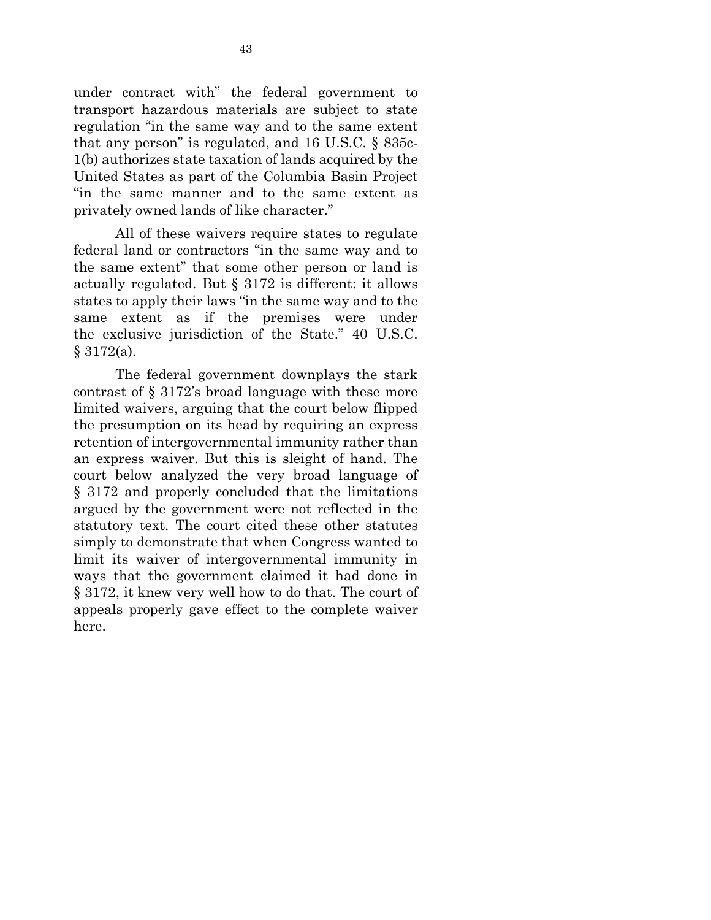under contract with" the federal government to transport hazardous materials are subject to state regulation "in the same way and to the same extent that any person" is regulated, and 16 U.S.C. § 835c-1(b) authorizes state taxation of lands acquired by the United States as part of the Columbia Basin Project "in the same manner and to the same extent as privately owned lands of like character."

All of these waivers require states to regulate federal land or contractors "in the same way and to the same extent" that some other person or land is actually regulated. But § 3172 is different: it allows states to apply their laws "in the same way and to the same extent as if the premises were under the exclusive jurisdiction of the State." 40 U.S.C. § 3172(a).

The federal government downplays the stark contrast of § 3172's broad language with these more limited waivers, arguing that the court below flipped the presumption on its head by requiring an express retention of intergovernmental immunity rather than an express waiver. But this is sleight of hand. The court below analyzed the very broad language of § 3172 and properly concluded that the limitations argued by the government were not reflected in the statutory text. The court cited these other statutes simply to demonstrate that when Congress wanted to limit its waiver of intergovernmental immunity in ways that the government claimed it had done in § 3172, it knew very well how to do that. The court of appeals properly gave effect to the complete waiver here.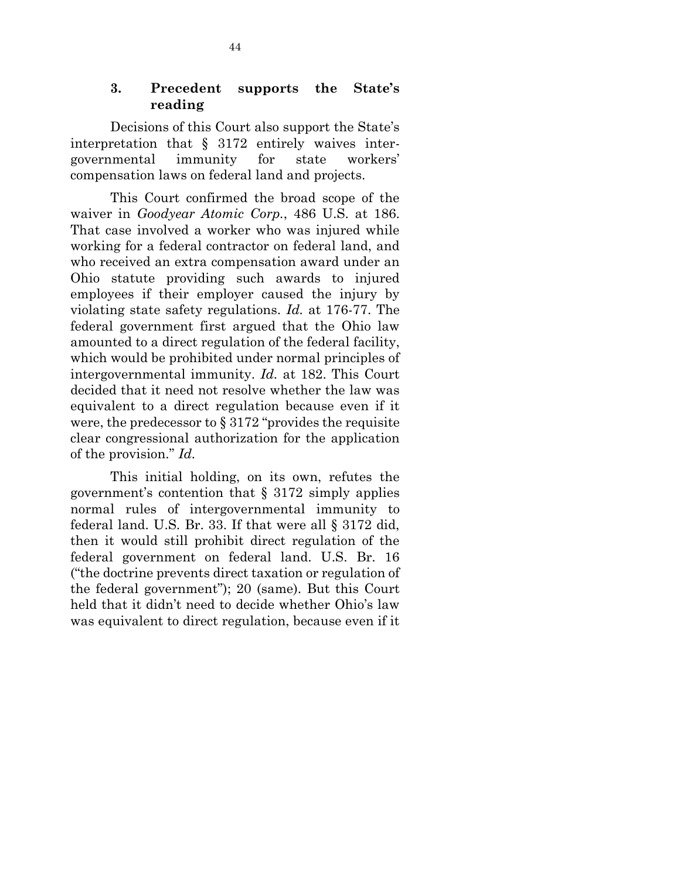### 3. Precedent supports the State's reading

Decisions of this Court also support the State's interpretation that § 3172 entirely waives intergovernmental immunity for state workers' compensation laws on federal land and projects.

This Court confirmed the broad scope of the waiver in *Goodyear Atomic Corp.*, 486 U.S. at 186. That case involved a worker who was injured while working for a federal contractor on federal land, and who received an extra compensation award under an Ohio statute providing such awards to injured employees if their employer caused the injury by violating state safety regulations. *Id.* at 176-77. The federal government first argued that the Ohio law amounted to a direct regulation of the federal facility, which would be prohibited under normal principles of intergovernmental immunity. *Id.* at 182. This Court decided that it need not resolve whether the law was equivalent to a direct regulation because even if it were, the predecessor to § 3172 "provides the requisite clear congressional authorization for the application of the provision." *Id.*

This initial holding, on its own, refutes the government's contention that § 3172 simply applies normal rules of intergovernmental immunity to federal land. U.S. Br. 33. If that were all § 3172 did, then it would still prohibit direct regulation of the federal government on federal land. U.S. Br. 16 ("the doctrine prevents direct taxation or regulation of the federal government"); 20 (same). But this Court held that it didn't need to decide whether Ohio's law was equivalent to direct regulation, because even if it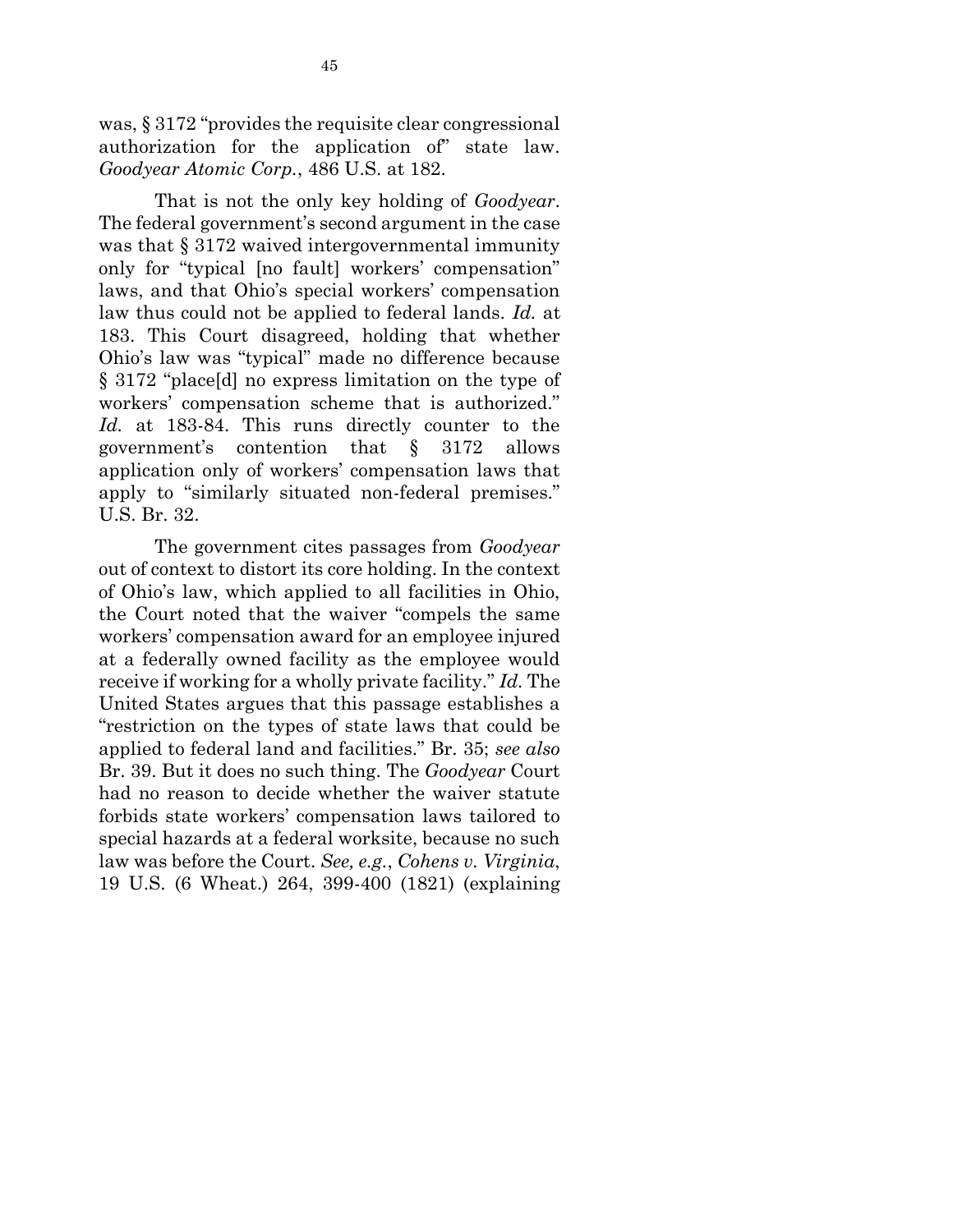was, § 3172 "provides the requisite clear congressional authorization for the application of" state law. *Goodyear Atomic Corp.*, 486 U.S. at 182.

That is not the only key holding of *Goodyear*. The federal government's second argument in the case was that § 3172 waived intergovernmental immunity only for "typical [no fault] workers' compensation" laws, and that Ohio's special workers' compensation law thus could not be applied to federal lands. *Id.* at 183. This Court disagreed, holding that whether Ohio's law was "typical" made no difference because § 3172 "place[d] no express limitation on the type of workers' compensation scheme that is authorized." *Id.* at 183-84. This runs directly counter to the government's contention that § 3172 allows application only of workers' compensation laws that apply to "similarly situated non-federal premises." U.S. Br. 32.

The government cites passages from *Goodyear* out of context to distort its core holding. In the context of Ohio's law, which applied to all facilities in Ohio, the Court noted that the waiver "compels the same workers' compensation award for an employee injured at a federally owned facility as the employee would receive if working for a wholly private facility." *Id.* The United States argues that this passage establishes a "restriction on the types of state laws that could be applied to federal land and facilities." Br. 35; *see also* Br. 39. But it does no such thing. The *Goodyear* Court had no reason to decide whether the waiver statute forbids state workers' compensation laws tailored to special hazards at a federal worksite, because no such law was before the Court. *See, e.g.*, *Cohens v. Virginia*, 19 U.S. (6 Wheat.) 264, 399-400 (1821) (explaining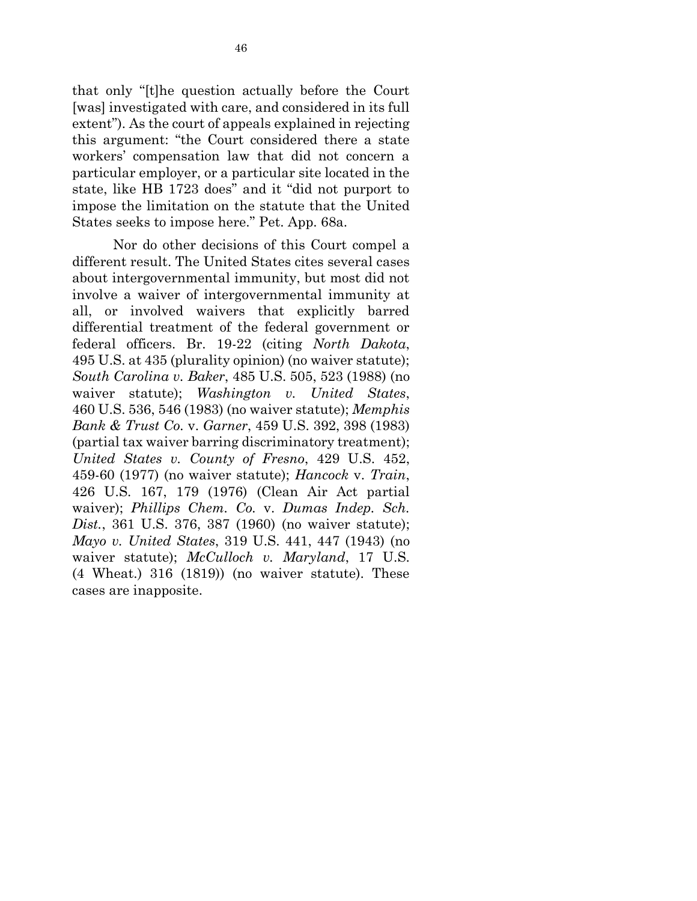that only "[t]he question actually before the Court [was] investigated with care, and considered in its full extent"). As the court of appeals explained in rejecting this argument: "the Court considered there a state workers' compensation law that did not concern a particular employer, or a particular site located in the state, like HB 1723 does" and it "did not purport to impose the limitation on the statute that the United States seeks to impose here." Pet. App. 68a.

Nor do other decisions of this Court compel a different result. The United States cites several cases about intergovernmental immunity, but most did not involve a waiver of intergovernmental immunity at all, or involved waivers that explicitly barred differential treatment of the federal government or federal officers. Br. 19-22 (citing *North Dakota*, 495 U.S. at 435 (plurality opinion) (no waiver statute); *South Carolina v. Baker*, 485 U.S. 505, 523 (1988) (no waiver statute); *Washington v. United States*, 460 U.S. 536, 546 (1983) (no waiver statute); *Memphis Bank & Trust Co.* v. *Garner*, 459 U.S. 392, 398 (1983) (partial tax waiver barring discriminatory treatment); *United States v. County of Fresno*, 429 U.S. 452, 459-60 (1977) (no waiver statute); *Hancock* v. *Train*, 426 U.S. 167, 179 (1976) (Clean Air Act partial waiver); *Phillips Chem. Co.* v. *Dumas Indep. Sch. Dist.*, 361 U.S. 376, 387 (1960) (no waiver statute); *Mayo v. United States*, 319 U.S. 441, 447 (1943) (no waiver statute); *McCulloch v. Maryland*, 17 U.S. (4 Wheat.) 316 (1819)) (no waiver statute). These cases are inapposite.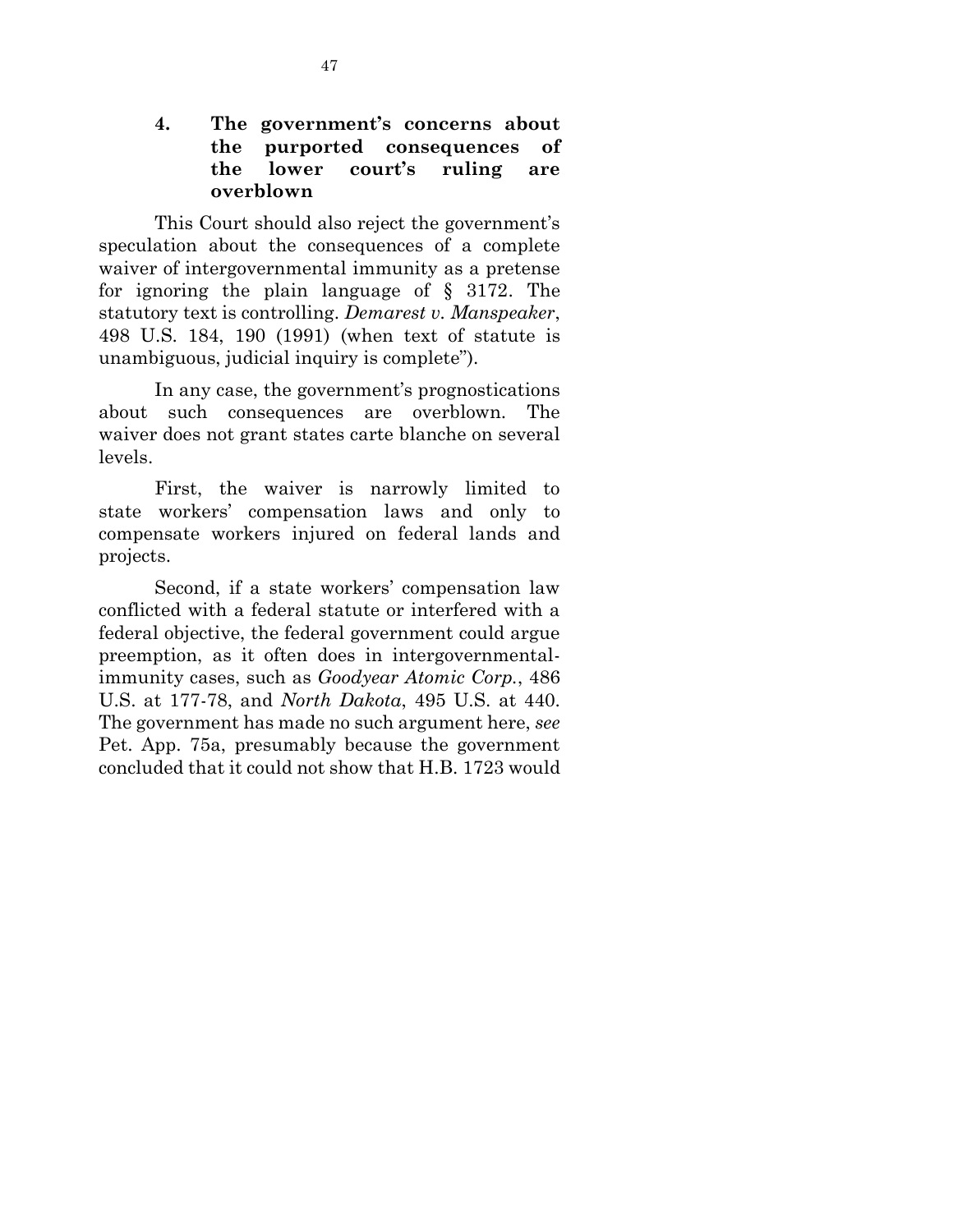#### 4. The government's concerns about the purported consequences of the lower court's ruling are overblown

This Court should also reject the government's speculation about the consequences of a complete waiver of intergovernmental immunity as a pretense for ignoring the plain language of § 3172. The statutory text is controlling. *Demarest v. Manspeaker*, 498 U.S. 184, 190 (1991) (when text of statute is unambiguous, judicial inquiry is complete").

In any case, the government's prognostications about such consequences are overblown. The waiver does not grant states carte blanche on several levels.

First, the waiver is narrowly limited to state workers' compensation laws and only to compensate workers injured on federal lands and projects.

Second, if a state workers' compensation law conflicted with a federal statute or interfered with a federal objective, the federal government could argue preemption, as it often does in intergovernmental-immunity cases, such as *Goodyear Atomic Corp.*, 486 U.S. at 177-78, and *North Dakota*, 495 U.S. at 440. The government has made no such argument here, *see* Pet. App. 75a, presumably because the government concluded that it could not show that H.B. 1723 would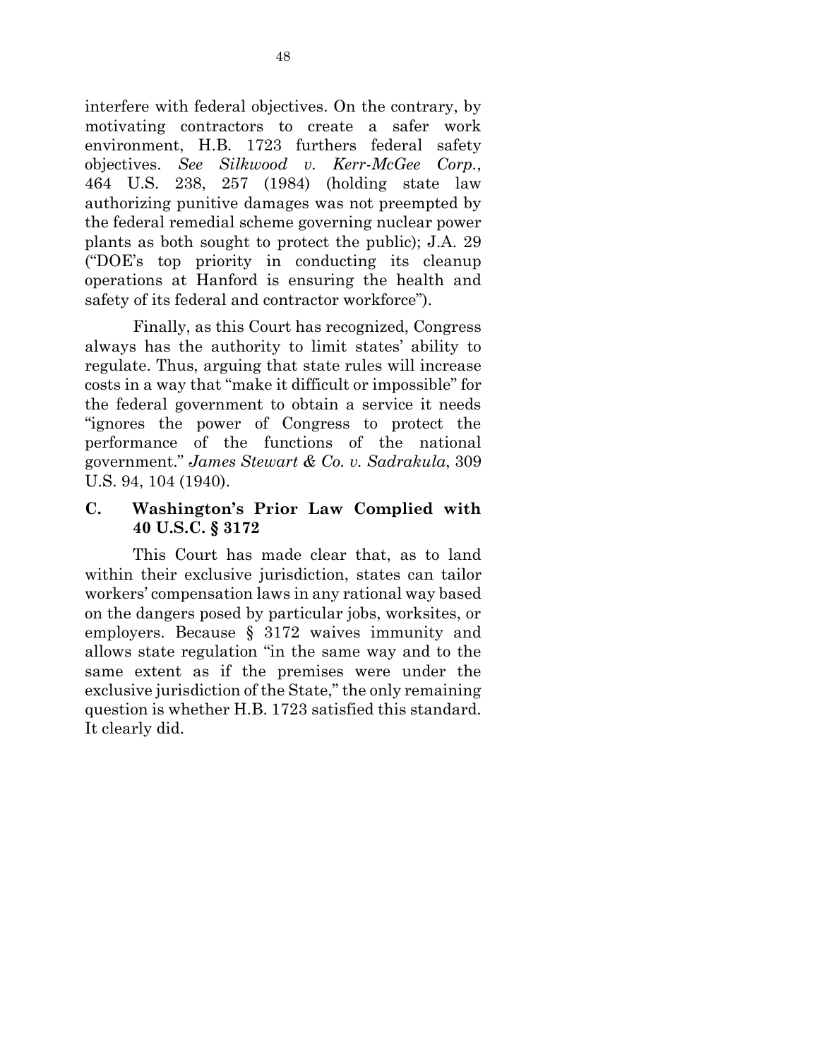interfere with federal objectives. On the contrary, by motivating contractors to create a safer work environment, H.B. 1723 furthers federal safety objectives. *See Silkwood v. Kerr-McGee Corp.*, 464 U.S. 238, 257 (1984) (holding state law authorizing punitive damages was not preempted by the federal remedial scheme governing nuclear power plants as both sought to protect the public); J.A. 29 ("DOE's top priority in conducting its cleanup operations at Hanford is ensuring the health and safety of its federal and contractor workforce").

Finally, as this Court has recognized, Congress always has the authority to limit states' ability to regulate. Thus, arguing that state rules will increase costs in a way that "make it difficult or impossible" for the federal government to obtain a service it needs "ignores the power of Congress to protect the performance of the functions of the national government." *James Stewart & Co. v. Sadrakula*, 309 U.S. 94, 104 (1940).

### C. Washington's Prior Law Complied with 40 U.S.C. § 3172

This Court has made clear that, as to land within their exclusive jurisdiction, states can tailor workers' compensation laws in any rational way based on the dangers posed by particular jobs, worksites, or employers. Because § 3172 waives immunity and allows state regulation "in the same way and to the same extent as if the premises were under the exclusive jurisdiction of the State," the only remaining question is whether H.B. 1723 satisfied this standard. It clearly did.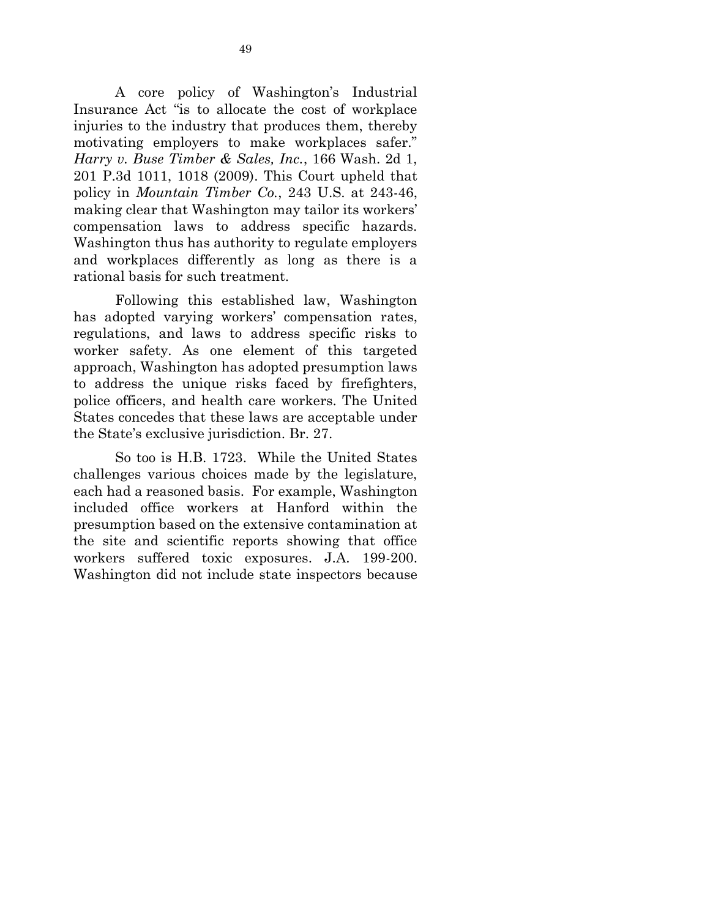A core policy of Washington's Industrial Insurance Act "is to allocate the cost of workplace injuries to the industry that produces them, thereby motivating employers to make workplaces safer." *Harry v. Buse Timber & Sales, Inc.*, 166 Wash. 2d 1, 201 P.3d 1011, 1018 (2009). This Court upheld that policy in *Mountain Timber Co.*, 243 U.S. at 243-46, making clear that Washington may tailor its workers' compensation laws to address specific hazards. Washington thus has authority to regulate employers and workplaces differently as long as there is a rational basis for such treatment.

Following this established law, Washington has adopted varying workers' compensation rates, regulations, and laws to address specific risks to worker safety. As one element of this targeted approach, Washington has adopted presumption laws to address the unique risks faced by firefighters, police officers, and health care workers. The United States concedes that these laws are acceptable under the State's exclusive jurisdiction. Br. 27.

So too is H.B. 1723. While the United States challenges various choices made by the legislature, each had a reasoned basis. For example, Washington included office workers at Hanford within the presumption based on the extensive contamination at the site and scientific reports showing that office workers suffered toxic exposures. J.A. 199-200. Washington did not include state inspectors because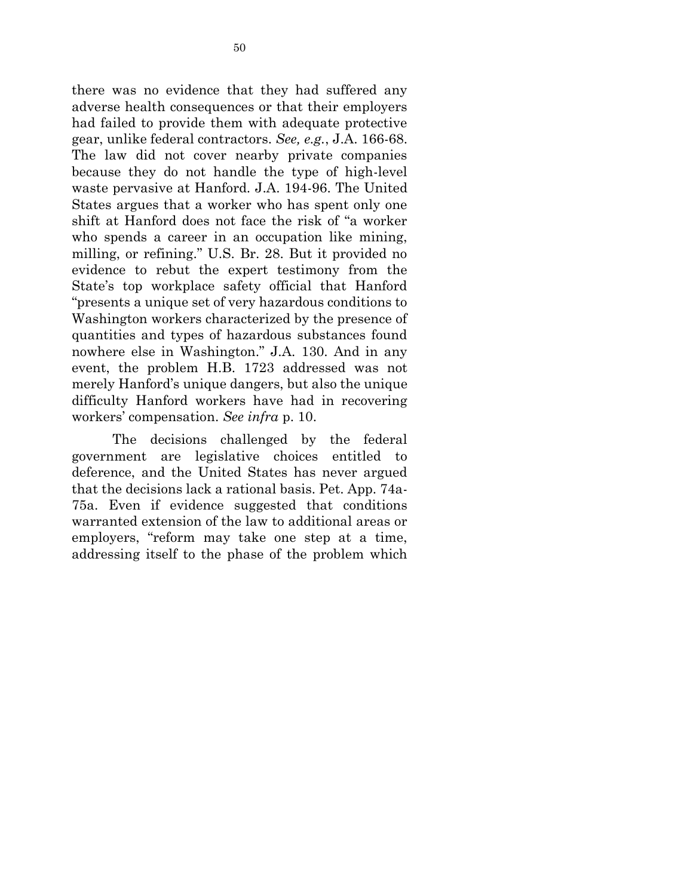there was no evidence that they had suffered any adverse health consequences or that their employers had failed to provide them with adequate protective gear, unlike federal contractors. *See, e.g.*, J.A. 166-68. The law did not cover nearby private companies because they do not handle the type of high-level waste pervasive at Hanford. J.A. 194-96. The United States argues that a worker who has spent only one shift at Hanford does not face the risk of "a worker who spends a career in an occupation like mining, milling, or refining." U.S. Br. 28. But it provided no evidence to rebut the expert testimony from the State's top workplace safety official that Hanford "presents a unique set of very hazardous conditions to Washington workers characterized by the presence of quantities and types of hazardous substances found nowhere else in Washington." J.A. 130. And in any event, the problem H.B. 1723 addressed was not merely Hanford's unique dangers, but also the unique difficulty Hanford workers have had in recovering workers' compensation. *See infra* p. 10.

The decisions challenged by the federal government are legislative choices entitled to deference, and the United States has never argued that the decisions lack a rational basis. Pet. App. 74a-75a. Even if evidence suggested that conditions warranted extension of the law to additional areas or employers, "reform may take one step at a time, addressing itself to the phase of the problem which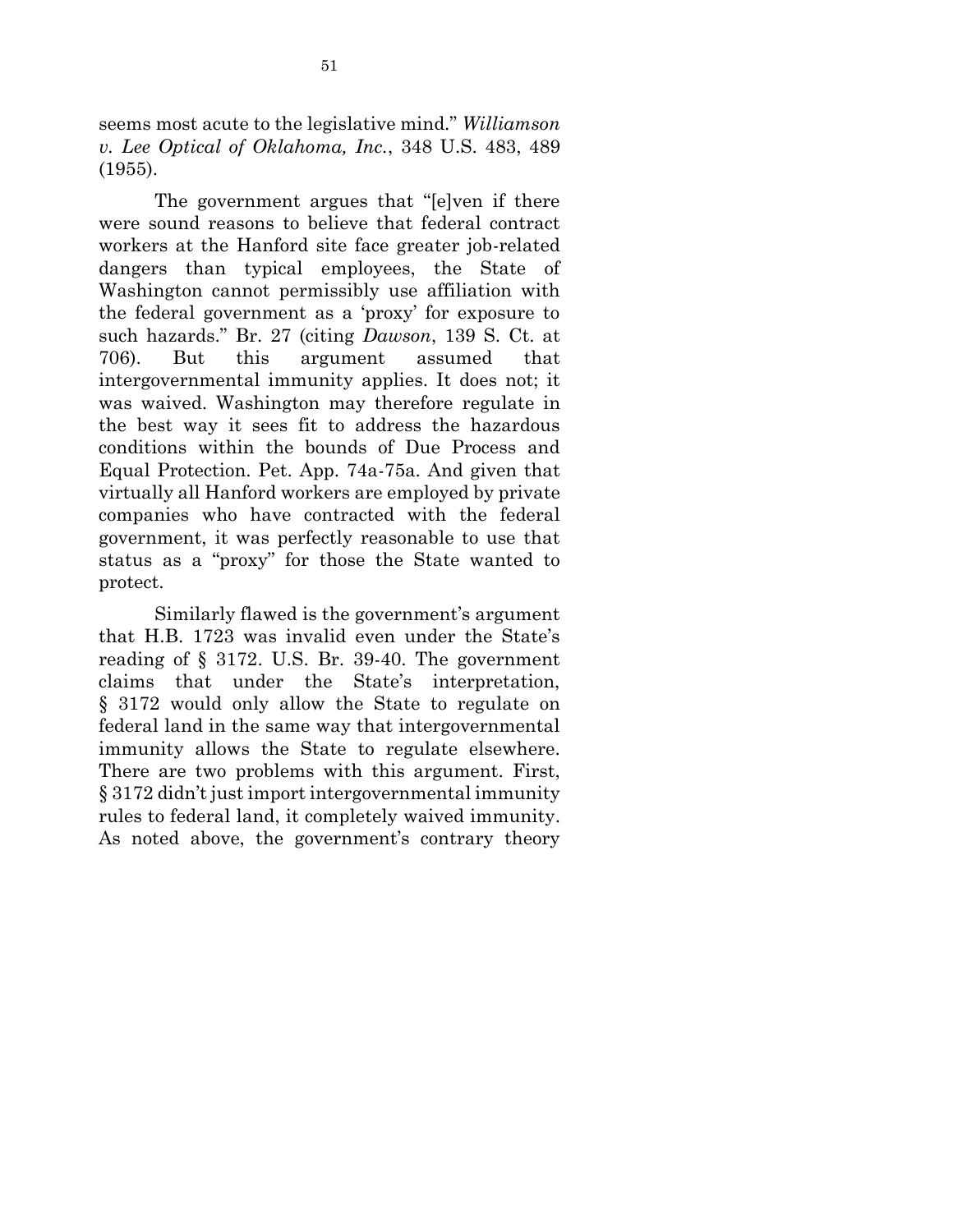seems most acute to the legislative mind." *Williamson v. Lee Optical of Oklahoma, Inc.*, 348 U.S. 483, 489 (1955).

The government argues that "[e]ven if there were sound reasons to believe that federal contract workers at the Hanford site face greater job-related dangers than typical employees, the State of Washington cannot permissibly use affiliation with the federal government as a 'proxy' for exposure to such hazards." Br. 27 (citing *Dawson*, 139 S. Ct. at 706). But this argument assumed that intergovernmental immunity applies. It does not; it was waived. Washington may therefore regulate in the best way it sees fit to address the hazardous conditions within the bounds of Due Process and Equal Protection. Pet. App. 74a-75a. And given that virtually all Hanford workers are employed by private companies who have contracted with the federal government, it was perfectly reasonable to use that status as a "proxy" for those the State wanted to protect.

Similarly flawed is the government's argument that H.B. 1723 was invalid even under the State's reading of § 3172. U.S. Br. 39-40. The government claims that under the State's interpretation, § 3172 would only allow the State to regulate on federal land in the same way that intergovernmental immunity allows the State to regulate elsewhere. There are two problems with this argument. First, § 3172 didn't just import intergovernmental immunity rules to federal land, it completely waived immunity. As noted above, the government's contrary theory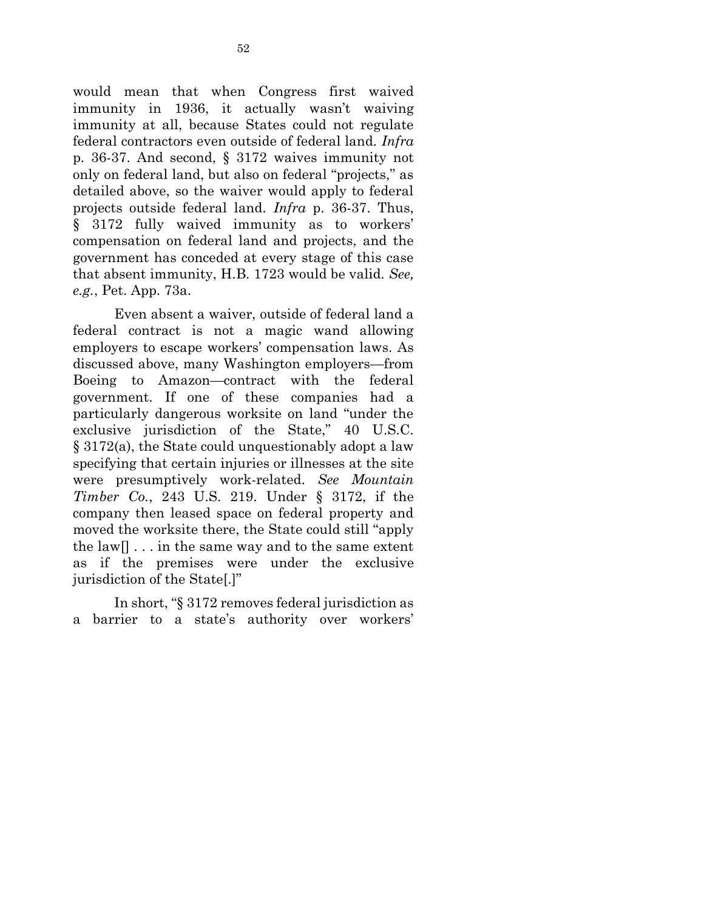would mean that when Congress first waived immunity in 1936, it actually wasn't waiving immunity at all, because States could not regulate federal contractors even outside of federal land. *Infra* p. 36-37. And second, § 3172 waives immunity not only on federal land, but also on federal "projects," as detailed above, so the waiver would apply to federal projects outside federal land. *Infra* p. 36-37. Thus, § 3172 fully waived immunity as to workers' compensation on federal land and projects, and the government has conceded at every stage of this case that absent immunity, H.B. 1723 would be valid. *See, e.g.*, Pet. App. 73a.

Even absent a waiver, outside of federal land a federal contract is not a magic wand allowing employers to escape workers' compensation laws. As discussed above, many Washington employers—from Boeing to Amazon—contract with the federal government. If one of these companies had a particularly dangerous worksite on land "under the exclusive jurisdiction of the State," 40 U.S.C. § 3172(a), the State could unquestionably adopt a law specifying that certain injuries or illnesses at the site were presumptively work-related. *See Mountain Timber Co.*, 243 U.S. 219. Under § 3172, if the company then leased space on federal property and moved the worksite there, the State could still "apply the law[] . . . in the same way and to the same extent as if the premises were under the exclusive jurisdiction of the State[.]"

In short, "§ 3172 removes federal jurisdiction as a barrier to a state's authority over workers'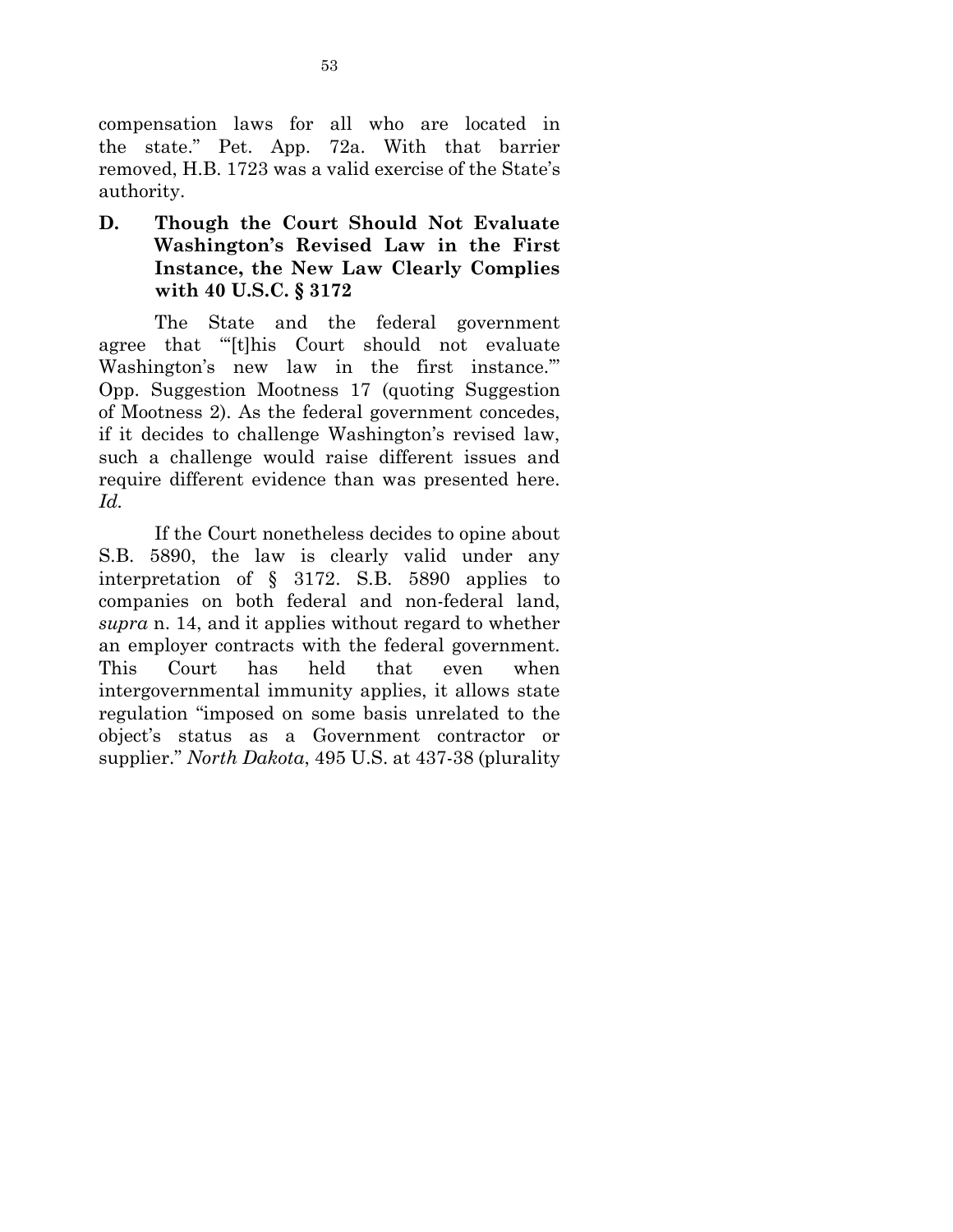compensation laws for all who are located in the state." Pet. App. 72a. With that barrier removed, H.B. 1723 was a valid exercise of the State's authority.

### D. Though the Court Should Not Evaluate Washington's Revised Law in the First Instance, the New Law Clearly Complies with 40 U.S.C. § 3172

The State and the federal government agree that "'[t]his Court should not evaluate Washington's new law in the first instance.'" Opp. Suggestion Mootness 17 (quoting Suggestion of Mootness 2). As the federal government concedes, if it decides to challenge Washington's revised law, such a challenge would raise different issues and require different evidence than was presented here. *Id.*

If the Court nonetheless decides to opine about S.B. 5890, the law is clearly valid under any interpretation of § 3172. S.B. 5890 applies to companies on both federal and non-federal land, *supra* n. 14, and it applies without regard to whether an employer contracts with the federal government. This Court has held that even when intergovernmental immunity applies, it allows state regulation "imposed on some basis unrelated to the object's status as a Government contractor or supplier." *North Dakota*, 495 U.S. at 437-38 (plurality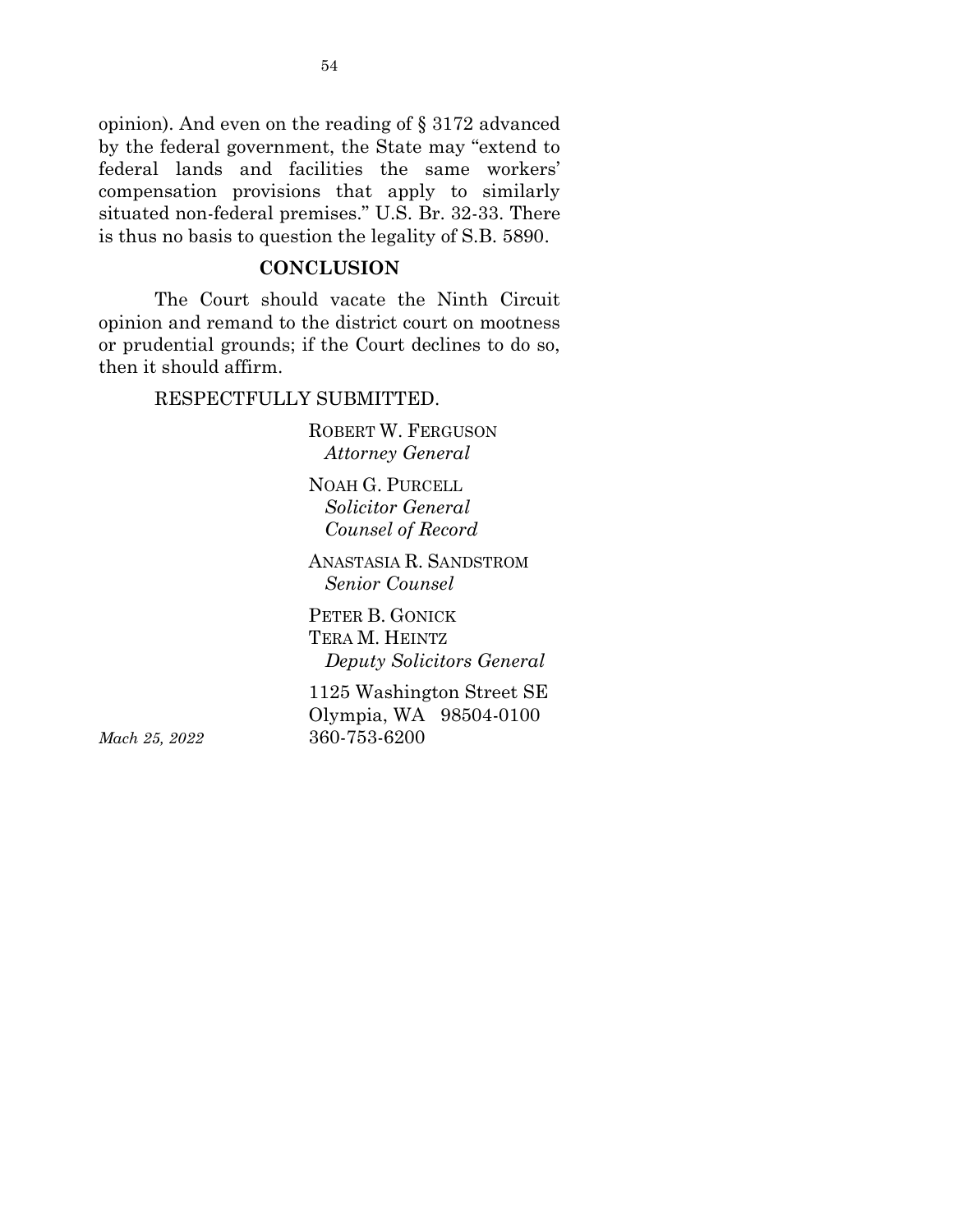opinion). And even on the reading of § 3172 advanced by the federal government, the State may "extend to federal lands and facilities the same workers' compensation provisions that apply to similarly situated non-federal premises." U.S. Br. 32-33. There is thus no basis to question the legality of S.B. 5890.

## CONCLUSION

The Court should vacate the Ninth Circuit opinion and remand to the district court on mootness or prudential grounds; if the Court declines to do so, then it should affirm.

RESPECTFULLY SUBMITTED.

ROBERT W. FERGUSON
*Attorney General*

NOAH G. PURCELL
*Solicitor General*
*Counsel of Record*

ANASTASIA R. SANDSTROM
*Senior Counsel*

PETER B. GONICK
TERA M. HEINTZ
*Deputy Solicitors General*

1125 Washington Street SE
Olympia, WA 98504-0100
360-753-6200

*Mach 25, 2022*